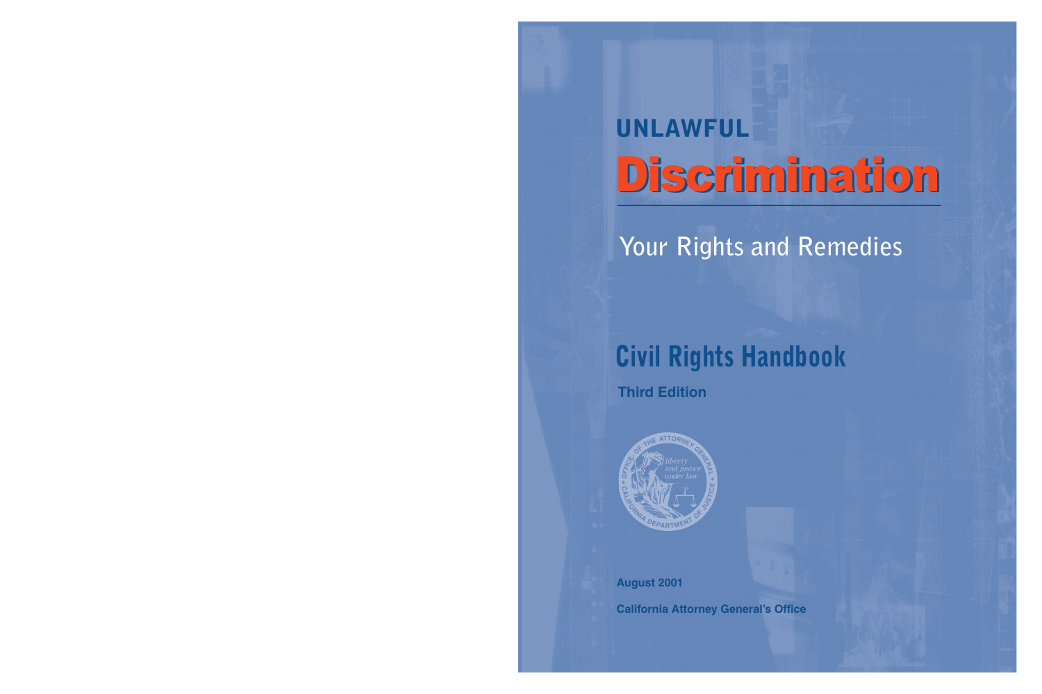# UNLAWFUL Discrimination

## Your Rights and Remedies

## Civil Rights Handbook

**Third Edition**

OFFICE OF THE ATTORNEY GENERAL • CALIFORNIA DEPARTMENT OF JUSTICE • liberty and justice under law

**August 2001**

**California Attorney General's Office**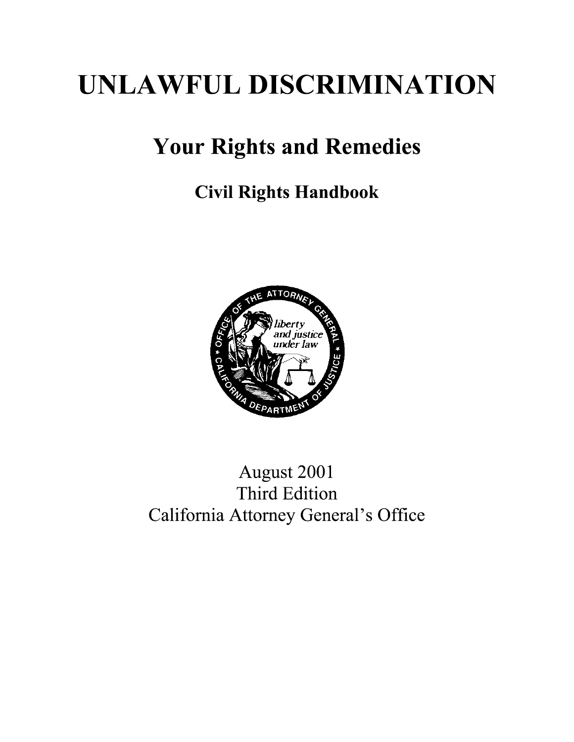# UNLAWFUL DISCRIMINATION

## Your Rights and Remedies

### Civil Rights Handbook

August 2001
Third Edition
California Attorney General's Office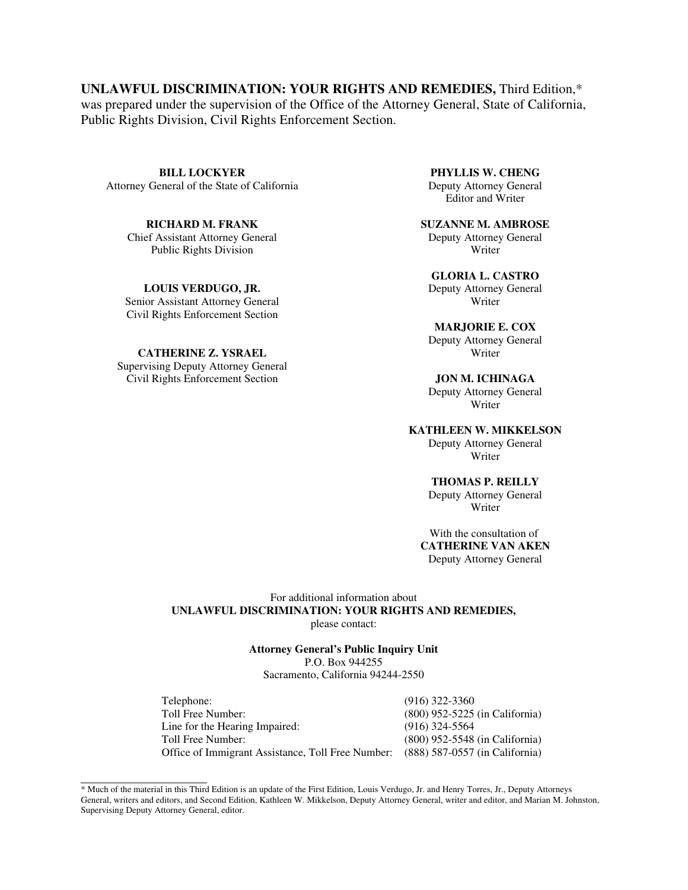**UNLAWFUL DISCRIMINATION: YOUR RIGHTS AND REMEDIES,** Third Edition,* was prepared under the supervision of the Office of the Attorney General, State of California, Public Rights Division, Civil Rights Enforcement Section.

**BILL LOCKYER**
Attorney General of the State of California

**RICHARD M. FRANK**
Chief Assistant Attorney General
Public Rights Division

**LOUIS VERDUGO, JR.**
Senior Assistant Attorney General
Civil Rights Enforcement Section

**CATHERINE Z. YSRAEL**
Supervising Deputy Attorney General
Civil Rights Enforcement Section

**PHYLLIS W. CHENG**
Deputy Attorney General
Editor and Writer

**SUZANNE M. AMBROSE**
Deputy Attorney General
Writer

**GLORIA L. CASTRO**
Deputy Attorney General
Writer

**MARJORIE E. COX**
Deputy Attorney General
Writer

**JON M. ICHINAGA**
Deputy Attorney General
Writer

**KATHLEEN W. MIKKELSON**
Deputy Attorney General
Writer

**THOMAS P. REILLY**
Deputy Attorney General
Writer

With the consultation of
**CATHERINE VAN AKEN**
Deputy Attorney General

For additional information about
**UNLAWFUL DISCRIMINATION: YOUR RIGHTS AND REMEDIES,**
please contact:

**Attorney General's Public Inquiry Unit**
P.O. Box 944255
Sacramento, California 94244-2550

| | |
|---|---|
| Telephone: | (916) 322-3360 |
| Toll Free Number: | (800) 952-5225 (in California) |
| Line for the Hearing Impaired: | (916) 324-5564 |
| Toll Free Number: | (800) 952-5548 (in California) |
| Office of Immigrant Assistance, Toll Free Number: | (888) 587-0557 (in California) |

* Much of the material in this Third Edition is an update of the First Edition, Louis Verdugo, Jr. and Henry Torres, Jr., Deputy Attorneys General, writers and editors, and Second Edition, Kathleen W. Mikkelson, Deputy Attorney General, writer and editor, and Marian M. Johnston, Supervising Deputy Attorney General, editor.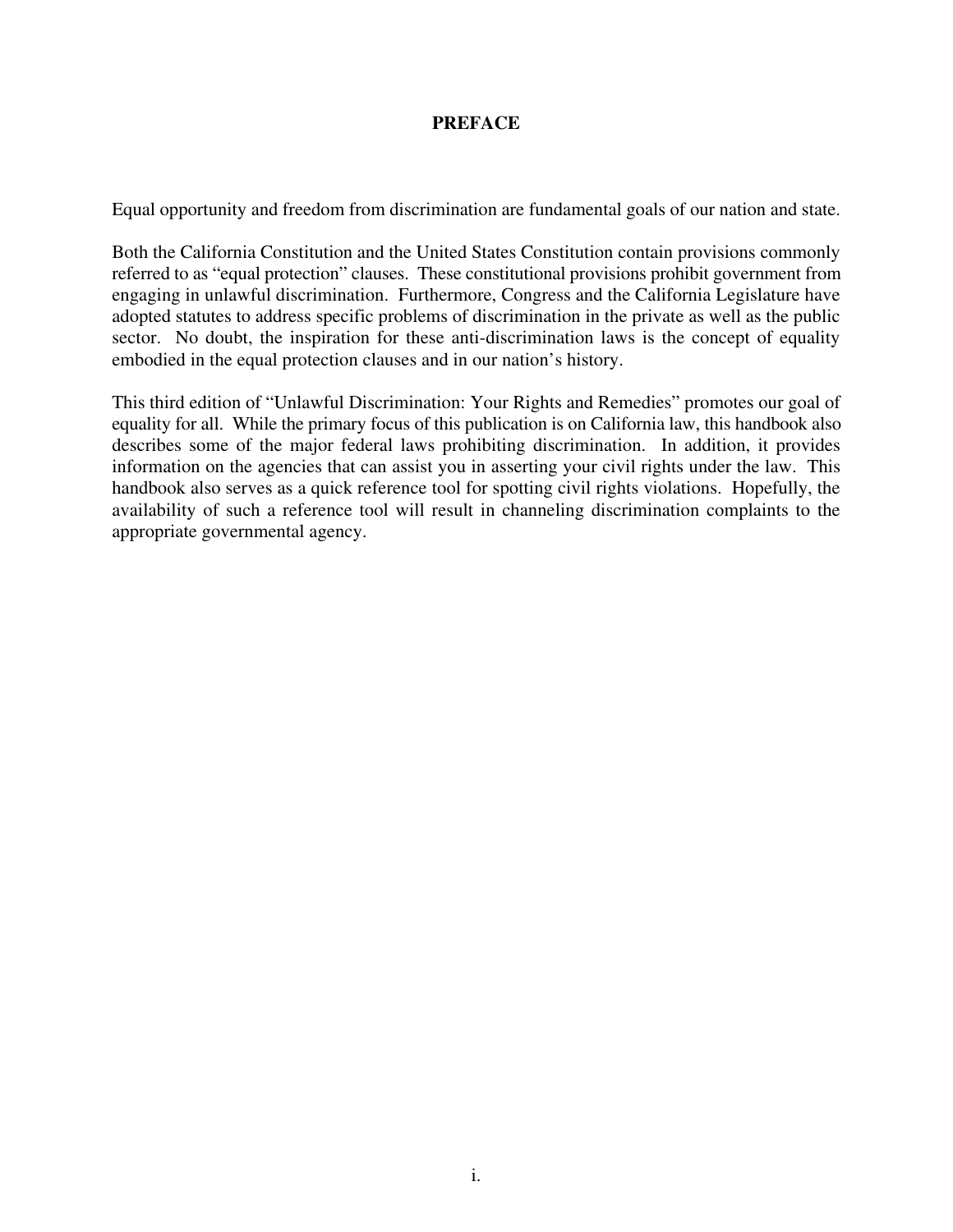# PREFACE

Equal opportunity and freedom from discrimination are fundamental goals of our nation and state.

Both the California Constitution and the United States Constitution contain provisions commonly referred to as "equal protection" clauses. These constitutional provisions prohibit government from engaging in unlawful discrimination. Furthermore, Congress and the California Legislature have adopted statutes to address specific problems of discrimination in the private as well as the public sector. No doubt, the inspiration for these anti-discrimination laws is the concept of equality embodied in the equal protection clauses and in our nation's history.

This third edition of "Unlawful Discrimination: Your Rights and Remedies" promotes our goal of equality for all. While the primary focus of this publication is on California law, this handbook also describes some of the major federal laws prohibiting discrimination. In addition, it provides information on the agencies that can assist you in asserting your civil rights under the law. This handbook also serves as a quick reference tool for spotting civil rights violations. Hopefully, the availability of such a reference tool will result in channeling discrimination complaints to the appropriate governmental agency.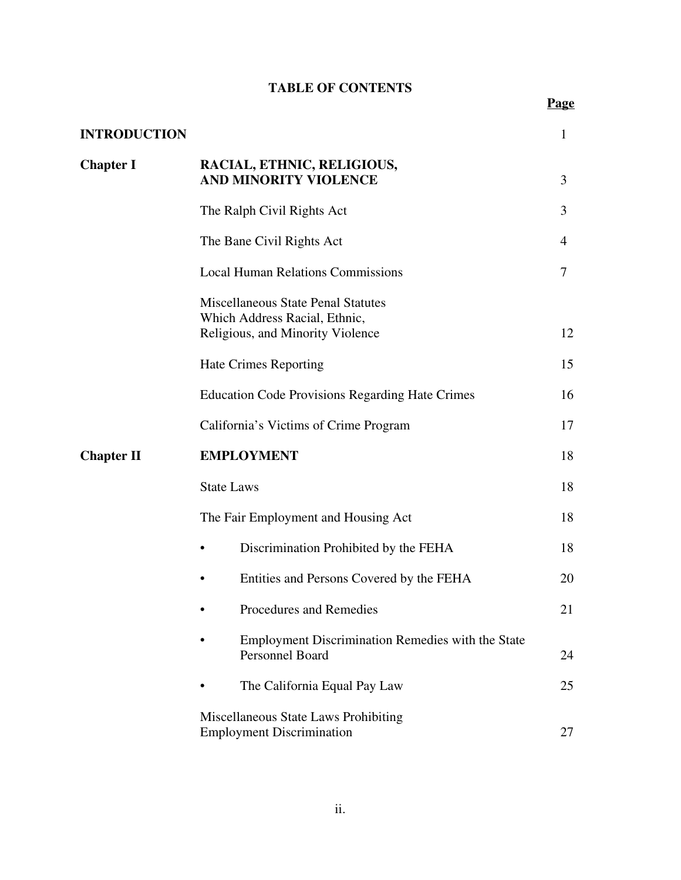# TABLE OF CONTENTS

| | | Page |
|---|---|---|
| **INTRODUCTION** | | 1 |
| **Chapter I** | **RACIAL, ETHNIC, RELIGIOUS, AND MINORITY VIOLENCE** | 3 |
| | The Ralph Civil Rights Act | 3 |
| | The Bane Civil Rights Act | 4 |
| | Local Human Relations Commissions | 7 |
| | Miscellaneous State Penal Statutes Which Address Racial, Ethnic, Religious, and Minority Violence | 12 |
| | Hate Crimes Reporting | 15 |
| | Education Code Provisions Regarding Hate Crimes | 16 |
| | California's Victims of Crime Program | 17 |
| **Chapter II** | **EMPLOYMENT** | 18 |
| | State Laws | 18 |
| | The Fair Employment and Housing Act | 18 |
| | • Discrimination Prohibited by the FEHA | 18 |
| | • Entities and Persons Covered by the FEHA | 20 |
| | • Procedures and Remedies | 21 |
| | • Employment Discrimination Remedies with the State Personnel Board | 24 |
| | • The California Equal Pay Law | 25 |
| | Miscellaneous State Laws Prohibiting Employment Discrimination | 27 |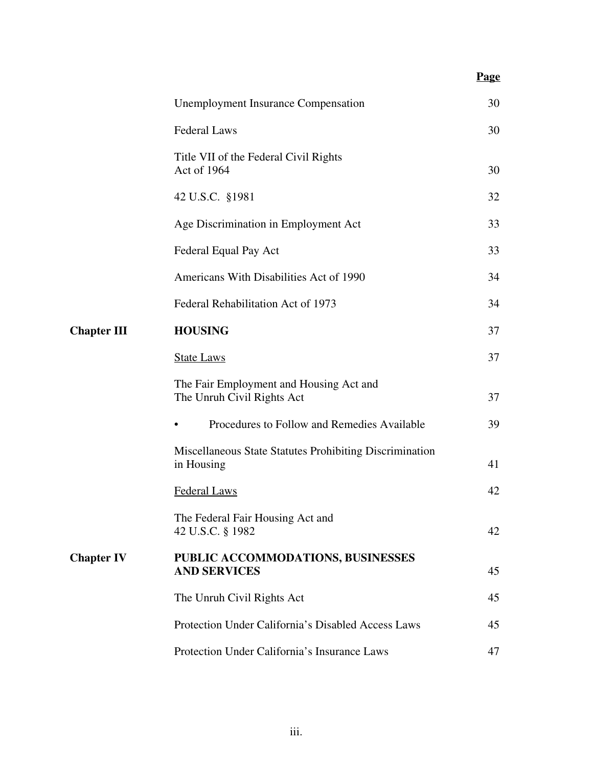| | | Page |
|---|---|---|
| | Unemployment Insurance Compensation | 30 |
| | Federal Laws | 30 |
| | Title VII of the Federal Civil Rights Act of 1964 | 30 |
| | 42 U.S.C. §1981 | 32 |
| | Age Discrimination in Employment Act | 33 |
| | Federal Equal Pay Act | 33 |
| | Americans With Disabilities Act of 1990 | 34 |
| | Federal Rehabilitation Act of 1973 | 34 |
| **Chapter III** | **HOUSING** | 37 |
| | <u>State Laws</u> | 37 |
| | The Fair Employment and Housing Act and The Unruh Civil Rights Act | 37 |
| | • Procedures to Follow and Remedies Available | 39 |
| | Miscellaneous State Statutes Prohibiting Discrimination in Housing | 41 |
| | <u>Federal Laws</u> | 42 |
| | The Federal Fair Housing Act and 42 U.S.C. § 1982 | 42 |
| **Chapter IV** | **PUBLIC ACCOMMODATIONS, BUSINESSES AND SERVICES** | 45 |
| | The Unruh Civil Rights Act | 45 |
| | Protection Under California's Disabled Access Laws | 45 |
| | Protection Under California's Insurance Laws | 47 |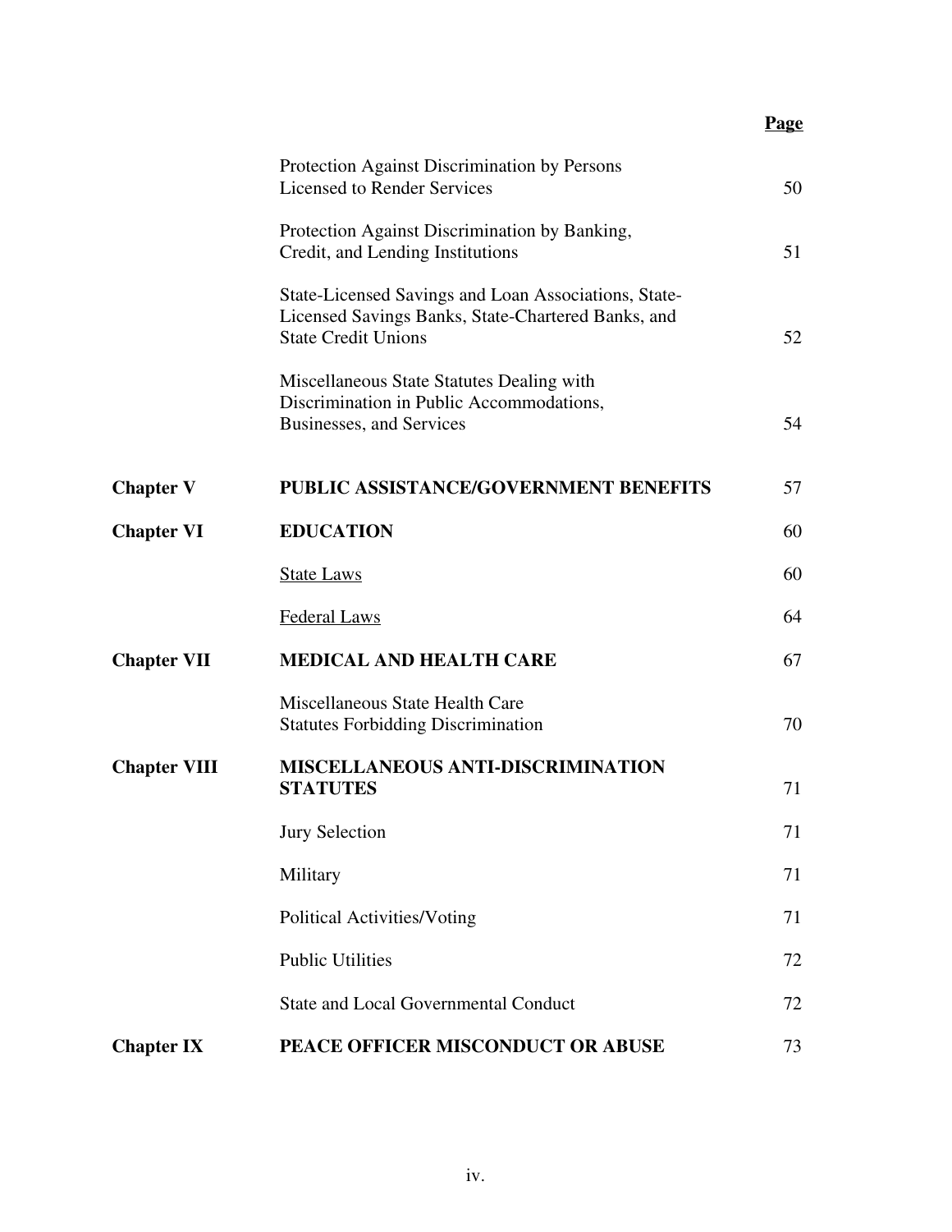| | | Page |
|---|---|---|
| | Protection Against Discrimination by Persons Licensed to Render Services | 50 |
| | Protection Against Discrimination by Banking, Credit, and Lending Institutions | 51 |
| | State-Licensed Savings and Loan Associations, State-Licensed Savings Banks, State-Chartered Banks, and State Credit Unions | 52 |
| | Miscellaneous State Statutes Dealing with Discrimination in Public Accommodations, Businesses, and Services | 54 |
| **Chapter V** | **PUBLIC ASSISTANCE/GOVERNMENT BENEFITS** | 57 |
| **Chapter VI** | **EDUCATION** | 60 |
| | State Laws | 60 |
| | Federal Laws | 64 |
| **Chapter VII** | **MEDICAL AND HEALTH CARE** | 67 |
| | Miscellaneous State Health Care Statutes Forbidding Discrimination | 70 |
| **Chapter VIII** | **MISCELLANEOUS ANTI-DISCRIMINATION STATUTES** | 71 |
| | Jury Selection | 71 |
| | Military | 71 |
| | Political Activities/Voting | 71 |
| | Public Utilities | 72 |
| | State and Local Governmental Conduct | 72 |
| **Chapter IX** | **PEACE OFFICER MISCONDUCT OR ABUSE** | 73 |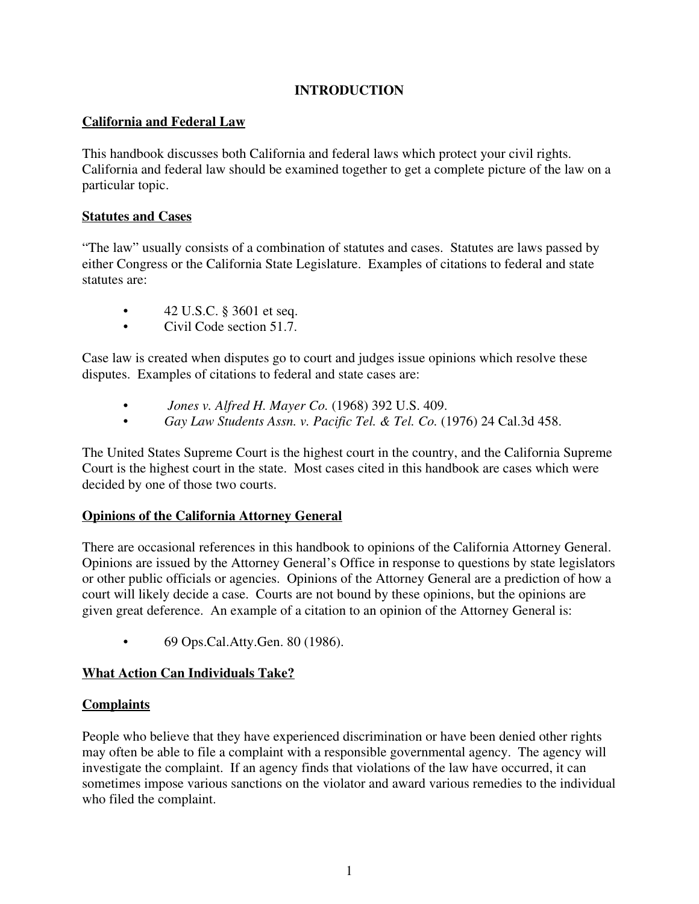# INTRODUCTION

## California and Federal Law

This handbook discusses both California and federal laws which protect your civil rights. California and federal law should be examined together to get a complete picture of the law on a particular topic.

## Statutes and Cases

"The law" usually consists of a combination of statutes and cases. Statutes are laws passed by either Congress or the California State Legislature. Examples of citations to federal and state statutes are:

- 42 U.S.C. § 3601 et seq.
- Civil Code section 51.7.

Case law is created when disputes go to court and judges issue opinions which resolve these disputes. Examples of citations to federal and state cases are:

- *Jones v. Alfred H. Mayer Co.* (1968) 392 U.S. 409.
- *Gay Law Students Assn. v. Pacific Tel. & Tel. Co.* (1976) 24 Cal.3d 458.

The United States Supreme Court is the highest court in the country, and the California Supreme Court is the highest court in the state. Most cases cited in this handbook are cases which were decided by one of those two courts.

## Opinions of the California Attorney General

There are occasional references in this handbook to opinions of the California Attorney General. Opinions are issued by the Attorney General's Office in response to questions by state legislators or other public officials or agencies. Opinions of the Attorney General are a prediction of how a court will likely decide a case. Courts are not bound by these opinions, but the opinions are given great deference. An example of a citation to an opinion of the Attorney General is:

- 69 Ops.Cal.Atty.Gen. 80 (1986).

## What Action Can Individuals Take?

## Complaints

People who believe that they have experienced discrimination or have been denied other rights may often be able to file a complaint with a responsible governmental agency. The agency will investigate the complaint. If an agency finds that violations of the law have occurred, it can sometimes impose various sanctions on the violator and award various remedies to the individual who filed the complaint.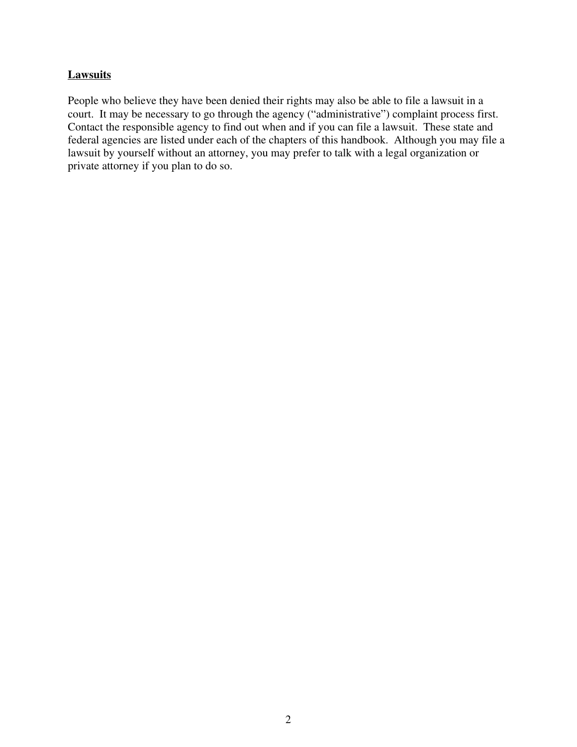**Lawsuits**

People who believe they have been denied their rights may also be able to file a lawsuit in a court. It may be necessary to go through the agency ("administrative") complaint process first. Contact the responsible agency to find out when and if you can file a lawsuit. These state and federal agencies are listed under each of the chapters of this handbook. Although you may file a lawsuit by yourself without an attorney, you may prefer to talk with a legal organization or private attorney if you plan to do so.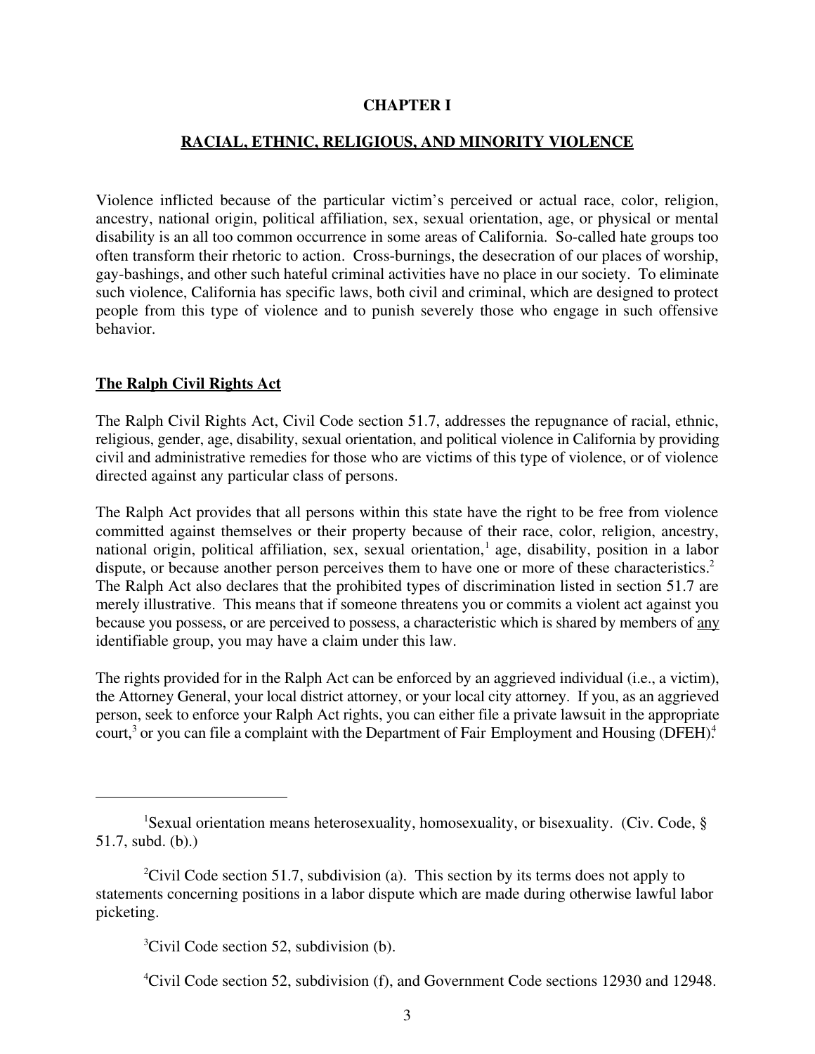# CHAPTER I

## RACIAL, ETHNIC, RELIGIOUS, AND MINORITY VIOLENCE

Violence inflicted because of the particular victim's perceived or actual race, color, religion, ancestry, national origin, political affiliation, sex, sexual orientation, age, or physical or mental disability is an all too common occurrence in some areas of California. So-called hate groups too often transform their rhetoric to action. Cross-burnings, the desecration of our places of worship, gay-bashings, and other such hateful criminal activities have no place in our society. To eliminate such violence, California has specific laws, both civil and criminal, which are designed to protect people from this type of violence and to punish severely those who engage in such offensive behavior.

### The Ralph Civil Rights Act

The Ralph Civil Rights Act, Civil Code section 51.7, addresses the repugnance of racial, ethnic, religious, gender, age, disability, sexual orientation, and political violence in California by providing civil and administrative remedies for those who are victims of this type of violence, or of violence directed against any particular class of persons.

The Ralph Act provides that all persons within this state have the right to be free from violence committed against themselves or their property because of their race, color, religion, ancestry, national origin, political affiliation, sex, sexual orientation,[1] age, disability, position in a labor dispute, or because another person perceives them to have one or more of these characteristics.[2] The Ralph Act also declares that the prohibited types of discrimination listed in section 51.7 are merely illustrative. This means that if someone threatens you or commits a violent act against you because you possess, or are perceived to possess, a characteristic which is shared by members of <u>any</u> identifiable group, you may have a claim under this law.

The rights provided for in the Ralph Act can be enforced by an aggrieved individual (i.e., a victim), the Attorney General, your local district attorney, or your local city attorney. If you, as an aggrieved person, seek to enforce your Ralph Act rights, you can either file a private lawsuit in the appropriate court,[3] or you can file a complaint with the Department of Fair Employment and Housing (DFEH).[4]

---

[1] Sexual orientation means heterosexuality, homosexuality, or bisexuality. (Civ. Code, § 51.7, subd. (b).)

[2] Civil Code section 51.7, subdivision (a). This section by its terms does not apply to statements concerning positions in a labor dispute which are made during otherwise lawful labor picketing.

[3] Civil Code section 52, subdivision (b).

[4] Civil Code section 52, subdivision (f), and Government Code sections 12930 and 12948.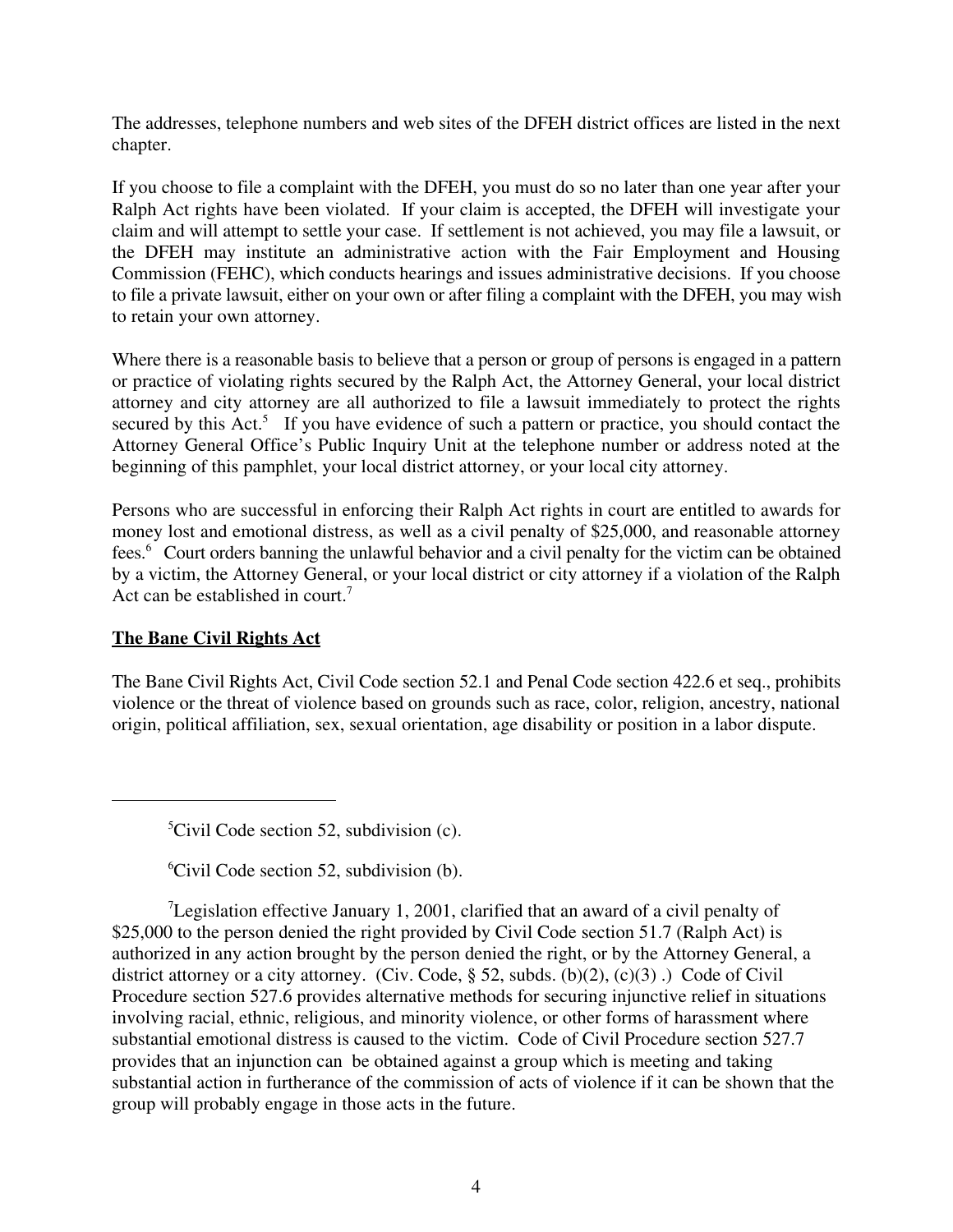The addresses, telephone numbers and web sites of the DFEH district offices are listed in the next chapter.

If you choose to file a complaint with the DFEH, you must do so no later than one year after your Ralph Act rights have been violated. If your claim is accepted, the DFEH will investigate your claim and will attempt to settle your case. If settlement is not achieved, you may file a lawsuit, or the DFEH may institute an administrative action with the Fair Employment and Housing Commission (FEHC), which conducts hearings and issues administrative decisions. If you choose to file a private lawsuit, either on your own or after filing a complaint with the DFEH, you may wish to retain your own attorney.

Where there is a reasonable basis to believe that a person or group of persons is engaged in a pattern or practice of violating rights secured by the Ralph Act, the Attorney General, your local district attorney and city attorney are all authorized to file a lawsuit immediately to protect the rights secured by this Act.[5] If you have evidence of such a pattern or practice, you should contact the Attorney General Office's Public Inquiry Unit at the telephone number or address noted at the beginning of this pamphlet, your local district attorney, or your local city attorney.

Persons who are successful in enforcing their Ralph Act rights in court are entitled to awards for money lost and emotional distress, as well as a civil penalty of $25,000, and reasonable attorney fees.[6] Court orders banning the unlawful behavior and a civil penalty for the victim can be obtained by a victim, the Attorney General, or your local district or city attorney if a violation of the Ralph Act can be established in court.[7]

**The Bane Civil Rights Act**

The Bane Civil Rights Act, Civil Code section 52.1 and Penal Code section 422.6 et seq., prohibits violence or the threat of violence based on grounds such as race, color, religion, ancestry, national origin, political affiliation, sex, sexual orientation, age disability or position in a labor dispute.

---

[5]Civil Code section 52, subdivision (c).

[6]Civil Code section 52, subdivision (b).

[7]Legislation effective January 1, 2001, clarified that an award of a civil penalty of $25,000 to the person denied the right provided by Civil Code section 51.7 (Ralph Act) is authorized in any action brought by the person denied the right, or by the Attorney General, a district attorney or a city attorney. (Civ. Code, § 52, subds. (b)(2), (c)(3) .) Code of Civil Procedure section 527.6 provides alternative methods for securing injunctive relief in situations involving racial, ethnic, religious, and minority violence, or other forms of harassment where substantial emotional distress is caused to the victim. Code of Civil Procedure section 527.7 provides that an injunction can be obtained against a group which is meeting and taking substantial action in furtherance of the commission of acts of violence if it can be shown that the group will probably engage in those acts in the future.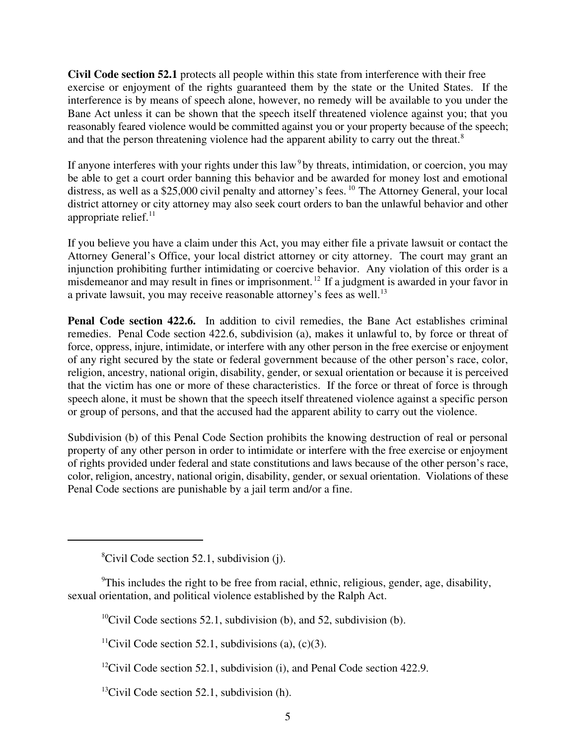**Civil Code section 52.1** protects all people within this state from interference with their free exercise or enjoyment of the rights guaranteed them by the state or the United States. If the interference is by means of speech alone, however, no remedy will be available to you under the Bane Act unless it can be shown that the speech itself threatened violence against you; that you reasonably feared violence would be committed against you or your property because of the speech; and that the person threatening violence had the apparent ability to carry out the threat.[8]

If anyone interferes with your rights under this law[9] by threats, intimidation, or coercion, you may be able to get a court order banning this behavior and be awarded for money lost and emotional distress, as well as a $25,000 civil penalty and attorney's fees.[10] The Attorney General, your local district attorney or city attorney may also seek court orders to ban the unlawful behavior and other appropriate relief.[11]

If you believe you have a claim under this Act, you may either file a private lawsuit or contact the Attorney General's Office, your local district attorney or city attorney. The court may grant an injunction prohibiting further intimidating or coercive behavior. Any violation of this order is a misdemeanor and may result in fines or imprisonment.[12] If a judgment is awarded in your favor in a private lawsuit, you may receive reasonable attorney's fees as well.[13]

**Penal Code section 422.6.** In addition to civil remedies, the Bane Act establishes criminal remedies. Penal Code section 422.6, subdivision (a), makes it unlawful to, by force or threat of force, oppress, injure, intimidate, or interfere with any other person in the free exercise or enjoyment of any right secured by the state or federal government because of the other person's race, color, religion, ancestry, national origin, disability, gender, or sexual orientation or because it is perceived that the victim has one or more of these characteristics. If the force or threat of force is through speech alone, it must be shown that the speech itself threatened violence against a specific person or group of persons, and that the accused had the apparent ability to carry out the violence.

Subdivision (b) of this Penal Code Section prohibits the knowing destruction of real or personal property of any other person in order to intimidate or interfere with the free exercise or enjoyment of rights provided under federal and state constitutions and laws because of the other person's race, color, religion, ancestry, national origin, disability, gender, or sexual orientation. Violations of these Penal Code sections are punishable by a jail term and/or a fine.

---

[8] Civil Code section 52.1, subdivision (j).

[9] This includes the right to be free from racial, ethnic, religious, gender, age, disability, sexual orientation, and political violence established by the Ralph Act.

[10] Civil Code sections 52.1, subdivision (b), and 52, subdivision (b).

[11] Civil Code section 52.1, subdivisions (a), (c)(3).

[12] Civil Code section 52.1, subdivision (i), and Penal Code section 422.9.

[13] Civil Code section 52.1, subdivision (h).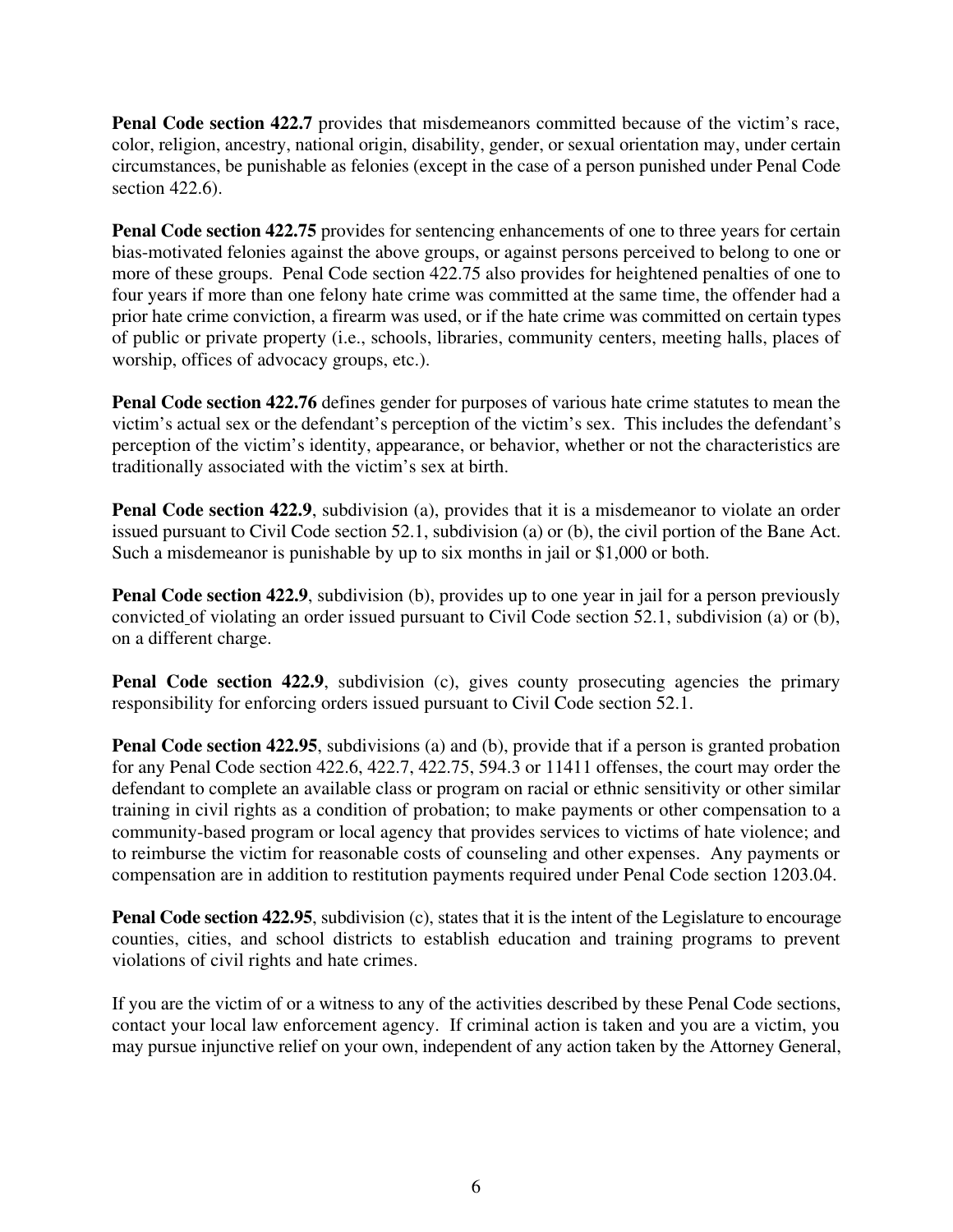**Penal Code section 422.7** provides that misdemeanors committed because of the victim's race, color, religion, ancestry, national origin, disability, gender, or sexual orientation may, under certain circumstances, be punishable as felonies (except in the case of a person punished under Penal Code section 422.6).

**Penal Code section 422.75** provides for sentencing enhancements of one to three years for certain bias-motivated felonies against the above groups, or against persons perceived to belong to one or more of these groups. Penal Code section 422.75 also provides for heightened penalties of one to four years if more than one felony hate crime was committed at the same time, the offender had a prior hate crime conviction, a firearm was used, or if the hate crime was committed on certain types of public or private property (i.e., schools, libraries, community centers, meeting halls, places of worship, offices of advocacy groups, etc.).

**Penal Code section 422.76** defines gender for purposes of various hate crime statutes to mean the victim's actual sex or the defendant's perception of the victim's sex. This includes the defendant's perception of the victim's identity, appearance, or behavior, whether or not the characteristics are traditionally associated with the victim's sex at birth.

**Penal Code section 422.9**, subdivision (a), provides that it is a misdemeanor to violate an order issued pursuant to Civil Code section 52.1, subdivision (a) or (b), the civil portion of the Bane Act. Such a misdemeanor is punishable by up to six months in jail or $1,000 or both.

**Penal Code section 422.9**, subdivision (b), provides up to one year in jail for a person previously convicted of violating an order issued pursuant to Civil Code section 52.1, subdivision (a) or (b), on a different charge.

**Penal Code section 422.9**, subdivision (c), gives county prosecuting agencies the primary responsibility for enforcing orders issued pursuant to Civil Code section 52.1.

**Penal Code section 422.95**, subdivisions (a) and (b), provide that if a person is granted probation for any Penal Code section 422.6, 422.7, 422.75, 594.3 or 11411 offenses, the court may order the defendant to complete an available class or program on racial or ethnic sensitivity or other similar training in civil rights as a condition of probation; to make payments or other compensation to a community-based program or local agency that provides services to victims of hate violence; and to reimburse the victim for reasonable costs of counseling and other expenses. Any payments or compensation are in addition to restitution payments required under Penal Code section 1203.04.

**Penal Code section 422.95**, subdivision (c), states that it is the intent of the Legislature to encourage counties, cities, and school districts to establish education and training programs to prevent violations of civil rights and hate crimes.

If you are the victim of or a witness to any of the activities described by these Penal Code sections, contact your local law enforcement agency. If criminal action is taken and you are a victim, you may pursue injunctive relief on your own, independent of any action taken by the Attorney General,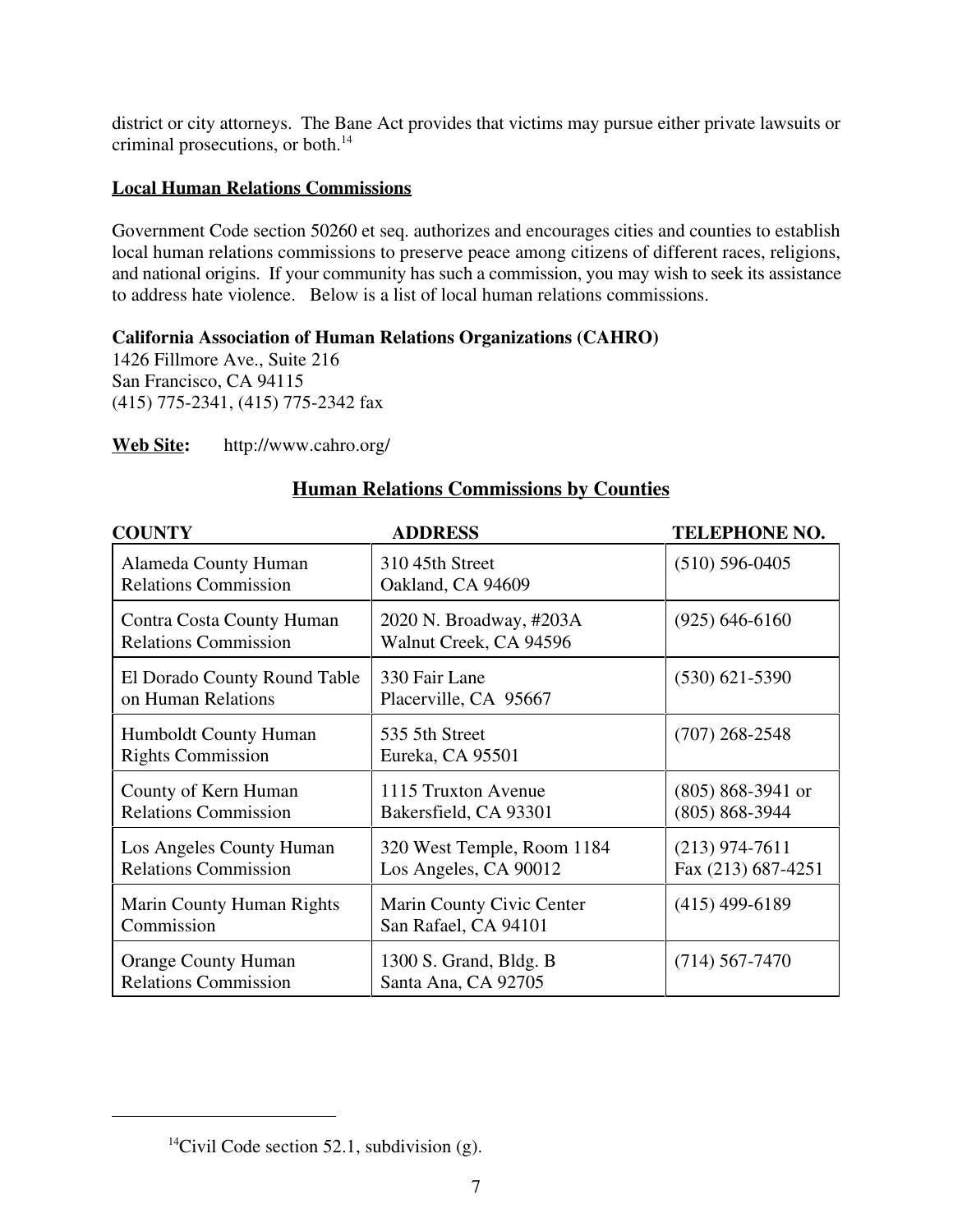district or city attorneys. The Bane Act provides that victims may pursue either private lawsuits or criminal prosecutions, or both.[14]

**Local Human Relations Commissions**

Government Code section 50260 et seq. authorizes and encourages cities and counties to establish local human relations commissions to preserve peace among citizens of different races, religions, and national origins. If your community has such a commission, you may wish to seek its assistance to address hate violence. Below is a list of local human relations commissions.

**California Association of Human Relations Organizations (CAHRO)**
1426 Fillmore Ave., Suite 216
San Francisco, CA 94115
(415) 775-2341, (415) 775-2342 fax

**Web Site:** http://www.cahro.org/

## Human Relations Commissions by Counties

| COUNTY | ADDRESS | TELEPHONE NO. |
|---|---|---|
| Alameda County Human Relations Commission | 310 45th Street<br>Oakland, CA 94609 | (510) 596-0405 |
| Contra Costa County Human Relations Commission | 2020 N. Broadway, #203A<br>Walnut Creek, CA 94596 | (925) 646-6160 |
| El Dorado County Round Table on Human Relations | 330 Fair Lane<br>Placerville, CA 95667 | (530) 621-5390 |
| Humboldt County Human Rights Commission | 535 5th Street<br>Eureka, CA 95501 | (707) 268-2548 |
| County of Kern Human Relations Commission | 1115 Truxton Avenue<br>Bakersfield, CA 93301 | (805) 868-3941 or<br>(805) 868-3944 |
| Los Angeles County Human Relations Commission | 320 West Temple, Room 1184<br>Los Angeles, CA 90012 | (213) 974-7611<br>Fax (213) 687-4251 |
| Marin County Human Rights Commission | Marin County Civic Center<br>San Rafael, CA 94101 | (415) 499-6189 |
| Orange County Human Relations Commission | 1300 S. Grand, Bldg. B<br>Santa Ana, CA 92705 | (714) 567-7470 |

[14] Civil Code section 52.1, subdivision (g).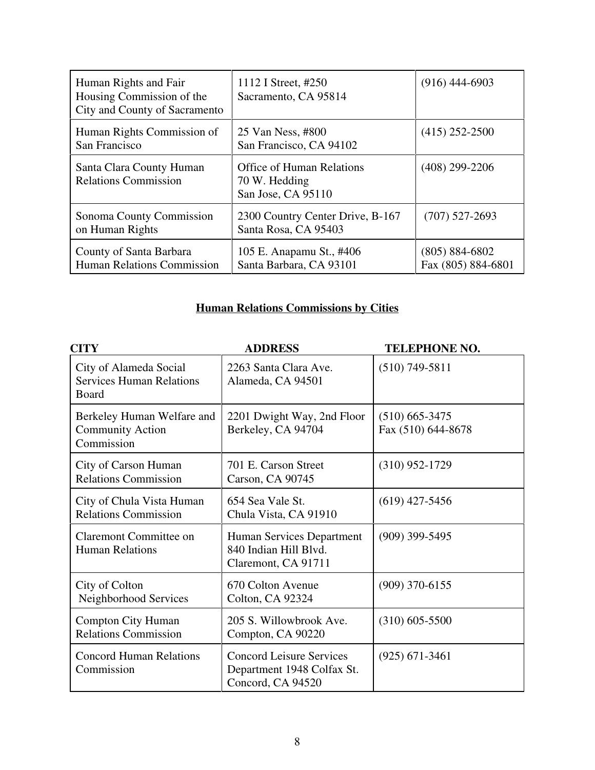| | | |
|---|---|---|
| Human Rights and Fair Housing Commission of the City and County of Sacramento | 1112 I Street, #250<br>Sacramento, CA 95814 | (916) 444-6903 |
| Human Rights Commission of San Francisco | 25 Van Ness, #800<br>San Francisco, CA 94102 | (415) 252-2500 |
| Santa Clara County Human Relations Commission | Office of Human Relations<br>70 W. Hedding<br>San Jose, CA 95110 | (408) 299-2206 |
| Sonoma County Commission on Human Rights | 2300 Country Center Drive, B-167<br>Santa Rosa, CA 95403 | (707) 527-2693 |
| County of Santa Barbara Human Relations Commission | 105 E. Anapamu St., #406<br>Santa Barbara, CA 93101 | (805) 884-6802<br>Fax (805) 884-6801 |

## Human Relations Commissions by Cities

| CITY | ADDRESS | TELEPHONE NO. |
|---|---|---|
| City of Alameda Social Services Human Relations Board | 2263 Santa Clara Ave.<br>Alameda, CA 94501 | (510) 749-5811 |
| Berkeley Human Welfare and Community Action Commission | 2201 Dwight Way, 2nd Floor<br>Berkeley, CA 94704 | (510) 665-3475<br>Fax (510) 644-8678 |
| City of Carson Human Relations Commission | 701 E. Carson Street<br>Carson, CA 90745 | (310) 952-1729 |
| City of Chula Vista Human Relations Commission | 654 Sea Vale St.<br>Chula Vista, CA 91910 | (619) 427-5456 |
| Claremont Committee on Human Relations | Human Services Department<br>840 Indian Hill Blvd.<br>Claremont, CA 91711 | (909) 399-5495 |
| City of Colton Neighborhood Services | 670 Colton Avenue<br>Colton, CA 92324 | (909) 370-6155 |
| Compton City Human Relations Commission | 205 S. Willowbrook Ave.<br>Compton, CA 90220 | (310) 605-5500 |
| Concord Human Relations Commission | Concord Leisure Services Department 1948 Colfax St.<br>Concord, CA 94520 | (925) 671-3461 |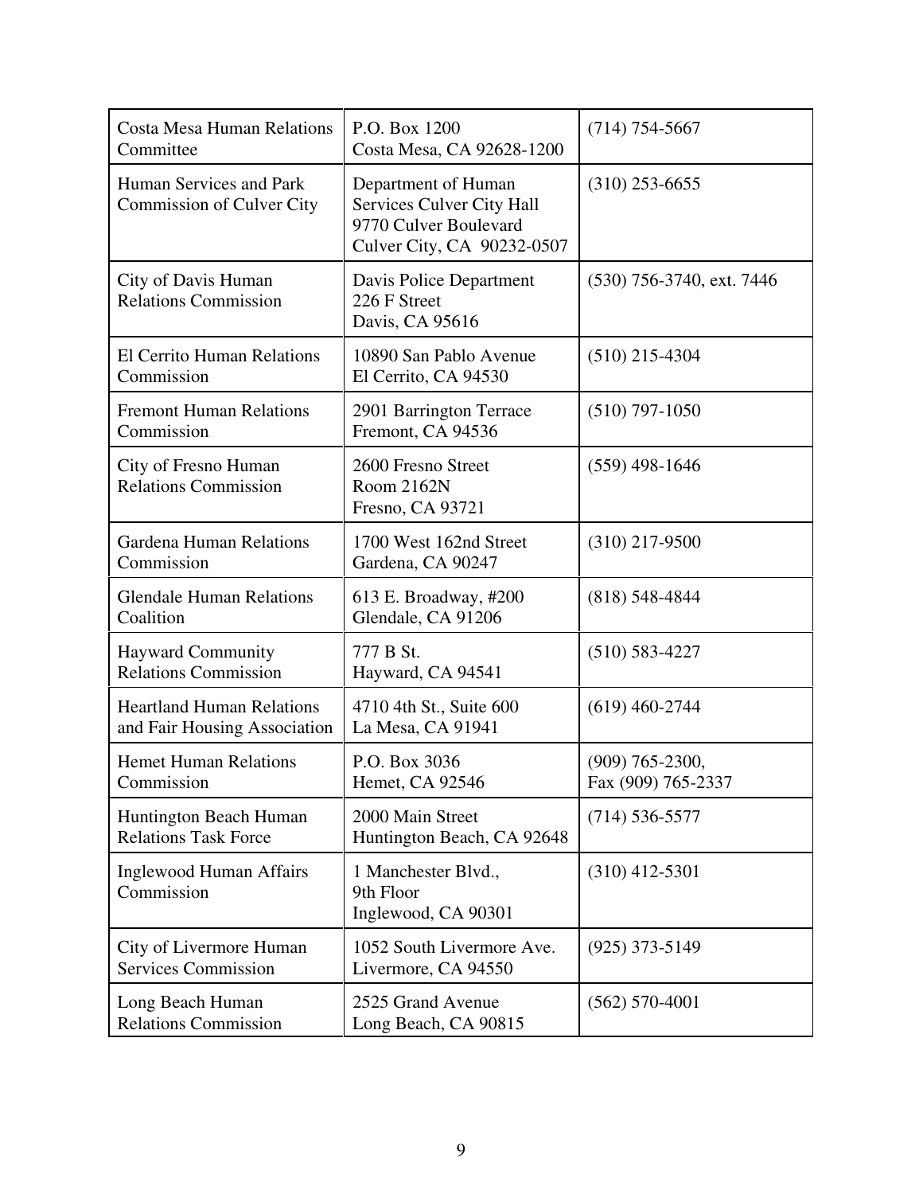| Costa Mesa Human Relations Committee | P.O. Box 1200<br>Costa Mesa, CA 92628-1200 | (714) 754-5667 |
|---|---|---|
| Human Services and Park Commission of Culver City | Department of Human Services Culver City Hall<br>9770 Culver Boulevard<br>Culver City, CA 90232-0507 | (310) 253-6655 |
| City of Davis Human Relations Commission | Davis Police Department<br>226 F Street<br>Davis, CA 95616 | (530) 756-3740, ext. 7446 |
| El Cerrito Human Relations Commission | 10890 San Pablo Avenue<br>El Cerrito, CA 94530 | (510) 215-4304 |
| Fremont Human Relations Commission | 2901 Barrington Terrace<br>Fremont, CA 94536 | (510) 797-1050 |
| City of Fresno Human Relations Commission | 2600 Fresno Street<br>Room 2162N<br>Fresno, CA 93721 | (559) 498-1646 |
| Gardena Human Relations Commission | 1700 West 162nd Street<br>Gardena, CA 90247 | (310) 217-9500 |
| Glendale Human Relations Coalition | 613 E. Broadway, #200<br>Glendale, CA 91206 | (818) 548-4844 |
| Hayward Community Relations Commission | 777 B St.<br>Hayward, CA 94541 | (510) 583-4227 |
| Heartland Human Relations and Fair Housing Association | 4710 4th St., Suite 600<br>La Mesa, CA 91941 | (619) 460-2744 |
| Hemet Human Relations Commission | P.O. Box 3036<br>Hemet, CA 92546 | (909) 765-2300,<br>Fax (909) 765-2337 |
| Huntington Beach Human Relations Task Force | 2000 Main Street<br>Huntington Beach, CA 92648 | (714) 536-5577 |
| Inglewood Human Affairs Commission | 1 Manchester Blvd.,<br>9th Floor<br>Inglewood, CA 90301 | (310) 412-5301 |
| City of Livermore Human Services Commission | 1052 South Livermore Ave.<br>Livermore, CA 94550 | (925) 373-5149 |
| Long Beach Human Relations Commission | 2525 Grand Avenue<br>Long Beach, CA 90815 | (562) 570-4001 |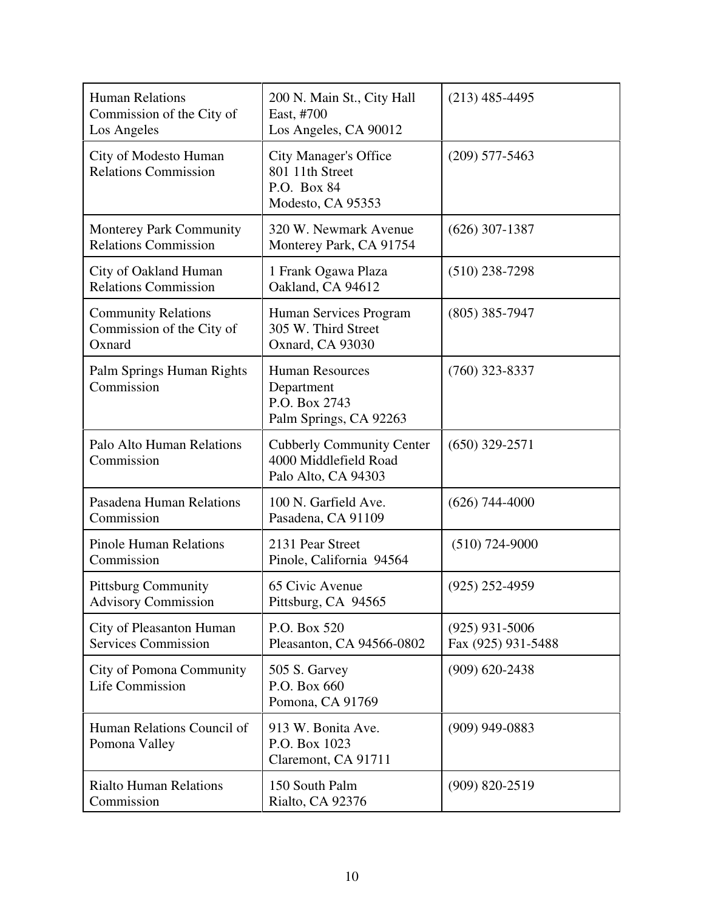| Human Relations Commission of the City of Los Angeles | 200 N. Main St., City Hall East, #700<br>Los Angeles, CA 90012 | (213) 485-4495 |
|---|---|---|
| City of Modesto Human Relations Commission | City Manager's Office<br>801 11th Street<br>P.O. Box 84<br>Modesto, CA 95353 | (209) 577-5463 |
| Monterey Park Community Relations Commission | 320 W. Newmark Avenue<br>Monterey Park, CA 91754 | (626) 307-1387 |
| City of Oakland Human Relations Commission | 1 Frank Ogawa Plaza<br>Oakland, CA 94612 | (510) 238-7298 |
| Community Relations Commission of the City of Oxnard | Human Services Program<br>305 W. Third Street<br>Oxnard, CA 93030 | (805) 385-7947 |
| Palm Springs Human Rights Commission | Human Resources Department<br>P.O. Box 2743<br>Palm Springs, CA 92263 | (760) 323-8337 |
| Palo Alto Human Relations Commission | Cubberly Community Center<br>4000 Middlefield Road<br>Palo Alto, CA 94303 | (650) 329-2571 |
| Pasadena Human Relations Commission | 100 N. Garfield Ave.<br>Pasadena, CA 91109 | (626) 744-4000 |
| Pinole Human Relations Commission | 2131 Pear Street<br>Pinole, California 94564 | (510) 724-9000 |
| Pittsburg Community Advisory Commission | 65 Civic Avenue<br>Pittsburg, CA 94565 | (925) 252-4959 |
| City of Pleasanton Human Services Commission | P.O. Box 520<br>Pleasanton, CA 94566-0802 | (925) 931-5006<br>Fax (925) 931-5488 |
| City of Pomona Community Life Commission | 505 S. Garvey<br>P.O. Box 660<br>Pomona, CA 91769 | (909) 620-2438 |
| Human Relations Council of Pomona Valley | 913 W. Bonita Ave.<br>P.O. Box 1023<br>Claremont, CA 91711 | (909) 949-0883 |
| Rialto Human Relations Commission | 150 South Palm<br>Rialto, CA 92376 | (909) 820-2519 |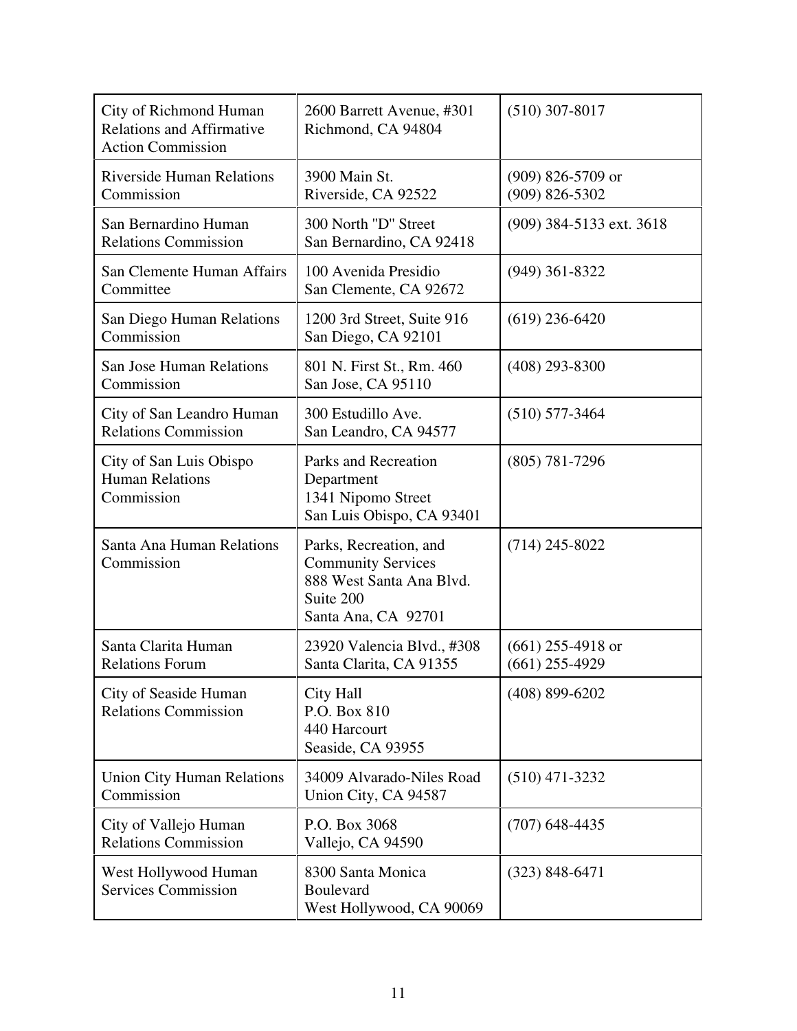| | | |
|---|---|---|
| City of Richmond Human Relations and Affirmative Action Commission | 2600 Barrett Avenue, #301<br>Richmond, CA 94804 | (510) 307-8017 |
| Riverside Human Relations Commission | 3900 Main St.<br>Riverside, CA 92522 | (909) 826-5709 or<br>(909) 826-5302 |
| San Bernardino Human Relations Commission | 300 North "D" Street<br>San Bernardino, CA 92418 | (909) 384-5133 ext. 3618 |
| San Clemente Human Affairs Committee | 100 Avenida Presidio<br>San Clemente, CA 92672 | (949) 361-8322 |
| San Diego Human Relations Commission | 1200 3rd Street, Suite 916<br>San Diego, CA 92101 | (619) 236-6420 |
| San Jose Human Relations Commission | 801 N. First St., Rm. 460<br>San Jose, CA 95110 | (408) 293-8300 |
| City of San Leandro Human Relations Commission | 300 Estudillo Ave.<br>San Leandro, CA 94577 | (510) 577-3464 |
| City of San Luis Obispo Human Relations Commission | Parks and Recreation Department<br>1341 Nipomo Street<br>San Luis Obispo, CA 93401 | (805) 781-7296 |
| Santa Ana Human Relations Commission | Parks, Recreation, and Community Services<br>888 West Santa Ana Blvd.<br>Suite 200<br>Santa Ana, CA 92701 | (714) 245-8022 |
| Santa Clarita Human Relations Forum | 23920 Valencia Blvd., #308<br>Santa Clarita, CA 91355 | (661) 255-4918 or<br>(661) 255-4929 |
| City of Seaside Human Relations Commission | City Hall<br>P.O. Box 810<br>440 Harcourt<br>Seaside, CA 93955 | (408) 899-6202 |
| Union City Human Relations Commission | 34009 Alvarado-Niles Road<br>Union City, CA 94587 | (510) 471-3232 |
| City of Vallejo Human Relations Commission | P.O. Box 3068<br>Vallejo, CA 94590 | (707) 648-4435 |
| West Hollywood Human Services Commission | 8300 Santa Monica Boulevard<br>West Hollywood, CA 90069 | (323) 848-6471 |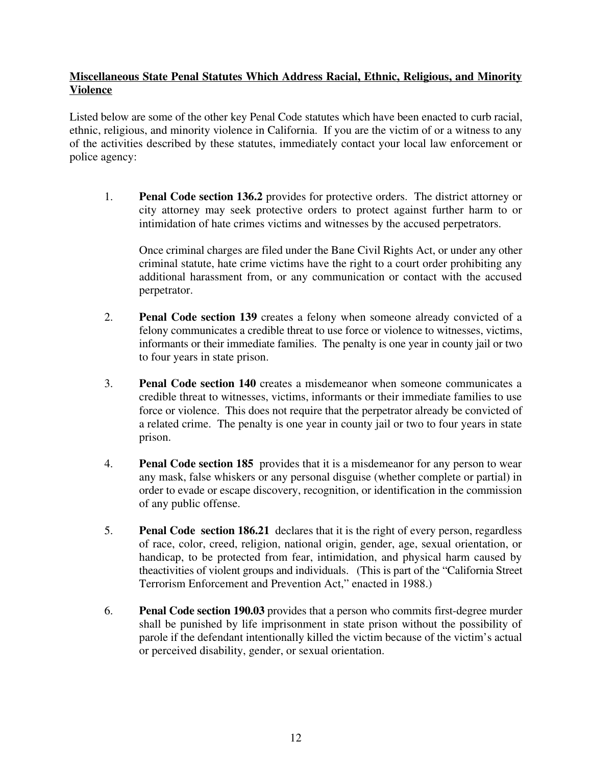**Miscellaneous State Penal Statutes Which Address Racial, Ethnic, Religious, and Minority Violence**

Listed below are some of the other key Penal Code statutes which have been enacted to curb racial, ethnic, religious, and minority violence in California. If you are the victim of or a witness to any of the activities described by these statutes, immediately contact your local law enforcement or police agency:

1. **Penal Code section 136.2** provides for protective orders. The district attorney or city attorney may seek protective orders to protect against further harm to or intimidation of hate crimes victims and witnesses by the accused perpetrators.

   Once criminal charges are filed under the Bane Civil Rights Act, or under any other criminal statute, hate crime victims have the right to a court order prohibiting any additional harassment from, or any communication or contact with the accused perpetrator.

2. **Penal Code section 139** creates a felony when someone already convicted of a felony communicates a credible threat to use force or violence to witnesses, victims, informants or their immediate families. The penalty is one year in county jail or two to four years in state prison.

3. **Penal Code section 140** creates a misdemeanor when someone communicates a credible threat to witnesses, victims, informants or their immediate families to use force or violence. This does not require that the perpetrator already be convicted of a related crime. The penalty is one year in county jail or two to four years in state prison.

4. **Penal Code section 185** provides that it is a misdemeanor for any person to wear any mask, false whiskers or any personal disguise (whether complete or partial) in order to evade or escape discovery, recognition, or identification in the commission of any public offense.

5. **Penal Code section 186.21** declares that it is the right of every person, regardless of race, color, creed, religion, national origin, gender, age, sexual orientation, or handicap, to be protected from fear, intimidation, and physical harm caused by theactivities of violent groups and individuals. (This is part of the "California Street Terrorism Enforcement and Prevention Act," enacted in 1988.)

6. **Penal Code section 190.03** provides that a person who commits first-degree murder shall be punished by life imprisonment in state prison without the possibility of parole if the defendant intentionally killed the victim because of the victim's actual or perceived disability, gender, or sexual orientation.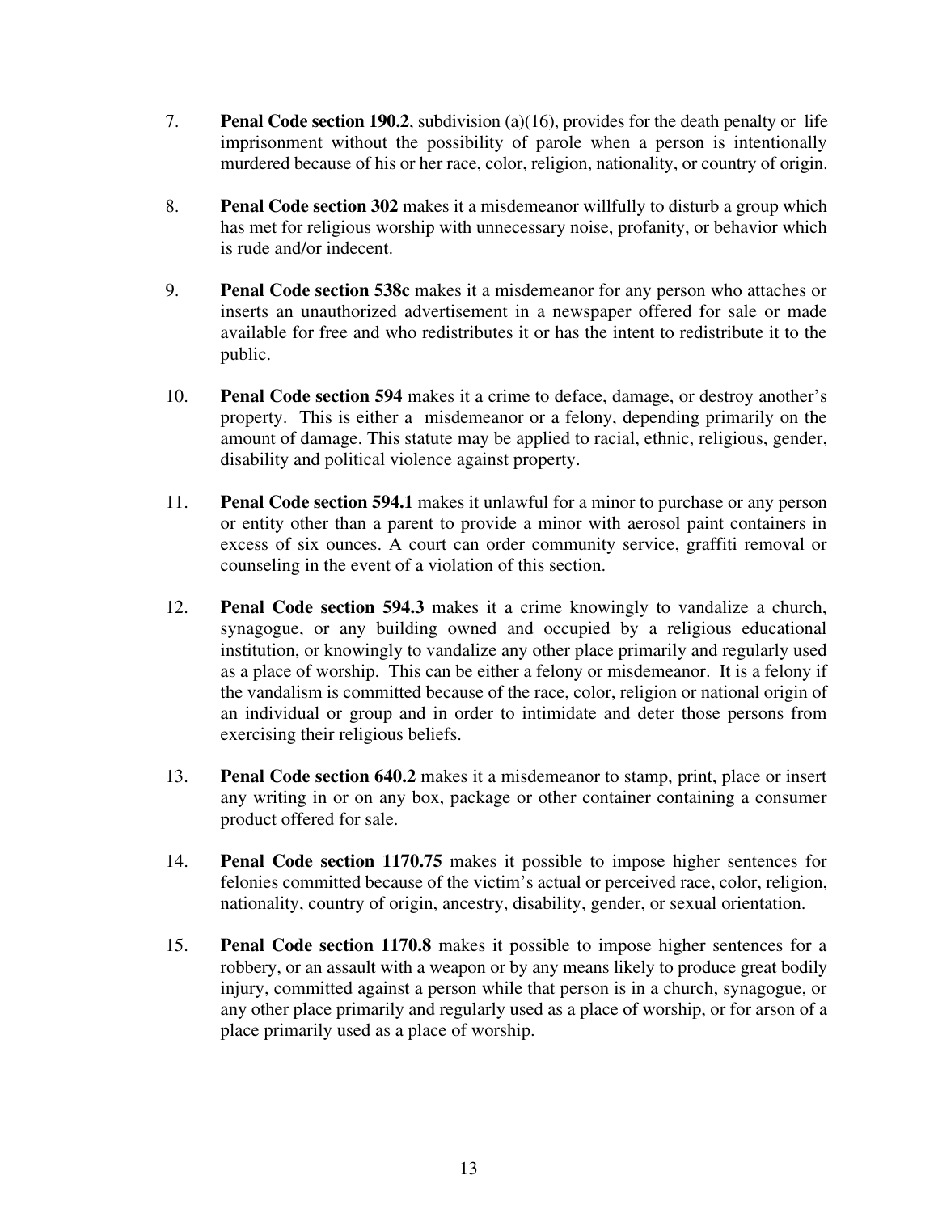7. **Penal Code section 190.2**, subdivision (a)(16), provides for the death penalty or life imprisonment without the possibility of parole when a person is intentionally murdered because of his or her race, color, religion, nationality, or country of origin.

8. **Penal Code section 302** makes it a misdemeanor willfully to disturb a group which has met for religious worship with unnecessary noise, profanity, or behavior which is rude and/or indecent.

9. **Penal Code section 538c** makes it a misdemeanor for any person who attaches or inserts an unauthorized advertisement in a newspaper offered for sale or made available for free and who redistributes it or has the intent to redistribute it to the public.

10. **Penal Code section 594** makes it a crime to deface, damage, or destroy another's property. This is either a misdemeanor or a felony, depending primarily on the amount of damage. This statute may be applied to racial, ethnic, religious, gender, disability and political violence against property.

11. **Penal Code section 594.1** makes it unlawful for a minor to purchase or any person or entity other than a parent to provide a minor with aerosol paint containers in excess of six ounces. A court can order community service, graffiti removal or counseling in the event of a violation of this section.

12. **Penal Code section 594.3** makes it a crime knowingly to vandalize a church, synagogue, or any building owned and occupied by a religious educational institution, or knowingly to vandalize any other place primarily and regularly used as a place of worship. This can be either a felony or misdemeanor. It is a felony if the vandalism is committed because of the race, color, religion or national origin of an individual or group and in order to intimidate and deter those persons from exercising their religious beliefs.

13. **Penal Code section 640.2** makes it a misdemeanor to stamp, print, place or insert any writing in or on any box, package or other container containing a consumer product offered for sale.

14. **Penal Code section 1170.75** makes it possible to impose higher sentences for felonies committed because of the victim's actual or perceived race, color, religion, nationality, country of origin, ancestry, disability, gender, or sexual orientation.

15. **Penal Code section 1170.8** makes it possible to impose higher sentences for a robbery, or an assault with a weapon or by any means likely to produce great bodily injury, committed against a person while that person is in a church, synagogue, or any other place primarily and regularly used as a place of worship, or for arson of a place primarily used as a place of worship.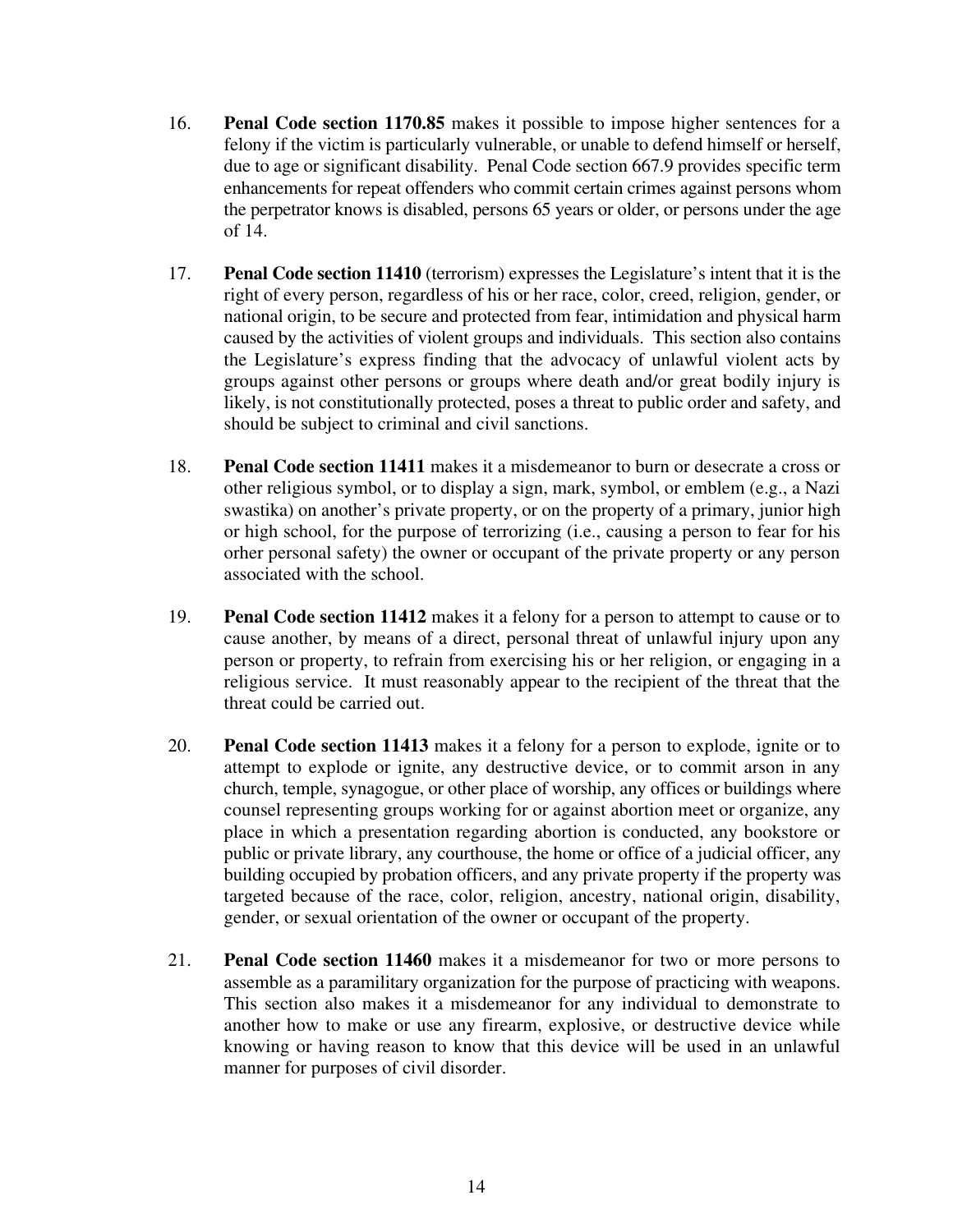16. **Penal Code section 1170.85** makes it possible to impose higher sentences for a felony if the victim is particularly vulnerable, or unable to defend himself or herself, due to age or significant disability. Penal Code section 667.9 provides specific term enhancements for repeat offenders who commit certain crimes against persons whom the perpetrator knows is disabled, persons 65 years or older, or persons under the age of 14.

17. **Penal Code section 11410** (terrorism) expresses the Legislature's intent that it is the right of every person, regardless of his or her race, color, creed, religion, gender, or national origin, to be secure and protected from fear, intimidation and physical harm caused by the activities of violent groups and individuals. This section also contains the Legislature's express finding that the advocacy of unlawful violent acts by groups against other persons or groups where death and/or great bodily injury is likely, is not constitutionally protected, poses a threat to public order and safety, and should be subject to criminal and civil sanctions.

18. **Penal Code section 11411** makes it a misdemeanor to burn or desecrate a cross or other religious symbol, or to display a sign, mark, symbol, or emblem (e.g., a Nazi swastika) on another's private property, or on the property of a primary, junior high or high school, for the purpose of terrorizing (i.e., causing a person to fear for his orher personal safety) the owner or occupant of the private property or any person associated with the school.

19. **Penal Code section 11412** makes it a felony for a person to attempt to cause or to cause another, by means of a direct, personal threat of unlawful injury upon any person or property, to refrain from exercising his or her religion, or engaging in a religious service. It must reasonably appear to the recipient of the threat that the threat could be carried out.

20. **Penal Code section 11413** makes it a felony for a person to explode, ignite or to attempt to explode or ignite, any destructive device, or to commit arson in any church, temple, synagogue, or other place of worship, any offices or buildings where counsel representing groups working for or against abortion meet or organize, any place in which a presentation regarding abortion is conducted, any bookstore or public or private library, any courthouse, the home or office of a judicial officer, any building occupied by probation officers, and any private property if the property was targeted because of the race, color, religion, ancestry, national origin, disability, gender, or sexual orientation of the owner or occupant of the property.

21. **Penal Code section 11460** makes it a misdemeanor for two or more persons to assemble as a paramilitary organization for the purpose of practicing with weapons. This section also makes it a misdemeanor for any individual to demonstrate to another how to make or use any firearm, explosive, or destructive device while knowing or having reason to know that this device will be used in an unlawful manner for purposes of civil disorder.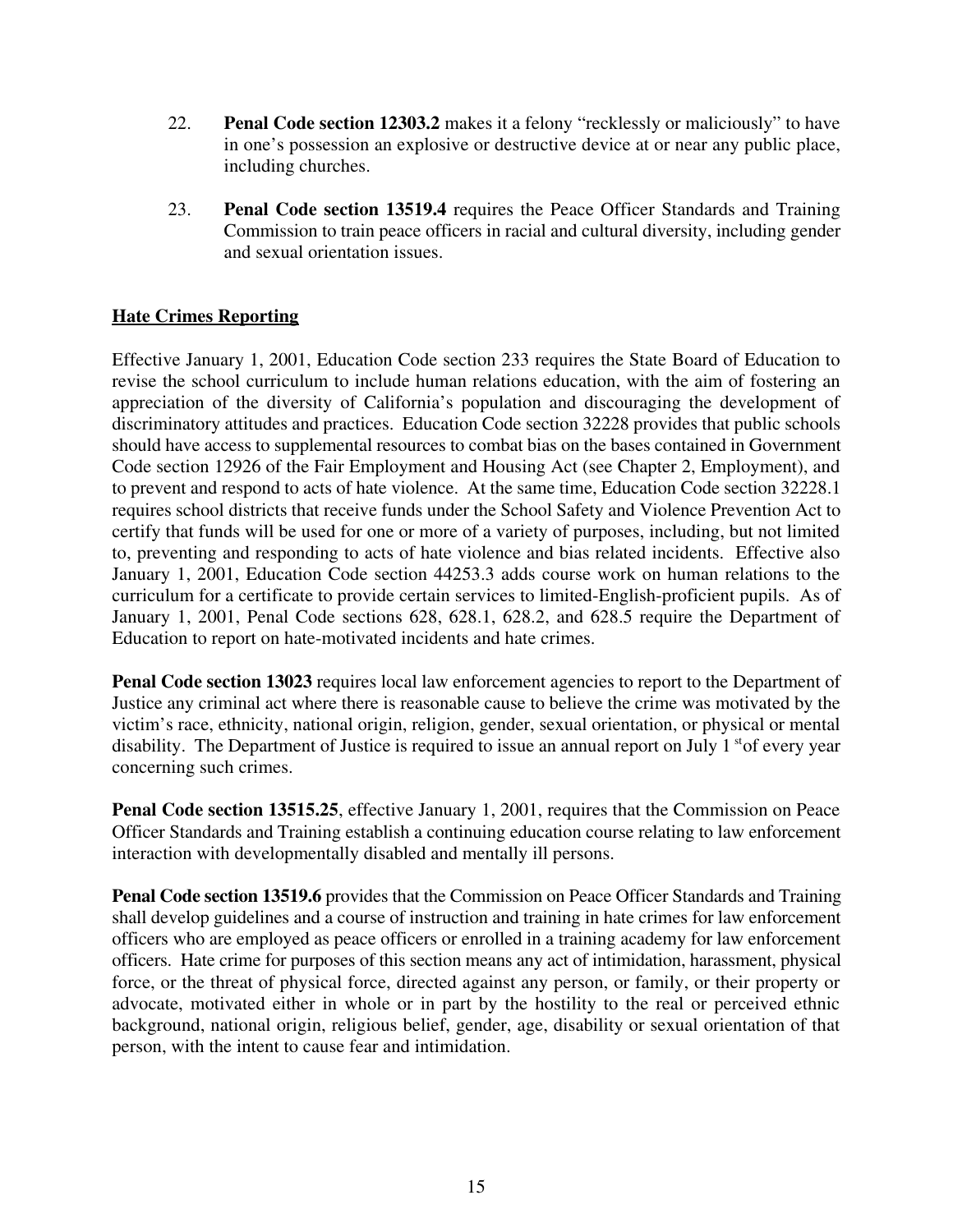22. **Penal Code section 12303.2** makes it a felony "recklessly or maliciously" to have in one's possession an explosive or destructive device at or near any public place, including churches.

23. **Penal Code section 13519.4** requires the Peace Officer Standards and Training Commission to train peace officers in racial and cultural diversity, including gender and sexual orientation issues.

## Hate Crimes Reporting

Effective January 1, 2001, Education Code section 233 requires the State Board of Education to revise the school curriculum to include human relations education, with the aim of fostering an appreciation of the diversity of California's population and discouraging the development of discriminatory attitudes and practices. Education Code section 32228 provides that public schools should have access to supplemental resources to combat bias on the bases contained in Government Code section 12926 of the Fair Employment and Housing Act (see Chapter 2, Employment), and to prevent and respond to acts of hate violence. At the same time, Education Code section 32228.1 requires school districts that receive funds under the School Safety and Violence Prevention Act to certify that funds will be used for one or more of a variety of purposes, including, but not limited to, preventing and responding to acts of hate violence and bias related incidents. Effective also January 1, 2001, Education Code section 44253.3 adds course work on human relations to the curriculum for a certificate to provide certain services to limited-English-proficient pupils. As of January 1, 2001, Penal Code sections 628, 628.1, 628.2, and 628.5 require the Department of Education to report on hate-motivated incidents and hate crimes.

**Penal Code section 13023** requires local law enforcement agencies to report to the Department of Justice any criminal act where there is reasonable cause to believe the crime was motivated by the victim's race, ethnicity, national origin, religion, gender, sexual orientation, or physical or mental disability. The Department of Justice is required to issue an annual report on July 1st of every year concerning such crimes.

**Penal Code section 13515.25**, effective January 1, 2001, requires that the Commission on Peace Officer Standards and Training establish a continuing education course relating to law enforcement interaction with developmentally disabled and mentally ill persons.

**Penal Code section 13519.6** provides that the Commission on Peace Officer Standards and Training shall develop guidelines and a course of instruction and training in hate crimes for law enforcement officers who are employed as peace officers or enrolled in a training academy for law enforcement officers. Hate crime for purposes of this section means any act of intimidation, harassment, physical force, or the threat of physical force, directed against any person, or family, or their property or advocate, motivated either in whole or in part by the hostility to the real or perceived ethnic background, national origin, religious belief, gender, age, disability or sexual orientation of that person, with the intent to cause fear and intimidation.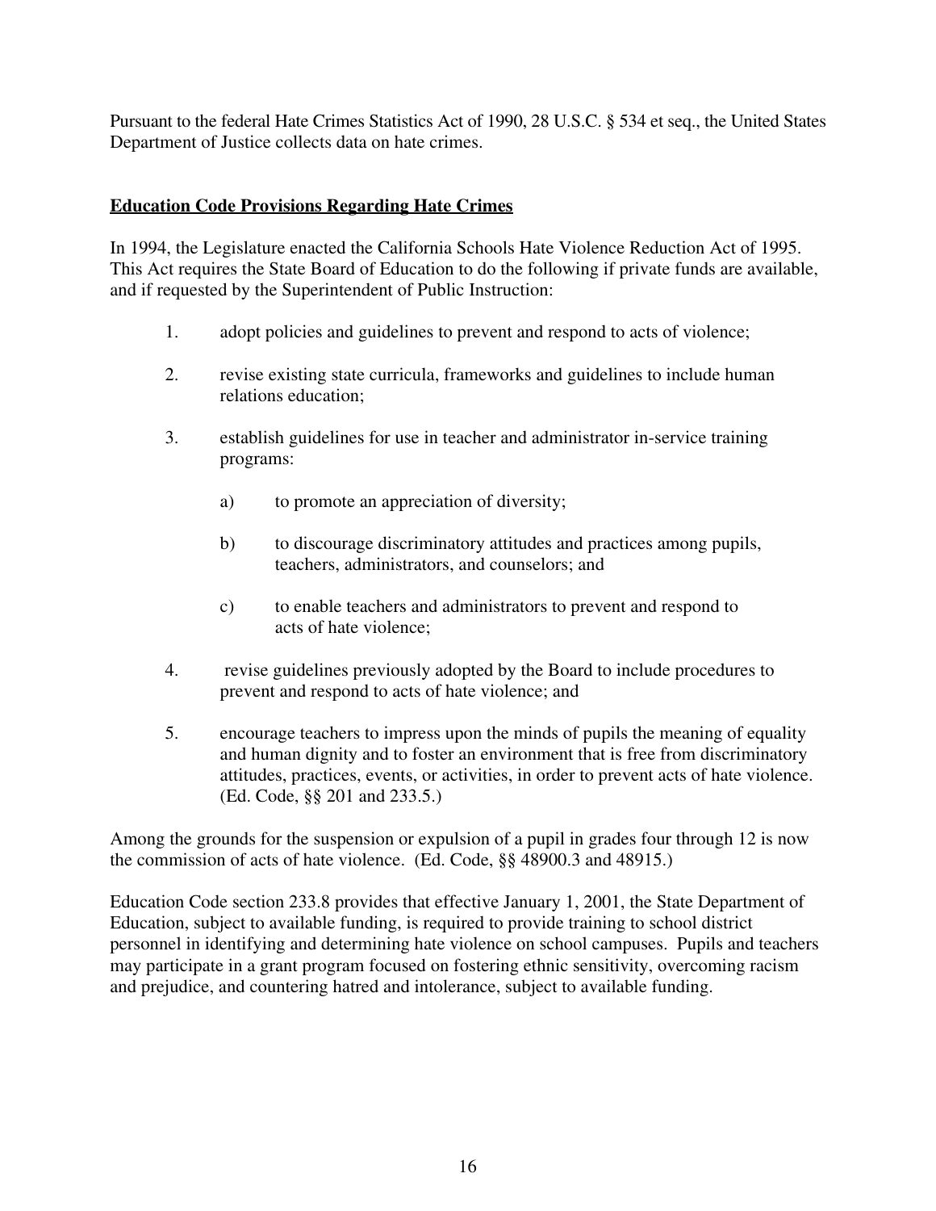Pursuant to the federal Hate Crimes Statistics Act of 1990, 28 U.S.C. § 534 et seq., the United States Department of Justice collects data on hate crimes.

**Education Code Provisions Regarding Hate Crimes**

In 1994, the Legislature enacted the California Schools Hate Violence Reduction Act of 1995. This Act requires the State Board of Education to do the following if private funds are available, and if requested by the Superintendent of Public Instruction:

1. adopt policies and guidelines to prevent and respond to acts of violence;

2. revise existing state curricula, frameworks and guidelines to include human relations education;

3. establish guidelines for use in teacher and administrator in-service training programs:

   a) to promote an appreciation of diversity;

   b) to discourage discriminatory attitudes and practices among pupils, teachers, administrators, and counselors; and

   c) to enable teachers and administrators to prevent and respond to acts of hate violence;

4. revise guidelines previously adopted by the Board to include procedures to prevent and respond to acts of hate violence; and

5. encourage teachers to impress upon the minds of pupils the meaning of equality and human dignity and to foster an environment that is free from discriminatory attitudes, practices, events, or activities, in order to prevent acts of hate violence. (Ed. Code, §§ 201 and 233.5.)

Among the grounds for the suspension or expulsion of a pupil in grades four through 12 is now the commission of acts of hate violence. (Ed. Code, §§ 48900.3 and 48915.)

Education Code section 233.8 provides that effective January 1, 2001, the State Department of Education, subject to available funding, is required to provide training to school district personnel in identifying and determining hate violence on school campuses. Pupils and teachers may participate in a grant program focused on fostering ethnic sensitivity, overcoming racism and prejudice, and countering hatred and intolerance, subject to available funding.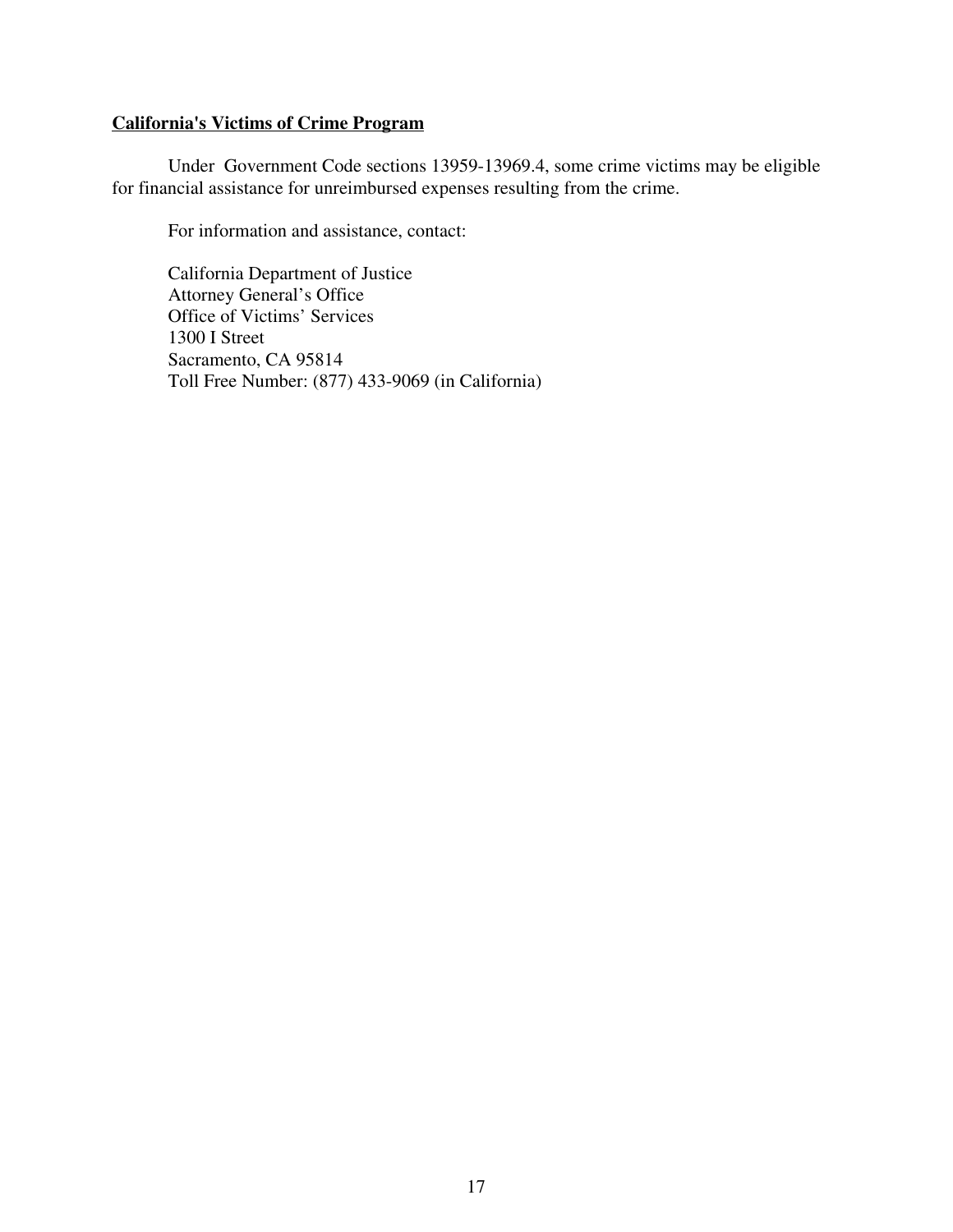## California's Victims of Crime Program

Under Government Code sections 13959-13969.4, some crime victims may be eligible for financial assistance for unreimbursed expenses resulting from the crime.

For information and assistance, contact:

California Department of Justice
Attorney General's Office
Office of Victims' Services
1300 I Street
Sacramento, CA 95814
Toll Free Number: (877) 433-9069 (in California)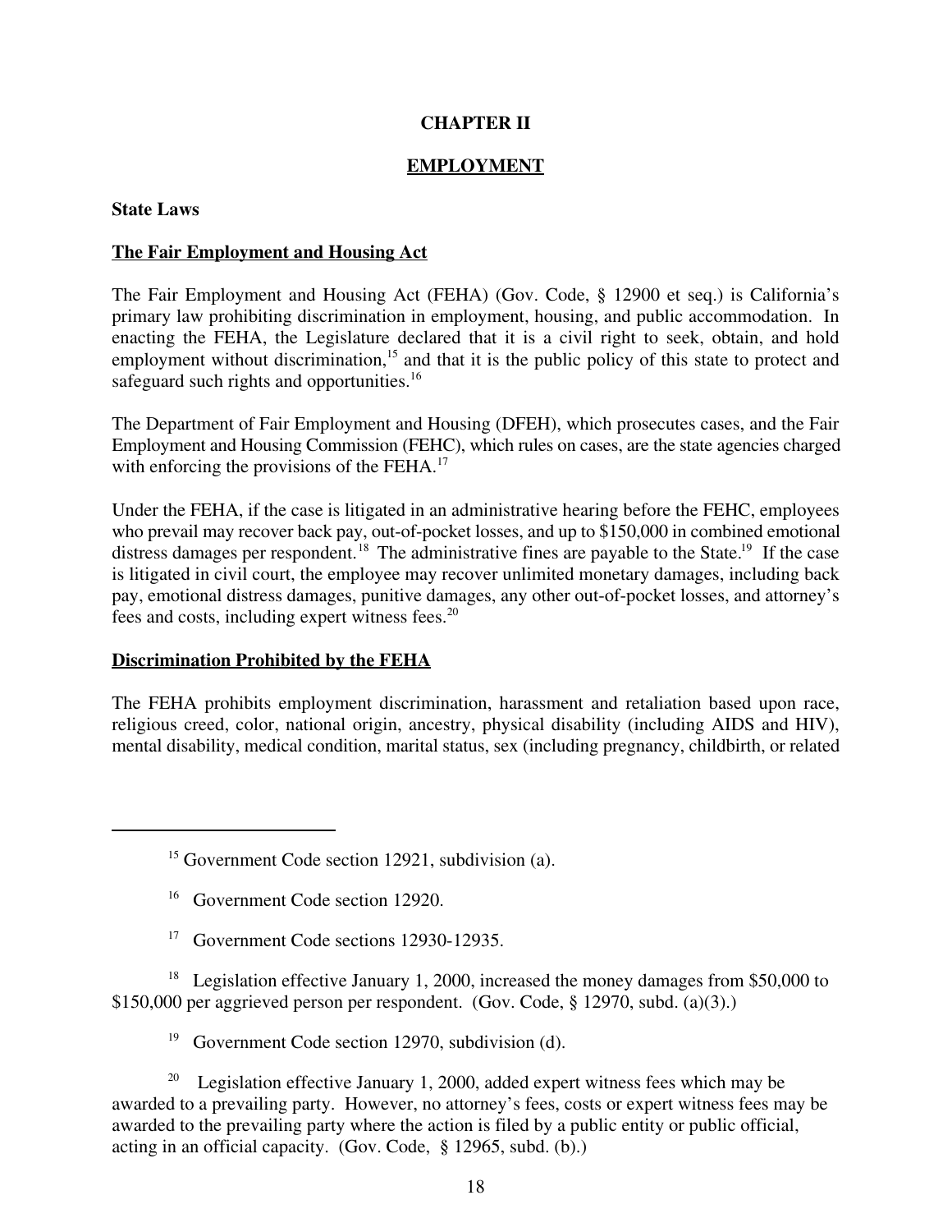## CHAPTER II

## EMPLOYMENT

### State Laws

### The Fair Employment and Housing Act

The Fair Employment and Housing Act (FEHA) (Gov. Code, § 12900 et seq.) is California's primary law prohibiting discrimination in employment, housing, and public accommodation. In enacting the FEHA, the Legislature declared that it is a civil right to seek, obtain, and hold employment without discrimination,[15] and that it is the public policy of this state to protect and safeguard such rights and opportunities.[16]

The Department of Fair Employment and Housing (DFEH), which prosecutes cases, and the Fair Employment and Housing Commission (FEHC), which rules on cases, are the state agencies charged with enforcing the provisions of the FEHA.[17]

Under the FEHA, if the case is litigated in an administrative hearing before the FEHC, employees who prevail may recover back pay, out-of-pocket losses, and up to $150,000 in combined emotional distress damages per respondent.[18] The administrative fines are payable to the State.[19] If the case is litigated in civil court, the employee may recover unlimited monetary damages, including back pay, emotional distress damages, punitive damages, any other out-of-pocket losses, and attorney's fees and costs, including expert witness fees.[20]

### Discrimination Prohibited by the FEHA

The FEHA prohibits employment discrimination, harassment and retaliation based upon race, religious creed, color, national origin, ancestry, physical disability (including AIDS and HIV), mental disability, medical condition, marital status, sex (including pregnancy, childbirth, or related

---

[15] Government Code section 12921, subdivision (a).

[16] Government Code section 12920.

[17] Government Code sections 12930-12935.

[18] Legislation effective January 1, 2000, increased the money damages from $50,000 to $150,000 per aggrieved person per respondent. (Gov. Code, § 12970, subd. (a)(3).)

[19] Government Code section 12970, subdivision (d).

[20] Legislation effective January 1, 2000, added expert witness fees which may be awarded to a prevailing party. However, no attorney's fees, costs or expert witness fees may be awarded to the prevailing party where the action is filed by a public entity or public official, acting in an official capacity. (Gov. Code, § 12965, subd. (b).)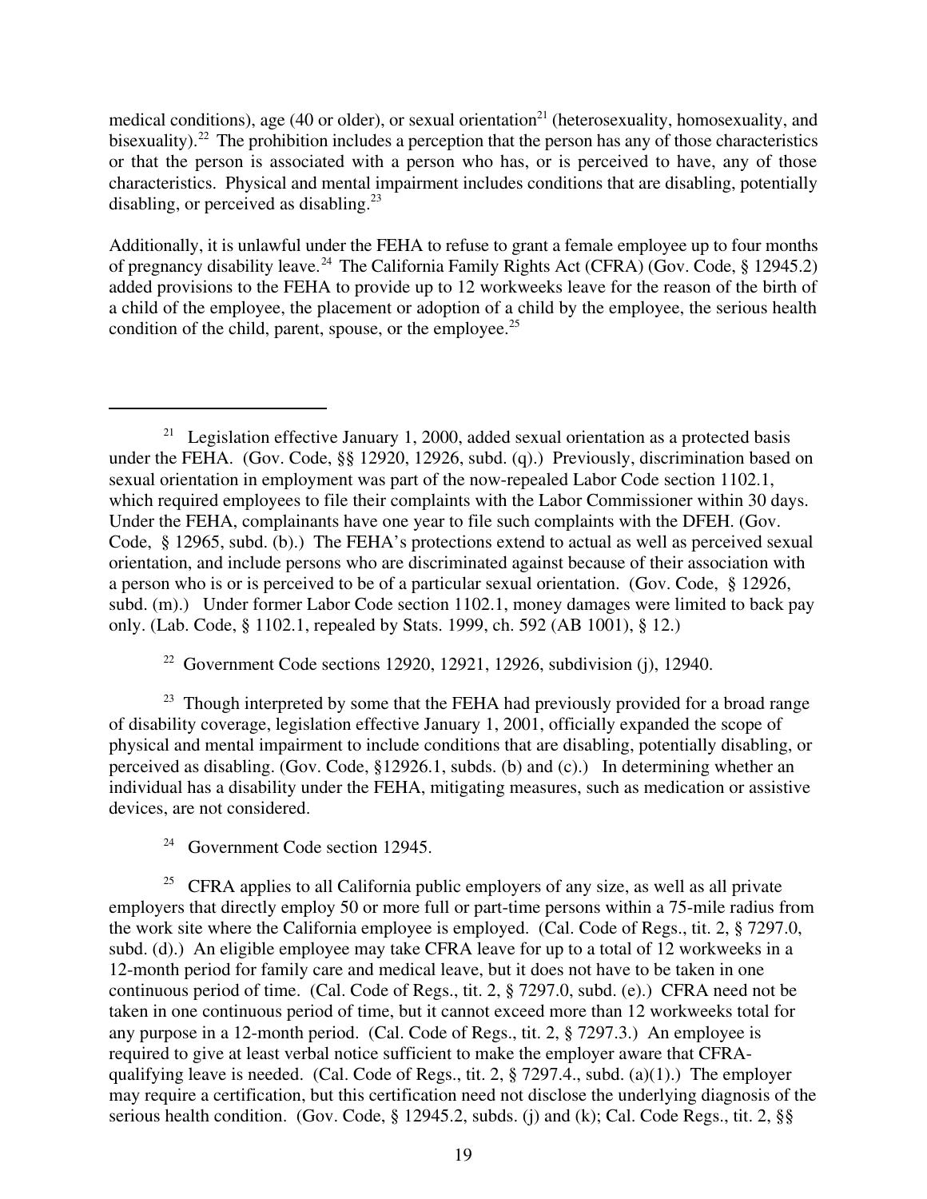medical conditions), age (40 or older), or sexual orientation[21] (heterosexuality, homosexuality, and bisexuality).[22] The prohibition includes a perception that the person has any of those characteristics or that the person is associated with a person who has, or is perceived to have, any of those characteristics. Physical and mental impairment includes conditions that are disabling, potentially disabling, or perceived as disabling.[23]

Additionally, it is unlawful under the FEHA to refuse to grant a female employee up to four months of pregnancy disability leave.[24] The California Family Rights Act (CFRA) (Gov. Code, § 12945.2) added provisions to the FEHA to provide up to 12 workweeks leave for the reason of the birth of a child of the employee, the placement or adoption of a child by the employee, the serious health condition of the child, parent, spouse, or the employee.[25]

---

[21] Legislation effective January 1, 2000, added sexual orientation as a protected basis under the FEHA. (Gov. Code, §§ 12920, 12926, subd. (q).) Previously, discrimination based on sexual orientation in employment was part of the now-repealed Labor Code section 1102.1, which required employees to file their complaints with the Labor Commissioner within 30 days. Under the FEHA, complainants have one year to file such complaints with the DFEH. (Gov. Code, § 12965, subd. (b).) The FEHA's protections extend to actual as well as perceived sexual orientation, and include persons who are discriminated against because of their association with a person who is or is perceived to be of a particular sexual orientation. (Gov. Code, § 12926, subd. (m).) Under former Labor Code section 1102.1, money damages were limited to back pay only. (Lab. Code, § 1102.1, repealed by Stats. 1999, ch. 592 (AB 1001), § 12.)

[22] Government Code sections 12920, 12921, 12926, subdivision (j), 12940.

[23] Though interpreted by some that the FEHA had previously provided for a broad range of disability coverage, legislation effective January 1, 2001, officially expanded the scope of physical and mental impairment to include conditions that are disabling, potentially disabling, or perceived as disabling. (Gov. Code, §12926.1, subds. (b) and (c).) In determining whether an individual has a disability under the FEHA, mitigating measures, such as medication or assistive devices, are not considered.

[24] Government Code section 12945.

[25] CFRA applies to all California public employers of any size, as well as all private employers that directly employ 50 or more full or part-time persons within a 75-mile radius from the work site where the California employee is employed. (Cal. Code of Regs., tit. 2, § 7297.0, subd. (d).) An eligible employee may take CFRA leave for up to a total of 12 workweeks in a 12-month period for family care and medical leave, but it does not have to be taken in one continuous period of time. (Cal. Code of Regs., tit. 2, § 7297.0, subd. (e).) CFRA need not be taken in one continuous period of time, but it cannot exceed more than 12 workweeks total for any purpose in a 12-month period. (Cal. Code of Regs., tit. 2, § 7297.3.) An employee is required to give at least verbal notice sufficient to make the employer aware that CFRA-qualifying leave is needed. (Cal. Code of Regs., tit. 2, § 7297.4., subd. (a)(1).) The employer may require a certification, but this certification need not disclose the underlying diagnosis of the serious health condition. (Gov. Code, § 12945.2, subds. (j) and (k); Cal. Code Regs., tit. 2, §§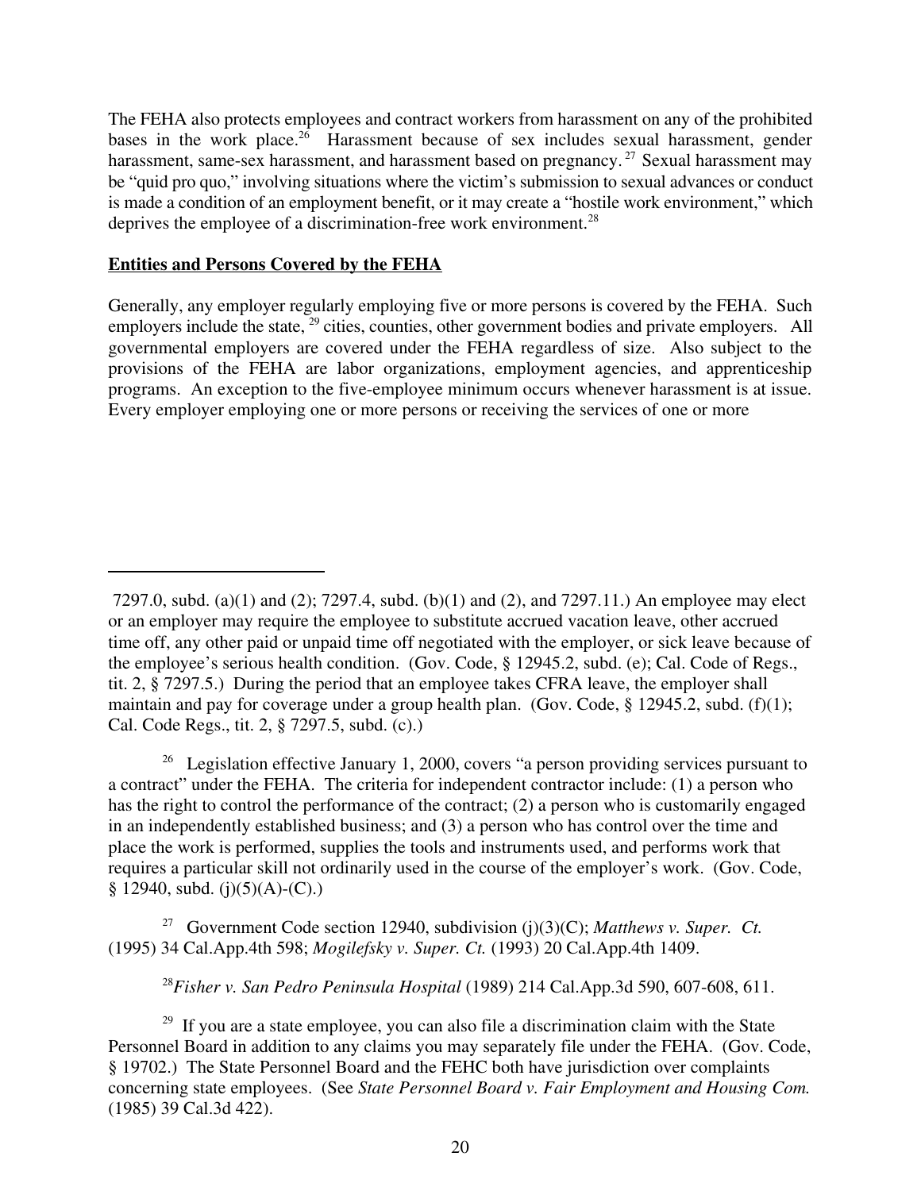The FEHA also protects employees and contract workers from harassment on any of the prohibited bases in the work place.[26] Harassment because of sex includes sexual harassment, gender harassment, same-sex harassment, and harassment based on pregnancy.[27] Sexual harassment may be "quid pro quo," involving situations where the victim's submission to sexual advances or conduct is made a condition of an employment benefit, or it may create a "hostile work environment," which deprives the employee of a discrimination-free work environment.[28]

**Entities and Persons Covered by the FEHA**

Generally, any employer regularly employing five or more persons is covered by the FEHA. Such employers include the state,[29] cities, counties, other government bodies and private employers. All governmental employers are covered under the FEHA regardless of size. Also subject to the provisions of the FEHA are labor organizations, employment agencies, and apprenticeship programs. An exception to the five-employee minimum occurs whenever harassment is at issue. Every employer employing one or more persons or receiving the services of one or more

---

7297.0, subd. (a)(1) and (2); 7297.4, subd. (b)(1) and (2), and 7297.11.) An employee may elect or an employer may require the employee to substitute accrued vacation leave, other accrued time off, any other paid or unpaid time off negotiated with the employer, or sick leave because of the employee's serious health condition. (Gov. Code, § 12945.2, subd. (e); Cal. Code of Regs., tit. 2, § 7297.5.) During the period that an employee takes CFRA leave, the employer shall maintain and pay for coverage under a group health plan. (Gov. Code, § 12945.2, subd. (f)(1); Cal. Code Regs., tit. 2, § 7297.5, subd. (c).)

[26] Legislation effective January 1, 2000, covers "a person providing services pursuant to a contract" under the FEHA. The criteria for independent contractor include: (1) a person who has the right to control the performance of the contract; (2) a person who is customarily engaged in an independently established business; and (3) a person who has control over the time and place the work is performed, supplies the tools and instruments used, and performs work that requires a particular skill not ordinarily used in the course of the employer's work. (Gov. Code, § 12940, subd. (j)(5)(A)-(C).)

[27] Government Code section 12940, subdivision (j)(3)(C); *Matthews v. Super. Ct.* (1995) 34 Cal.App.4th 598; *Mogilefsky v. Super. Ct.* (1993) 20 Cal.App.4th 1409.

[28] *Fisher v. San Pedro Peninsula Hospital* (1989) 214 Cal.App.3d 590, 607-608, 611.

[29] If you are a state employee, you can also file a discrimination claim with the State Personnel Board in addition to any claims you may separately file under the FEHA. (Gov. Code, § 19702.) The State Personnel Board and the FEHC both have jurisdiction over complaints concerning state employees. (See *State Personnel Board v. Fair Employment and Housing Com.* (1985) 39 Cal.3d 422).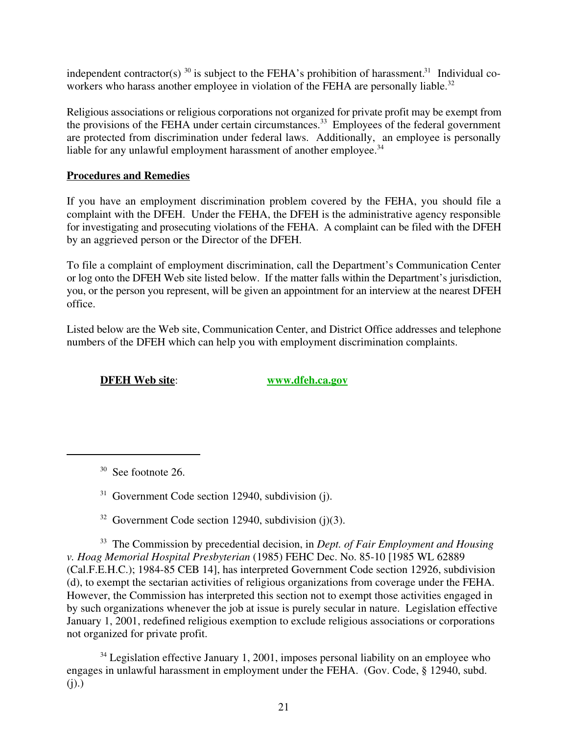independent contractor(s) [30] is subject to the FEHA's prohibition of harassment.[31] Individual co-workers who harass another employee in violation of the FEHA are personally liable.[32]

Religious associations or religious corporations not organized for private profit may be exempt from the provisions of the FEHA under certain circumstances.[33] Employees of the federal government are protected from discrimination under federal laws. Additionally, an employee is personally liable for any unlawful employment harassment of another employee.[34]

**Procedures and Remedies**

If you have an employment discrimination problem covered by the FEHA, you should file a complaint with the DFEH. Under the FEHA, the DFEH is the administrative agency responsible for investigating and prosecuting violations of the FEHA. A complaint can be filed with the DFEH by an aggrieved person or the Director of the DFEH.

To file a complaint of employment discrimination, call the Department's Communication Center or log onto the DFEH Web site listed below. If the matter falls within the Department's jurisdiction, you, or the person you represent, will be given an appointment for an interview at the nearest DFEH office.

Listed below are the Web site, Communication Center, and District Office addresses and telephone numbers of the DFEH which can help you with employment discrimination complaints.

**DFEH Web site**: **www.dfeh.ca.gov**

---

[30] See footnote 26.

[31] Government Code section 12940, subdivision (j).

[32] Government Code section 12940, subdivision (j)(3).

[33] The Commission by precedential decision, in *Dept. of Fair Employment and Housing v. Hoag Memorial Hospital Presbyterian* (1985) FEHC Dec. No. 85-10 [1985 WL 62889 (Cal.F.E.H.C.); 1984-85 CEB 14], has interpreted Government Code section 12926, subdivision (d), to exempt the sectarian activities of religious organizations from coverage under the FEHA. However, the Commission has interpreted this section not to exempt those activities engaged in by such organizations whenever the job at issue is purely secular in nature. Legislation effective January 1, 2001, redefined religious exemption to exclude religious associations or corporations not organized for private profit.

[34] Legislation effective January 1, 2001, imposes personal liability on an employee who engages in unlawful harassment in employment under the FEHA. (Gov. Code, § 12940, subd. (j).)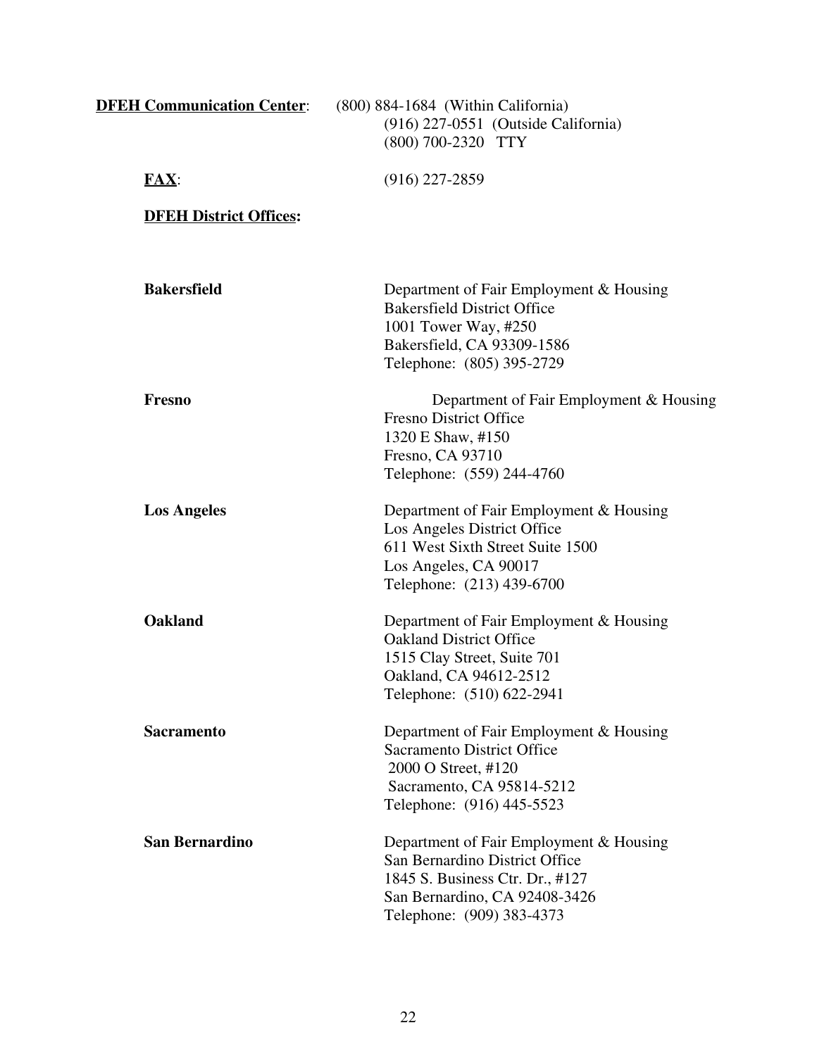**DFEH Communication Center**: (800) 884-1684 (Within California)
(916) 227-0551 (Outside California)
(800) 700-2320 TTY

**FAX**: (916) 227-2859

**DFEH District Offices:**

**Bakersfield**

Department of Fair Employment & Housing
Bakersfield District Office
1001 Tower Way, #250
Bakersfield, CA 93309-1586
Telephone: (805) 395-2729

**Fresno**

Department of Fair Employment & Housing
Fresno District Office
1320 E Shaw, #150
Fresno, CA 93710
Telephone: (559) 244-4760

**Los Angeles**

Department of Fair Employment & Housing
Los Angeles District Office
611 West Sixth Street Suite 1500
Los Angeles, CA 90017
Telephone: (213) 439-6700

**Oakland**

Department of Fair Employment & Housing
Oakland District Office
1515 Clay Street, Suite 701
Oakland, CA 94612-2512
Telephone: (510) 622-2941

**Sacramento**

Department of Fair Employment & Housing
Sacramento District Office
2000 O Street, #120
Sacramento, CA 95814-5212
Telephone: (916) 445-5523

**San Bernardino**

Department of Fair Employment & Housing
San Bernardino District Office
1845 S. Business Ctr. Dr., #127
San Bernardino, CA 92408-3426
Telephone: (909) 383-4373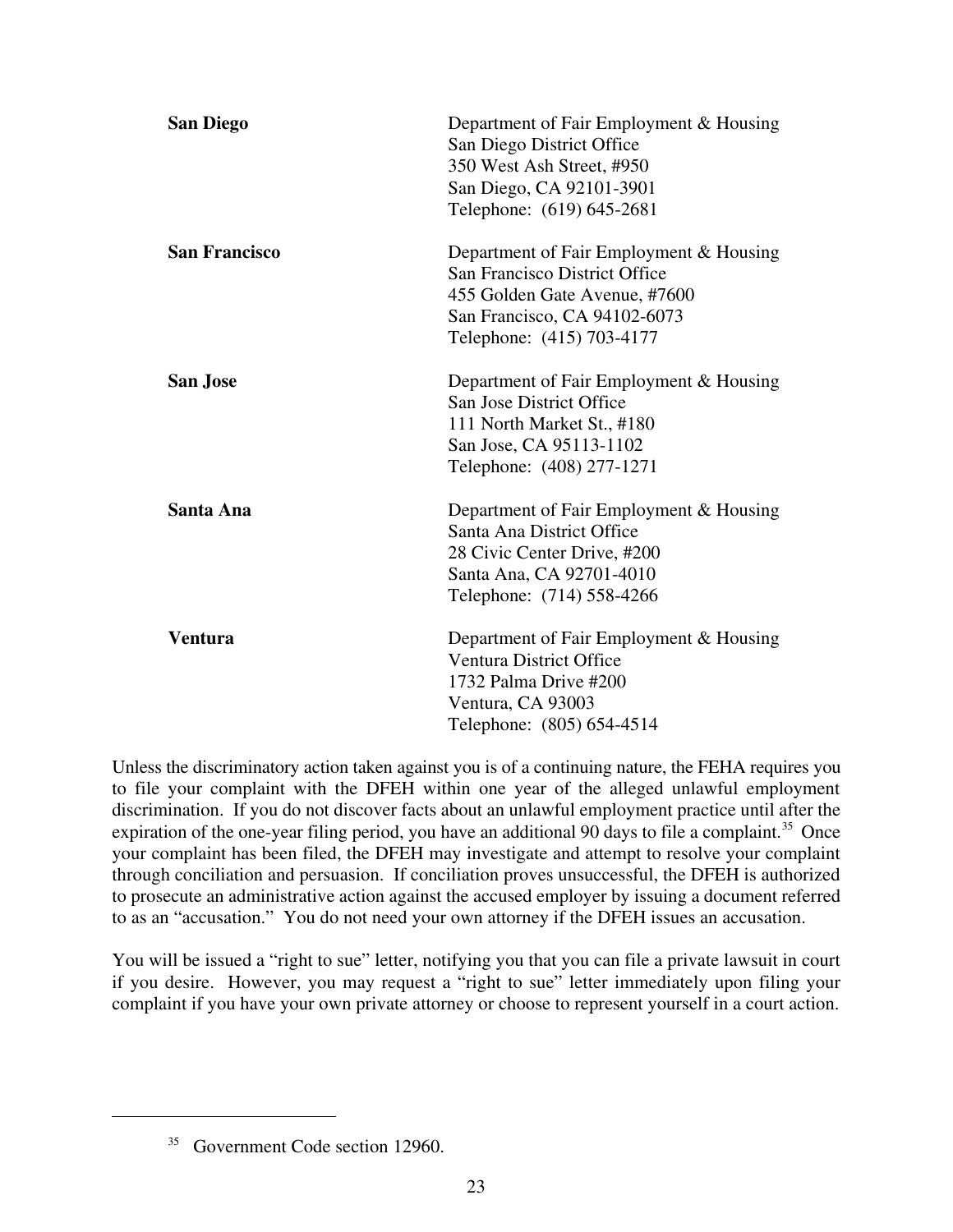| | |
|---|---|
| **San Diego** | Department of Fair Employment & Housing<br>San Diego District Office<br>350 West Ash Street, #950<br>San Diego, CA 92101-3901<br>Telephone: (619) 645-2681 |
| **San Francisco** | Department of Fair Employment & Housing<br>San Francisco District Office<br>455 Golden Gate Avenue, #7600<br>San Francisco, CA 94102-6073<br>Telephone: (415) 703-4177 |
| **San Jose** | Department of Fair Employment & Housing<br>San Jose District Office<br>111 North Market St., #180<br>San Jose, CA 95113-1102<br>Telephone: (408) 277-1271 |
| **Santa Ana** | Department of Fair Employment & Housing<br>Santa Ana District Office<br>28 Civic Center Drive, #200<br>Santa Ana, CA 92701-4010<br>Telephone: (714) 558-4266 |
| **Ventura** | Department of Fair Employment & Housing<br>Ventura District Office<br>1732 Palma Drive #200<br>Ventura, CA 93003<br>Telephone: (805) 654-4514 |

Unless the discriminatory action taken against you is of a continuing nature, the FEHA requires you to file your complaint with the DFEH within one year of the alleged unlawful employment discrimination. If you do not discover facts about an unlawful employment practice until after the expiration of the one-year filing period, you have an additional 90 days to file a complaint.[35] Once your complaint has been filed, the DFEH may investigate and attempt to resolve your complaint through conciliation and persuasion. If conciliation proves unsuccessful, the DFEH is authorized to prosecute an administrative action against the accused employer by issuing a document referred to as an "accusation." You do not need your own attorney if the DFEH issues an accusation.

You will be issued a "right to sue" letter, notifying you that you can file a private lawsuit in court if you desire. However, you may request a "right to sue" letter immediately upon filing your complaint if you have your own private attorney or choose to represent yourself in a court action.

---

[35] Government Code section 12960.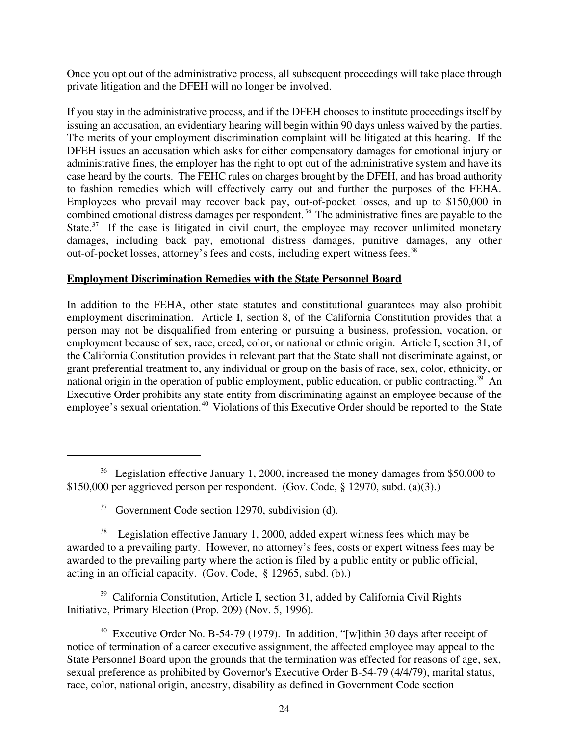Once you opt out of the administrative process, all subsequent proceedings will take place through private litigation and the DFEH will no longer be involved.

If you stay in the administrative process, and if the DFEH chooses to institute proceedings itself by issuing an accusation, an evidentiary hearing will begin within 90 days unless waived by the parties. The merits of your employment discrimination complaint will be litigated at this hearing. If the DFEH issues an accusation which asks for either compensatory damages for emotional injury or administrative fines, the employer has the right to opt out of the administrative system and have its case heard by the courts. The FEHC rules on charges brought by the DFEH, and has broad authority to fashion remedies which will effectively carry out and further the purposes of the FEHA. Employees who prevail may recover back pay, out-of-pocket losses, and up to $150,000 in combined emotional distress damages per respondent.[36] The administrative fines are payable to the State.[37] If the case is litigated in civil court, the employee may recover unlimited monetary damages, including back pay, emotional distress damages, punitive damages, any other out-of-pocket losses, attorney's fees and costs, including expert witness fees.[38]

**Employment Discrimination Remedies with the State Personnel Board**

In addition to the FEHA, other state statutes and constitutional guarantees may also prohibit employment discrimination. Article I, section 8, of the California Constitution provides that a person may not be disqualified from entering or pursuing a business, profession, vocation, or employment because of sex, race, creed, color, or national or ethnic origin. Article I, section 31, of the California Constitution provides in relevant part that the State shall not discriminate against, or grant preferential treatment to, any individual or group on the basis of race, sex, color, ethnicity, or national origin in the operation of public employment, public education, or public contracting.[39] An Executive Order prohibits any state entity from discriminating against an employee because of the employee's sexual orientation.[40] Violations of this Executive Order should be reported to the State

---

[36] Legislation effective January 1, 2000, increased the money damages from $50,000 to $150,000 per aggrieved person per respondent. (Gov. Code, § 12970, subd. (a)(3).)

[37] Government Code section 12970, subdivision (d).

[38] Legislation effective January 1, 2000, added expert witness fees which may be awarded to a prevailing party. However, no attorney's fees, costs or expert witness fees may be awarded to the prevailing party where the action is filed by a public entity or public official, acting in an official capacity. (Gov. Code, § 12965, subd. (b).)

[39] California Constitution, Article I, section 31, added by California Civil Rights Initiative, Primary Election (Prop. 209) (Nov. 5, 1996).

[40] Executive Order No. B-54-79 (1979). In addition, "[w]ithin 30 days after receipt of notice of termination of a career executive assignment, the affected employee may appeal to the State Personnel Board upon the grounds that the termination was effected for reasons of age, sex, sexual preference as prohibited by Governor's Executive Order B-54-79 (4/4/79), marital status, race, color, national origin, ancestry, disability as defined in Government Code section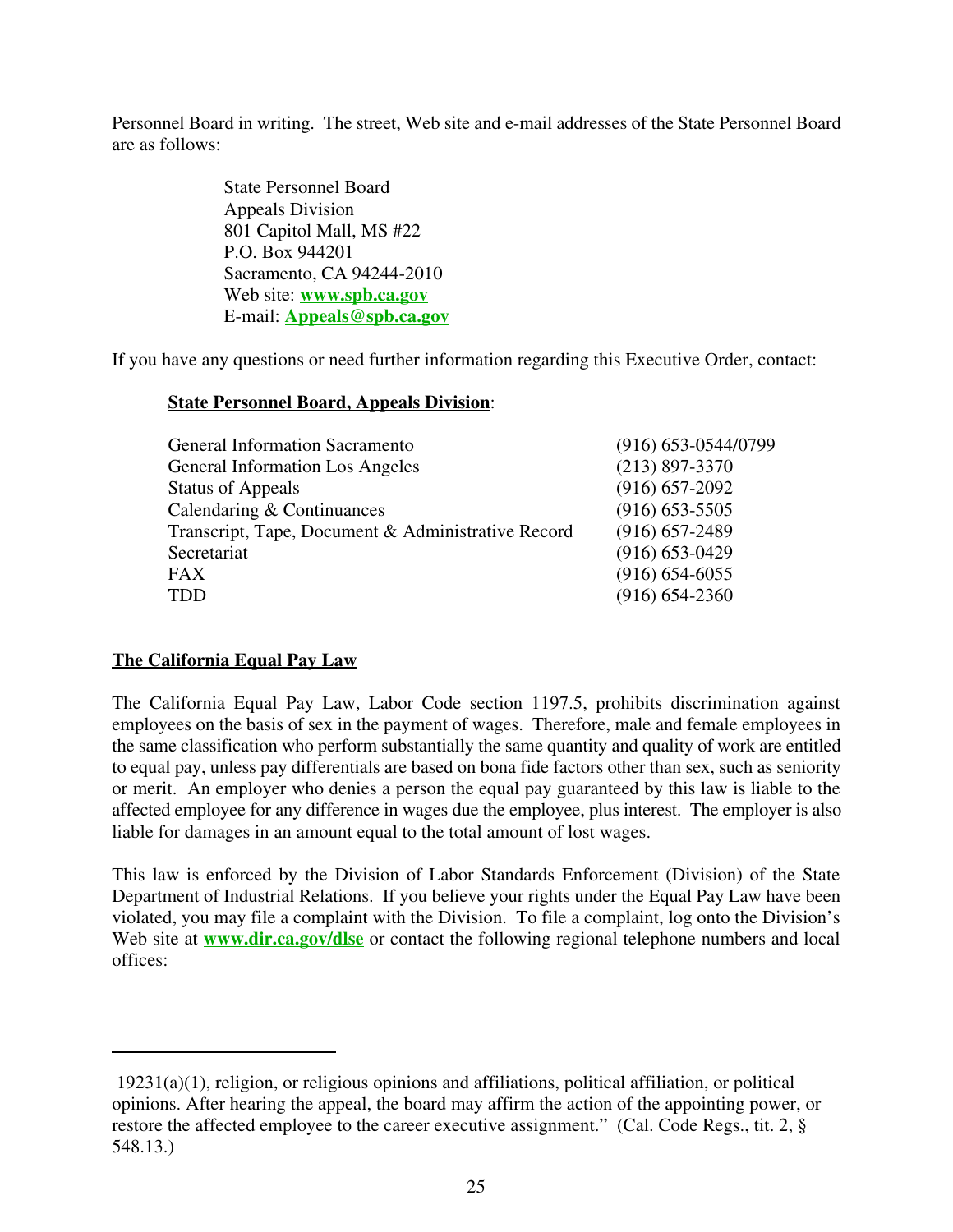Personnel Board in writing. The street, Web site and e-mail addresses of the State Personnel Board are as follows:

> State Personnel Board
> Appeals Division
> 801 Capitol Mall, MS #22
> P.O. Box 944201
> Sacramento, CA 94244-2010
> Web site: **www.spb.ca.gov**
> E-mail: **Appeals@spb.ca.gov**

If you have any questions or need further information regarding this Executive Order, contact:

**State Personnel Board, Appeals Division**:

| | |
|---|---|
| General Information Sacramento | (916) 653-0544/0799 |
| General Information Los Angeles | (213) 897-3370 |
| Status of Appeals | (916) 657-2092 |
| Calendaring & Continuances | (916) 653-5505 |
| Transcript, Tape, Document & Administrative Record | (916) 657-2489 |
| Secretariat | (916) 653-0429 |
| FAX | (916) 654-6055 |
| TDD | (916) 654-2360 |

**The California Equal Pay Law**

The California Equal Pay Law, Labor Code section 1197.5, prohibits discrimination against employees on the basis of sex in the payment of wages. Therefore, male and female employees in the same classification who perform substantially the same quantity and quality of work are entitled to equal pay, unless pay differentials are based on bona fide factors other than sex, such as seniority or merit. An employer who denies a person the equal pay guaranteed by this law is liable to the affected employee for any difference in wages due the employee, plus interest. The employer is also liable for damages in an amount equal to the total amount of lost wages.

This law is enforced by the Division of Labor Standards Enforcement (Division) of the State Department of Industrial Relations. If you believe your rights under the Equal Pay Law have been violated, you may file a complaint with the Division. To file a complaint, log onto the Division's Web site at **www.dir.ca.gov/dlse** or contact the following regional telephone numbers and local offices:

---

19231(a)(1), religion, or religious opinions and affiliations, political affiliation, or political opinions. After hearing the appeal, the board may affirm the action of the appointing power, or restore the affected employee to the career executive assignment." (Cal. Code Regs., tit. 2, § 548.13.)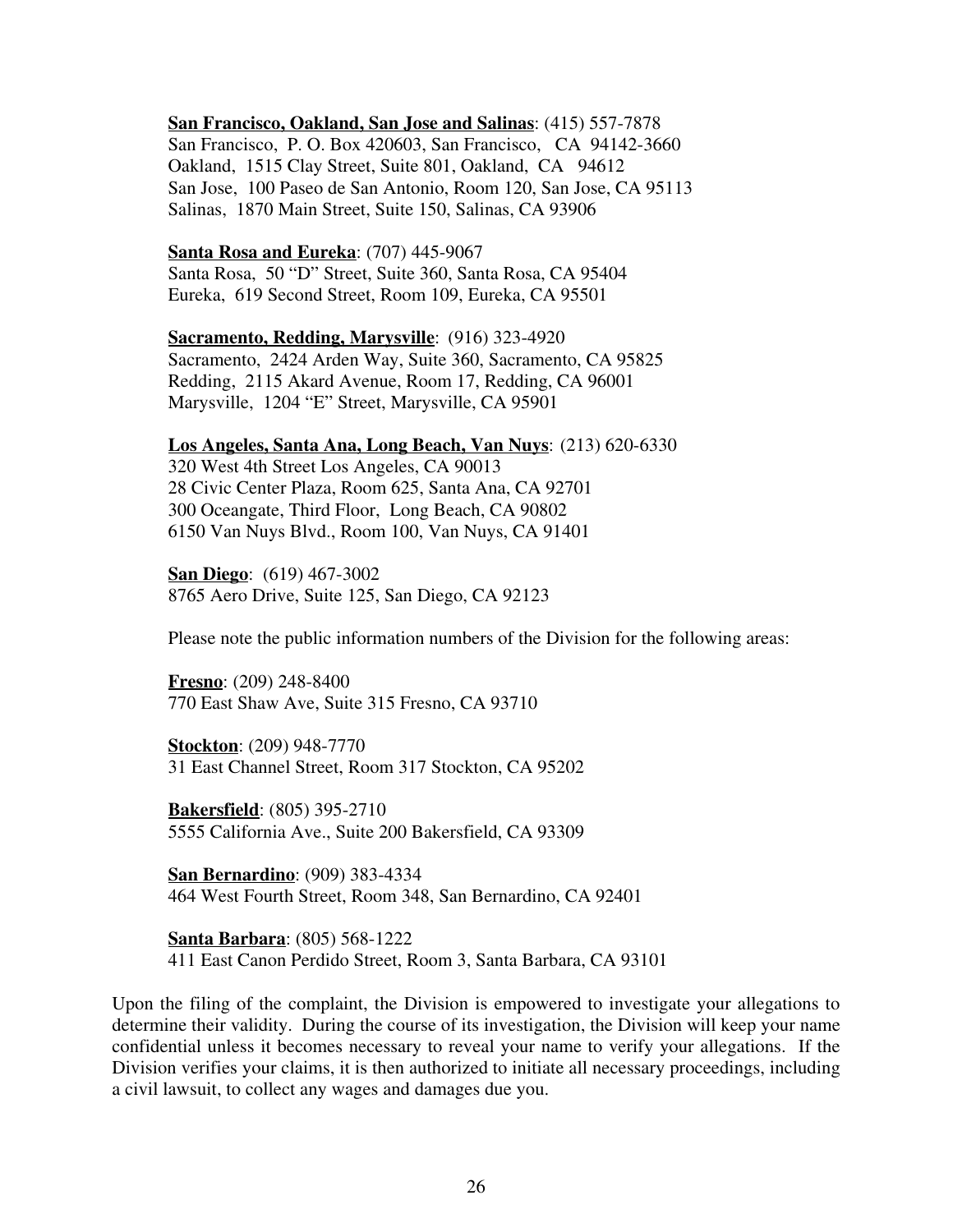**San Francisco, Oakland, San Jose and Salinas**: (415) 557-7878
San Francisco, P. O. Box 420603, San Francisco, CA 94142-3660
Oakland, 1515 Clay Street, Suite 801, Oakland, CA 94612
San Jose, 100 Paseo de San Antonio, Room 120, San Jose, CA 95113
Salinas, 1870 Main Street, Suite 150, Salinas, CA 93906

**Santa Rosa and Eureka**: (707) 445-9067
Santa Rosa, 50 "D" Street, Suite 360, Santa Rosa, CA 95404
Eureka, 619 Second Street, Room 109, Eureka, CA 95501

**Sacramento, Redding, Marysville**: (916) 323-4920
Sacramento, 2424 Arden Way, Suite 360, Sacramento, CA 95825
Redding, 2115 Akard Avenue, Room 17, Redding, CA 96001
Marysville, 1204 "E" Street, Marysville, CA 95901

**Los Angeles, Santa Ana, Long Beach, Van Nuys**: (213) 620-6330
320 West 4th Street Los Angeles, CA 90013
28 Civic Center Plaza, Room 625, Santa Ana, CA 92701
300 Oceangate, Third Floor, Long Beach, CA 90802
6150 Van Nuys Blvd., Room 100, Van Nuys, CA 91401

**San Diego**: (619) 467-3002
8765 Aero Drive, Suite 125, San Diego, CA 92123

Please note the public information numbers of the Division for the following areas:

**Fresno**: (209) 248-8400
770 East Shaw Ave, Suite 315 Fresno, CA 93710

**Stockton**: (209) 948-7770
31 East Channel Street, Room 317 Stockton, CA 95202

**Bakersfield**: (805) 395-2710
5555 California Ave., Suite 200 Bakersfield, CA 93309

**San Bernardino**: (909) 383-4334
464 West Fourth Street, Room 348, San Bernardino, CA 92401

**Santa Barbara**: (805) 568-1222
411 East Canon Perdido Street, Room 3, Santa Barbara, CA 93101

Upon the filing of the complaint, the Division is empowered to investigate your allegations to determine their validity. During the course of its investigation, the Division will keep your name confidential unless it becomes necessary to reveal your name to verify your allegations. If the Division verifies your claims, it is then authorized to initiate all necessary proceedings, including a civil lawsuit, to collect any wages and damages due you.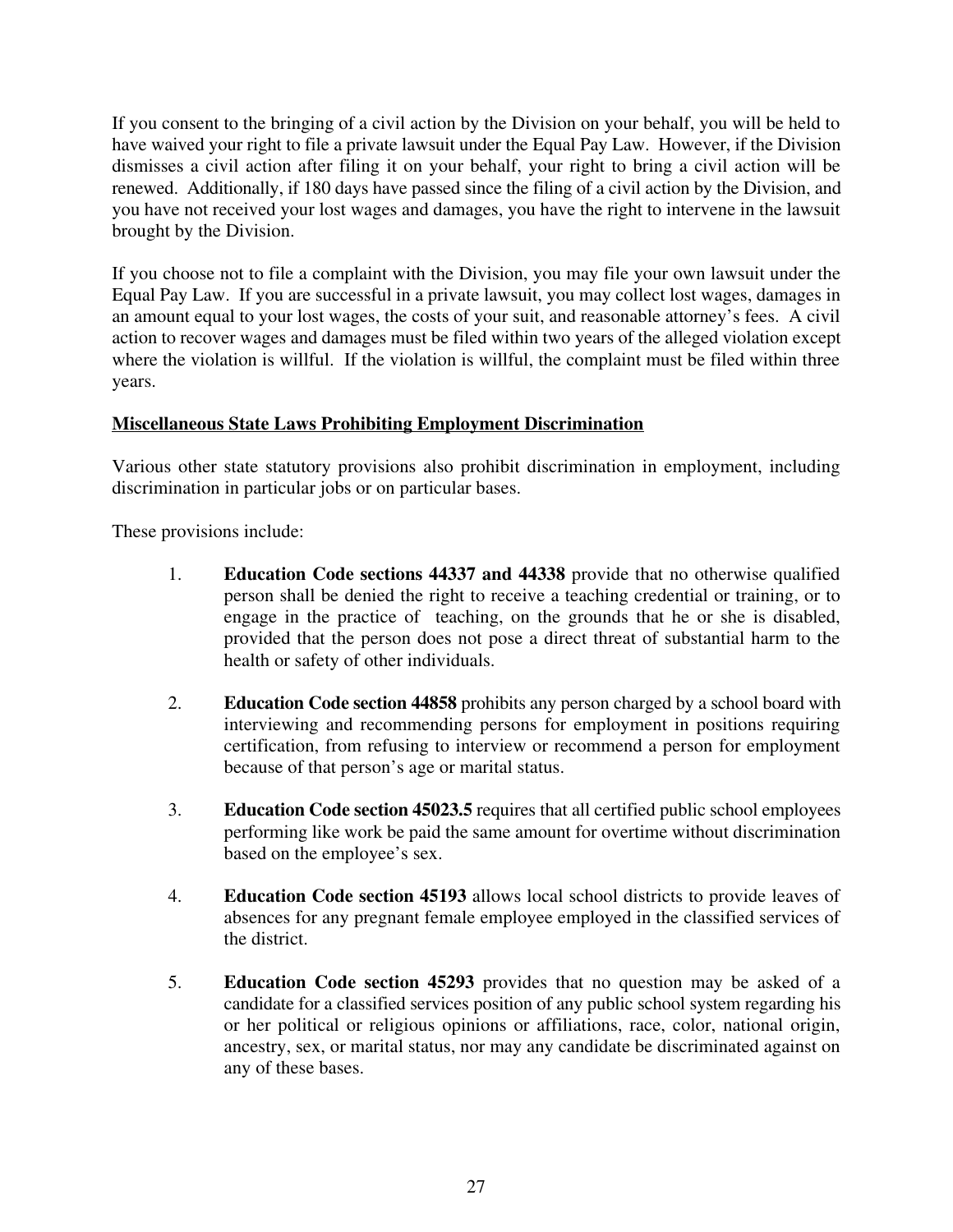If you consent to the bringing of a civil action by the Division on your behalf, you will be held to have waived your right to file a private lawsuit under the Equal Pay Law. However, if the Division dismisses a civil action after filing it on your behalf, your right to bring a civil action will be renewed. Additionally, if 180 days have passed since the filing of a civil action by the Division, and you have not received your lost wages and damages, you have the right to intervene in the lawsuit brought by the Division.

If you choose not to file a complaint with the Division, you may file your own lawsuit under the Equal Pay Law. If you are successful in a private lawsuit, you may collect lost wages, damages in an amount equal to your lost wages, the costs of your suit, and reasonable attorney's fees. A civil action to recover wages and damages must be filed within two years of the alleged violation except where the violation is willful. If the violation is willful, the complaint must be filed within three years.

**Miscellaneous State Laws Prohibiting Employment Discrimination**

Various other state statutory provisions also prohibit discrimination in employment, including discrimination in particular jobs or on particular bases.

These provisions include:

1. **Education Code sections 44337 and 44338** provide that no otherwise qualified person shall be denied the right to receive a teaching credential or training, or to engage in the practice of teaching, on the grounds that he or she is disabled, provided that the person does not pose a direct threat of substantial harm to the health or safety of other individuals.

2. **Education Code section 44858** prohibits any person charged by a school board with interviewing and recommending persons for employment in positions requiring certification, from refusing to interview or recommend a person for employment because of that person's age or marital status.

3. **Education Code section 45023.5** requires that all certified public school employees performing like work be paid the same amount for overtime without discrimination based on the employee's sex.

4. **Education Code section 45193** allows local school districts to provide leaves of absences for any pregnant female employee employed in the classified services of the district.

5. **Education Code section 45293** provides that no question may be asked of a candidate for a classified services position of any public school system regarding his or her political or religious opinions or affiliations, race, color, national origin, ancestry, sex, or marital status, nor may any candidate be discriminated against on any of these bases.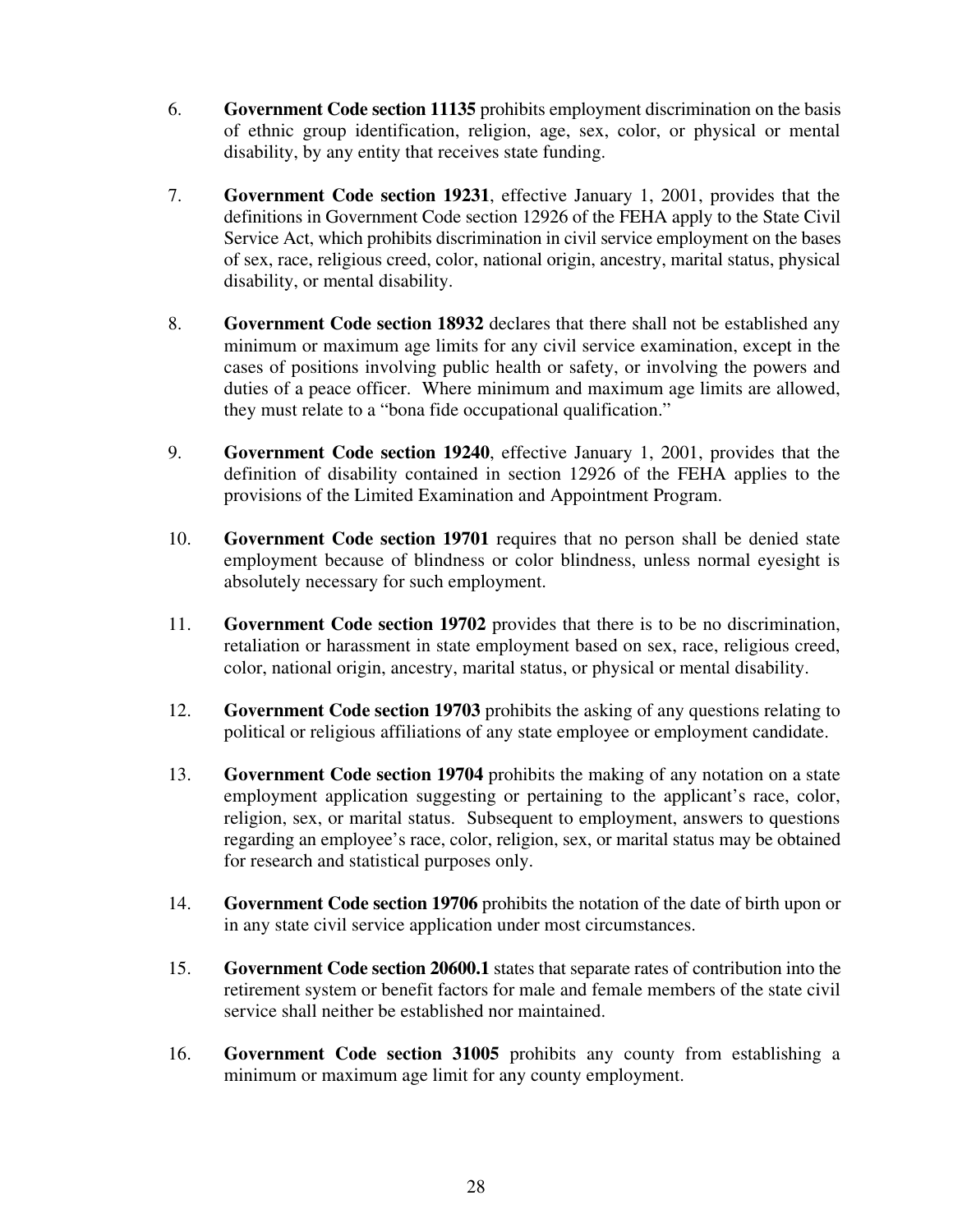6. **Government Code section 11135** prohibits employment discrimination on the basis of ethnic group identification, religion, age, sex, color, or physical or mental disability, by any entity that receives state funding.

7. **Government Code section 19231**, effective January 1, 2001, provides that the definitions in Government Code section 12926 of the FEHA apply to the State Civil Service Act, which prohibits discrimination in civil service employment on the bases of sex, race, religious creed, color, national origin, ancestry, marital status, physical disability, or mental disability.

8. **Government Code section 18932** declares that there shall not be established any minimum or maximum age limits for any civil service examination, except in the cases of positions involving public health or safety, or involving the powers and duties of a peace officer. Where minimum and maximum age limits are allowed, they must relate to a "bona fide occupational qualification."

9. **Government Code section 19240**, effective January 1, 2001, provides that the definition of disability contained in section 12926 of the FEHA applies to the provisions of the Limited Examination and Appointment Program.

10. **Government Code section 19701** requires that no person shall be denied state employment because of blindness or color blindness, unless normal eyesight is absolutely necessary for such employment.

11. **Government Code section 19702** provides that there is to be no discrimination, retaliation or harassment in state employment based on sex, race, religious creed, color, national origin, ancestry, marital status, or physical or mental disability.

12. **Government Code section 19703** prohibits the asking of any questions relating to political or religious affiliations of any state employee or employment candidate.

13. **Government Code section 19704** prohibits the making of any notation on a state employment application suggesting or pertaining to the applicant's race, color, religion, sex, or marital status. Subsequent to employment, answers to questions regarding an employee's race, color, religion, sex, or marital status may be obtained for research and statistical purposes only.

14. **Government Code section 19706** prohibits the notation of the date of birth upon or in any state civil service application under most circumstances.

15. **Government Code section 20600.1** states that separate rates of contribution into the retirement system or benefit factors for male and female members of the state civil service shall neither be established nor maintained.

16. **Government Code section 31005** prohibits any county from establishing a minimum or maximum age limit for any county employment.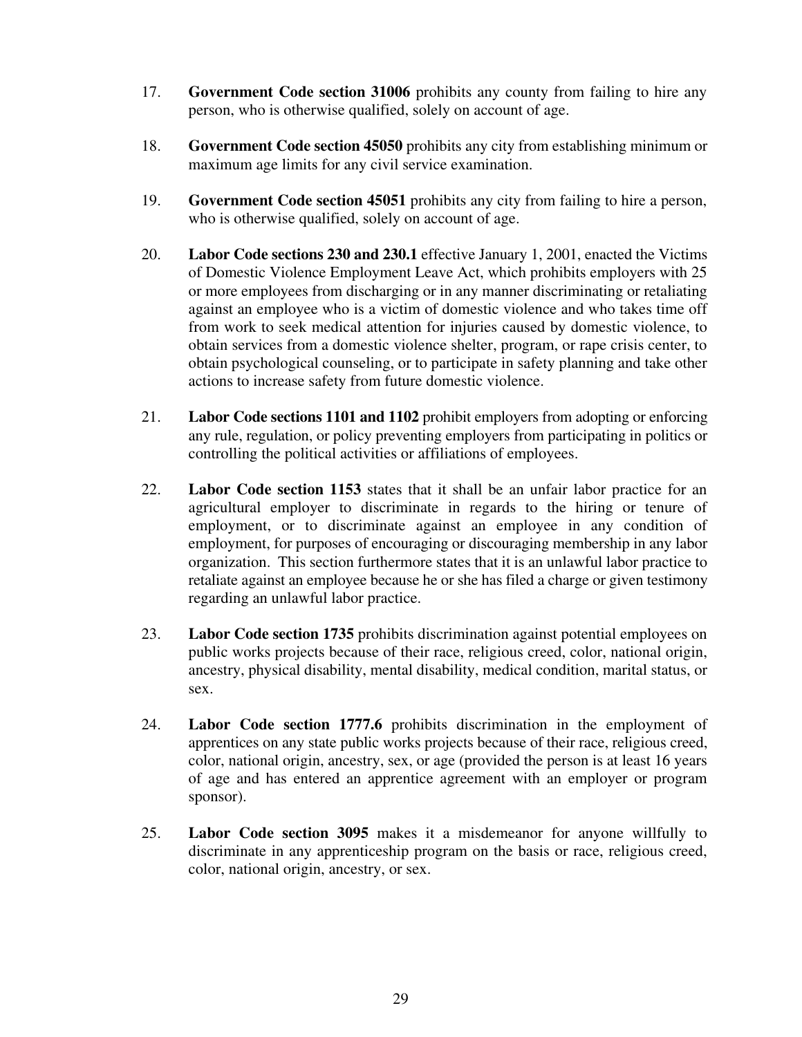17. **Government Code section 31006** prohibits any county from failing to hire any person, who is otherwise qualified, solely on account of age.

18. **Government Code section 45050** prohibits any city from establishing minimum or maximum age limits for any civil service examination.

19. **Government Code section 45051** prohibits any city from failing to hire a person, who is otherwise qualified, solely on account of age.

20. **Labor Code sections 230 and 230.1** effective January 1, 2001, enacted the Victims of Domestic Violence Employment Leave Act, which prohibits employers with 25 or more employees from discharging or in any manner discriminating or retaliating against an employee who is a victim of domestic violence and who takes time off from work to seek medical attention for injuries caused by domestic violence, to obtain services from a domestic violence shelter, program, or rape crisis center, to obtain psychological counseling, or to participate in safety planning and take other actions to increase safety from future domestic violence.

21. **Labor Code sections 1101 and 1102** prohibit employers from adopting or enforcing any rule, regulation, or policy preventing employers from participating in politics or controlling the political activities or affiliations of employees.

22. **Labor Code section 1153** states that it shall be an unfair labor practice for an agricultural employer to discriminate in regards to the hiring or tenure of employment, or to discriminate against an employee in any condition of employment, for purposes of encouraging or discouraging membership in any labor organization. This section furthermore states that it is an unlawful labor practice to retaliate against an employee because he or she has filed a charge or given testimony regarding an unlawful labor practice.

23. **Labor Code section 1735** prohibits discrimination against potential employees on public works projects because of their race, religious creed, color, national origin, ancestry, physical disability, mental disability, medical condition, marital status, or sex.

24. **Labor Code section 1777.6** prohibits discrimination in the employment of apprentices on any state public works projects because of their race, religious creed, color, national origin, ancestry, sex, or age (provided the person is at least 16 years of age and has entered an apprentice agreement with an employer or program sponsor).

25. **Labor Code section 3095** makes it a misdemeanor for anyone willfully to discriminate in any apprenticeship program on the basis or race, religious creed, color, national origin, ancestry, or sex.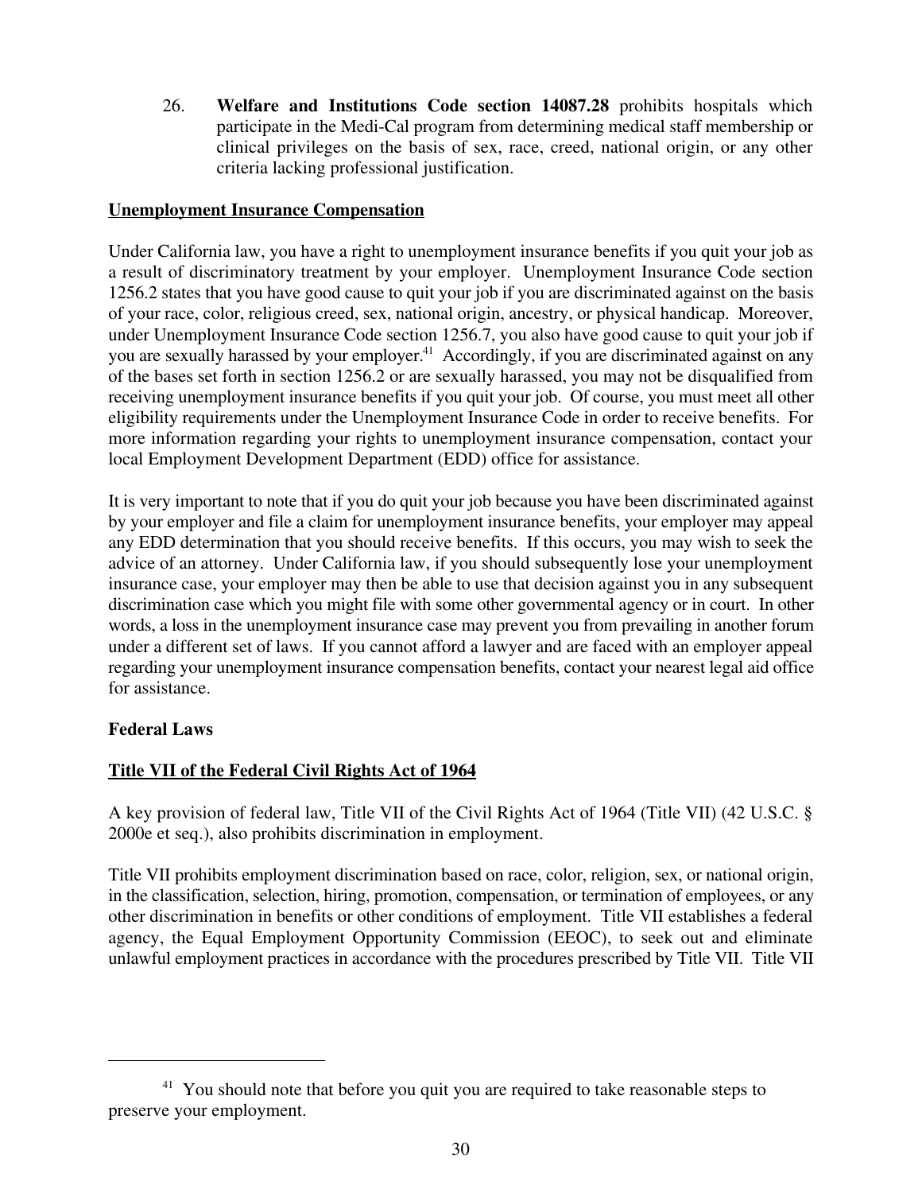26. **Welfare and Institutions Code section 14087.28** prohibits hospitals which participate in the Medi-Cal program from determining medical staff membership or clinical privileges on the basis of sex, race, creed, national origin, or any other criteria lacking professional justification.

## Unemployment Insurance Compensation

Under California law, you have a right to unemployment insurance benefits if you quit your job as a result of discriminatory treatment by your employer. Unemployment Insurance Code section 1256.2 states that you have good cause to quit your job if you are discriminated against on the basis of your race, color, religious creed, sex, national origin, ancestry, or physical handicap. Moreover, under Unemployment Insurance Code section 1256.7, you also have good cause to quit your job if you are sexually harassed by your employer.[41] Accordingly, if you are discriminated against on any of the bases set forth in section 1256.2 or are sexually harassed, you may not be disqualified from receiving unemployment insurance benefits if you quit your job. Of course, you must meet all other eligibility requirements under the Unemployment Insurance Code in order to receive benefits. For more information regarding your rights to unemployment insurance compensation, contact your local Employment Development Department (EDD) office for assistance.

It is very important to note that if you do quit your job because you have been discriminated against by your employer and file a claim for unemployment insurance benefits, your employer may appeal any EDD determination that you should receive benefits. If this occurs, you may wish to seek the advice of an attorney. Under California law, if you should subsequently lose your unemployment insurance case, your employer may then be able to use that decision against you in any subsequent discrimination case which you might file with some other governmental agency or in court. In other words, a loss in the unemployment insurance case may prevent you from prevailing in another forum under a different set of laws. If you cannot afford a lawyer and are faced with an employer appeal regarding your unemployment insurance compensation benefits, contact your nearest legal aid office for assistance.

# Federal Laws

## Title VII of the Federal Civil Rights Act of 1964

A key provision of federal law, Title VII of the Civil Rights Act of 1964 (Title VII) (42 U.S.C. § 2000e et seq.), also prohibits discrimination in employment.

Title VII prohibits employment discrimination based on race, color, religion, sex, or national origin, in the classification, selection, hiring, promotion, compensation, or termination of employees, or any other discrimination in benefits or other conditions of employment. Title VII establishes a federal agency, the Equal Employment Opportunity Commission (EEOC), to seek out and eliminate unlawful employment practices in accordance with the procedures prescribed by Title VII. Title VII

---

[41] You should note that before you quit you are required to take reasonable steps to preserve your employment.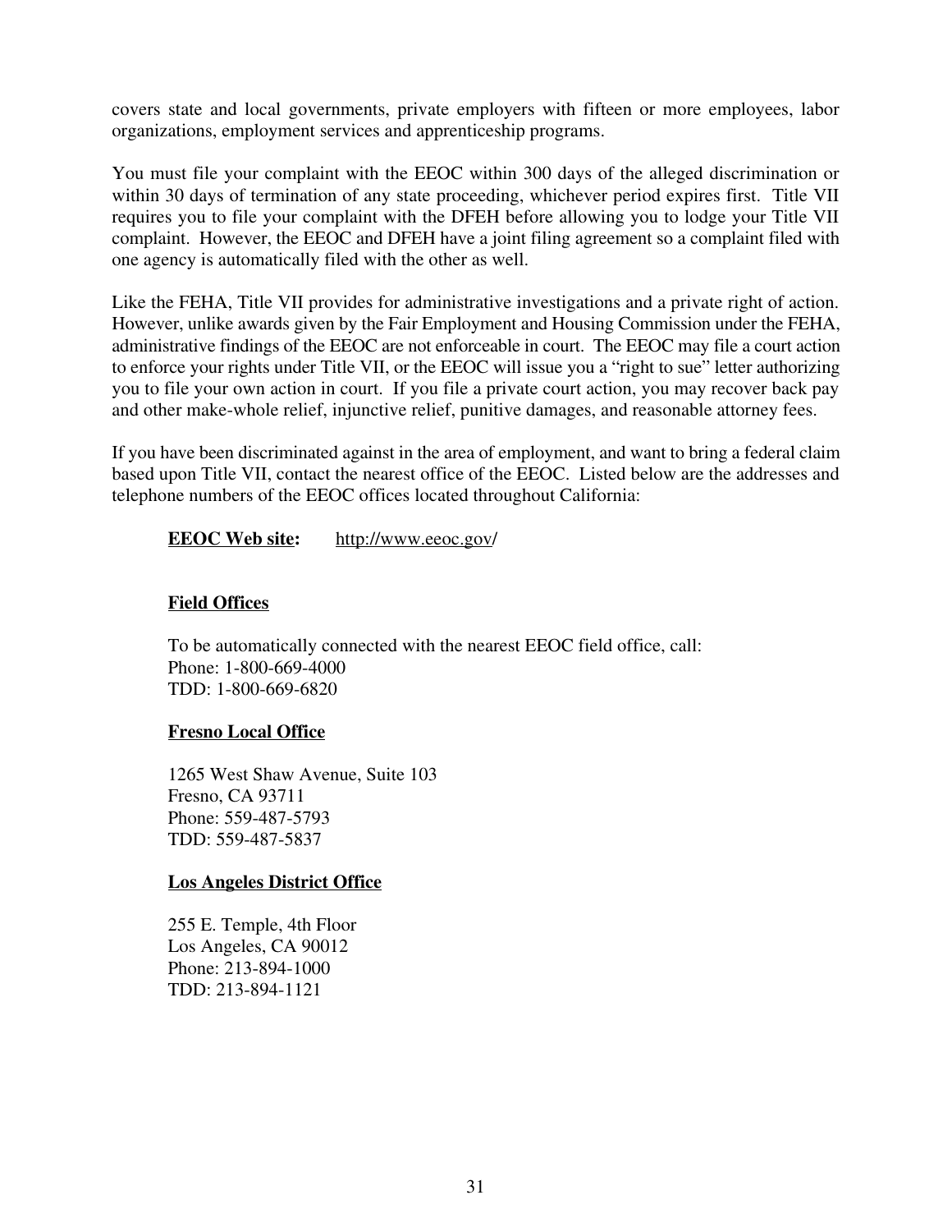covers state and local governments, private employers with fifteen or more employees, labor organizations, employment services and apprenticeship programs.

You must file your complaint with the EEOC within 300 days of the alleged discrimination or within 30 days of termination of any state proceeding, whichever period expires first. Title VII requires you to file your complaint with the DFEH before allowing you to lodge your Title VII complaint. However, the EEOC and DFEH have a joint filing agreement so a complaint filed with one agency is automatically filed with the other as well.

Like the FEHA, Title VII provides for administrative investigations and a private right of action. However, unlike awards given by the Fair Employment and Housing Commission under the FEHA, administrative findings of the EEOC are not enforceable in court. The EEOC may file a court action to enforce your rights under Title VII, or the EEOC will issue you a "right to sue" letter authorizing you to file your own action in court. If you file a private court action, you may recover back pay and other make-whole relief, injunctive relief, punitive damages, and reasonable attorney fees.

If you have been discriminated against in the area of employment, and want to bring a federal claim based upon Title VII, contact the nearest office of the EEOC. Listed below are the addresses and telephone numbers of the EEOC offices located throughout California:

**EEOC Web site:** http://www.eeoc.gov/

**Field Offices**

To be automatically connected with the nearest EEOC field office, call:
Phone: 1-800-669-4000
TDD: 1-800-669-6820

**Fresno Local Office**

1265 West Shaw Avenue, Suite 103
Fresno, CA 93711
Phone: 559-487-5793
TDD: 559-487-5837

**Los Angeles District Office**

255 E. Temple, 4th Floor
Los Angeles, CA 90012
Phone: 213-894-1000
TDD: 213-894-1121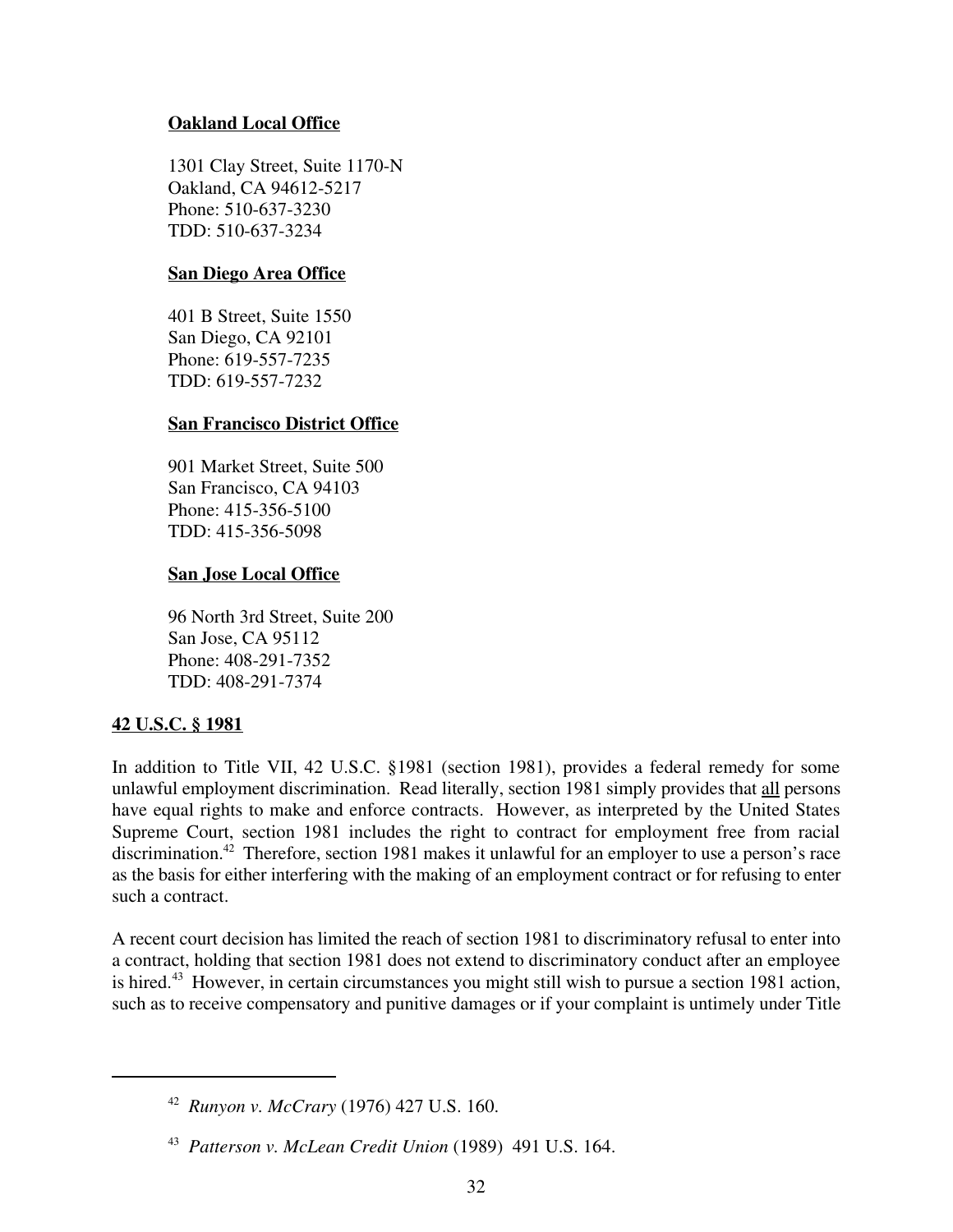**Oakland Local Office**

1301 Clay Street, Suite 1170-N
Oakland, CA 94612-5217
Phone: 510-637-3230
TDD: 510-637-3234

**San Diego Area Office**

401 B Street, Suite 1550
San Diego, CA 92101
Phone: 619-557-7235
TDD: 619-557-7232

**San Francisco District Office**

901 Market Street, Suite 500
San Francisco, CA 94103
Phone: 415-356-5100
TDD: 415-356-5098

**San Jose Local Office**

96 North 3rd Street, Suite 200
San Jose, CA 95112
Phone: 408-291-7352
TDD: 408-291-7374

**42 U.S.C. § 1981**

In addition to Title VII, 42 U.S.C. §1981 (section 1981), provides a federal remedy for some unlawful employment discrimination. Read literally, section 1981 simply provides that all persons have equal rights to make and enforce contracts. However, as interpreted by the United States Supreme Court, section 1981 includes the right to contract for employment free from racial discrimination.[42] Therefore, section 1981 makes it unlawful for an employer to use a person's race as the basis for either interfering with the making of an employment contract or for refusing to enter such a contract.

A recent court decision has limited the reach of section 1981 to discriminatory refusal to enter into a contract, holding that section 1981 does not extend to discriminatory conduct after an employee is hired.[43] However, in certain circumstances you might still wish to pursue a section 1981 action, such as to receive compensatory and punitive damages or if your complaint is untimely under Title

---

[42] *Runyon v. McCrary* (1976) 427 U.S. 160.

[43] *Patterson v. McLean Credit Union* (1989) 491 U.S. 164.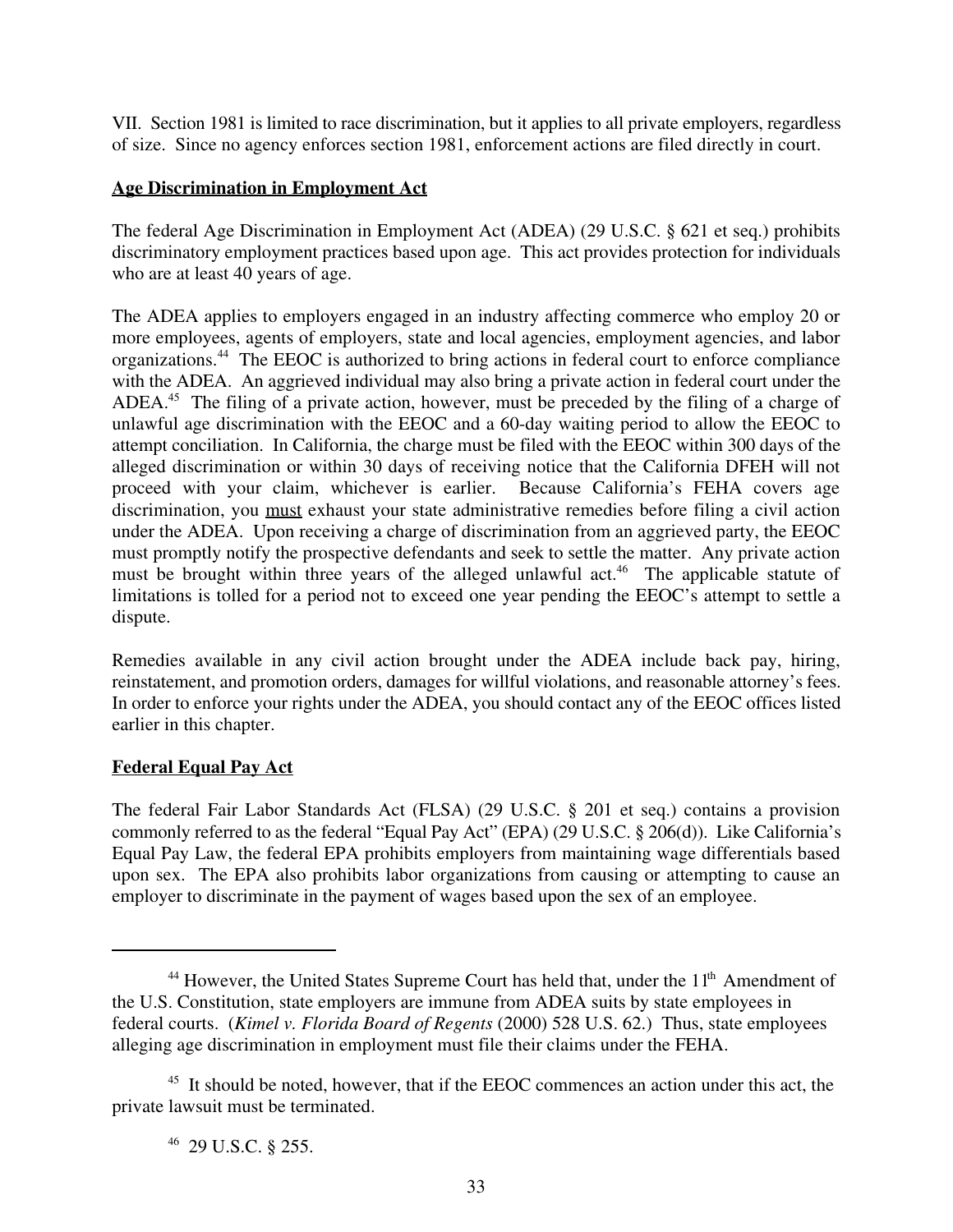VII. Section 1981 is limited to race discrimination, but it applies to all private employers, regardless of size. Since no agency enforces section 1981, enforcement actions are filed directly in court.

**Age Discrimination in Employment Act**

The federal Age Discrimination in Employment Act (ADEA) (29 U.S.C. § 621 et seq.) prohibits discriminatory employment practices based upon age. This act provides protection for individuals who are at least 40 years of age.

The ADEA applies to employers engaged in an industry affecting commerce who employ 20 or more employees, agents of employers, state and local agencies, employment agencies, and labor organizations.[44] The EEOC is authorized to bring actions in federal court to enforce compliance with the ADEA. An aggrieved individual may also bring a private action in federal court under the ADEA.[45] The filing of a private action, however, must be preceded by the filing of a charge of unlawful age discrimination with the EEOC and a 60-day waiting period to allow the EEOC to attempt conciliation. In California, the charge must be filed with the EEOC within 300 days of the alleged discrimination or within 30 days of receiving notice that the California DFEH will not proceed with your claim, whichever is earlier. Because California's FEHA covers age discrimination, you must exhaust your state administrative remedies before filing a civil action under the ADEA. Upon receiving a charge of discrimination from an aggrieved party, the EEOC must promptly notify the prospective defendants and seek to settle the matter. Any private action must be brought within three years of the alleged unlawful act.[46] The applicable statute of limitations is tolled for a period not to exceed one year pending the EEOC's attempt to settle a dispute.

Remedies available in any civil action brought under the ADEA include back pay, hiring, reinstatement, and promotion orders, damages for willful violations, and reasonable attorney's fees. In order to enforce your rights under the ADEA, you should contact any of the EEOC offices listed earlier in this chapter.

**Federal Equal Pay Act**

The federal Fair Labor Standards Act (FLSA) (29 U.S.C. § 201 et seq.) contains a provision commonly referred to as the federal "Equal Pay Act" (EPA) (29 U.S.C. § 206(d)). Like California's Equal Pay Law, the federal EPA prohibits employers from maintaining wage differentials based upon sex. The EPA also prohibits labor organizations from causing or attempting to cause an employer to discriminate in the payment of wages based upon the sex of an employee.

---

[44] However, the United States Supreme Court has held that, under the 11th Amendment of the U.S. Constitution, state employers are immune from ADEA suits by state employees in federal courts. (*Kimel v. Florida Board of Regents* (2000) 528 U.S. 62.) Thus, state employees alleging age discrimination in employment must file their claims under the FEHA.

[45] It should be noted, however, that if the EEOC commences an action under this act, the private lawsuit must be terminated.

[46] 29 U.S.C. § 255.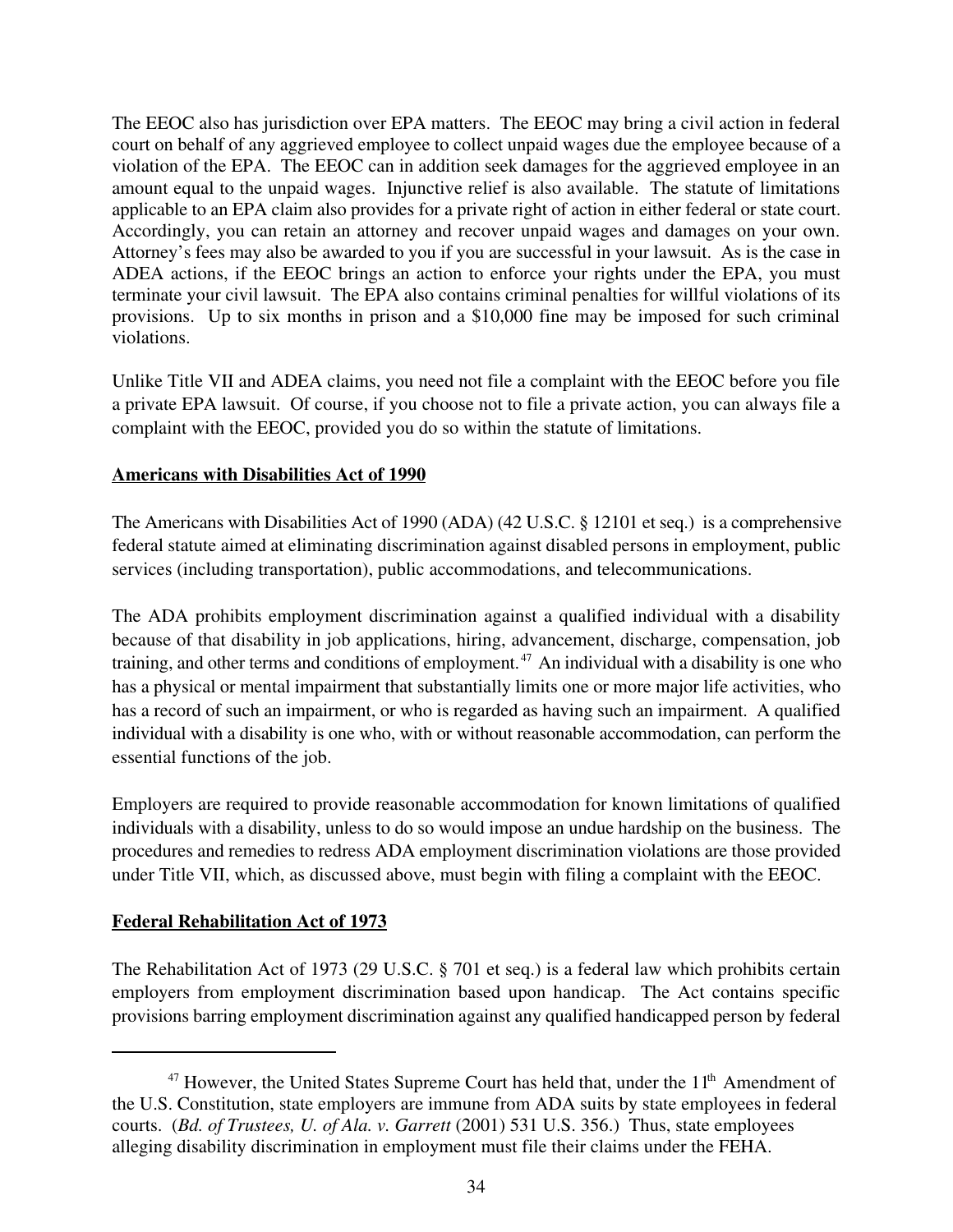The EEOC also has jurisdiction over EPA matters. The EEOC may bring a civil action in federal court on behalf of any aggrieved employee to collect unpaid wages due the employee because of a violation of the EPA. The EEOC can in addition seek damages for the aggrieved employee in an amount equal to the unpaid wages. Injunctive relief is also available. The statute of limitations applicable to an EPA claim also provides for a private right of action in either federal or state court. Accordingly, you can retain an attorney and recover unpaid wages and damages on your own. Attorney's fees may also be awarded to you if you are successful in your lawsuit. As is the case in ADEA actions, if the EEOC brings an action to enforce your rights under the EPA, you must terminate your civil lawsuit. The EPA also contains criminal penalties for willful violations of its provisions. Up to six months in prison and a $10,000 fine may be imposed for such criminal violations.

Unlike Title VII and ADEA claims, you need not file a complaint with the EEOC before you file a private EPA lawsuit. Of course, if you choose not to file a private action, you can always file a complaint with the EEOC, provided you do so within the statute of limitations.

**Americans with Disabilities Act of 1990**

The Americans with Disabilities Act of 1990 (ADA) (42 U.S.C. § 12101 et seq.) is a comprehensive federal statute aimed at eliminating discrimination against disabled persons in employment, public services (including transportation), public accommodations, and telecommunications.

The ADA prohibits employment discrimination against a qualified individual with a disability because of that disability in job applications, hiring, advancement, discharge, compensation, job training, and other terms and conditions of employment.[47] An individual with a disability is one who has a physical or mental impairment that substantially limits one or more major life activities, who has a record of such an impairment, or who is regarded as having such an impairment. A qualified individual with a disability is one who, with or without reasonable accommodation, can perform the essential functions of the job.

Employers are required to provide reasonable accommodation for known limitations of qualified individuals with a disability, unless to do so would impose an undue hardship on the business. The procedures and remedies to redress ADA employment discrimination violations are those provided under Title VII, which, as discussed above, must begin with filing a complaint with the EEOC.

**Federal Rehabilitation Act of 1973**

The Rehabilitation Act of 1973 (29 U.S.C. § 701 et seq.) is a federal law which prohibits certain employers from employment discrimination based upon handicap. The Act contains specific provisions barring employment discrimination against any qualified handicapped person by federal

---

[47] However, the United States Supreme Court has held that, under the 11th Amendment of the U.S. Constitution, state employers are immune from ADA suits by state employees in federal courts. (*Bd. of Trustees, U. of Ala. v. Garrett* (2001) 531 U.S. 356.) Thus, state employees alleging disability discrimination in employment must file their claims under the FEHA.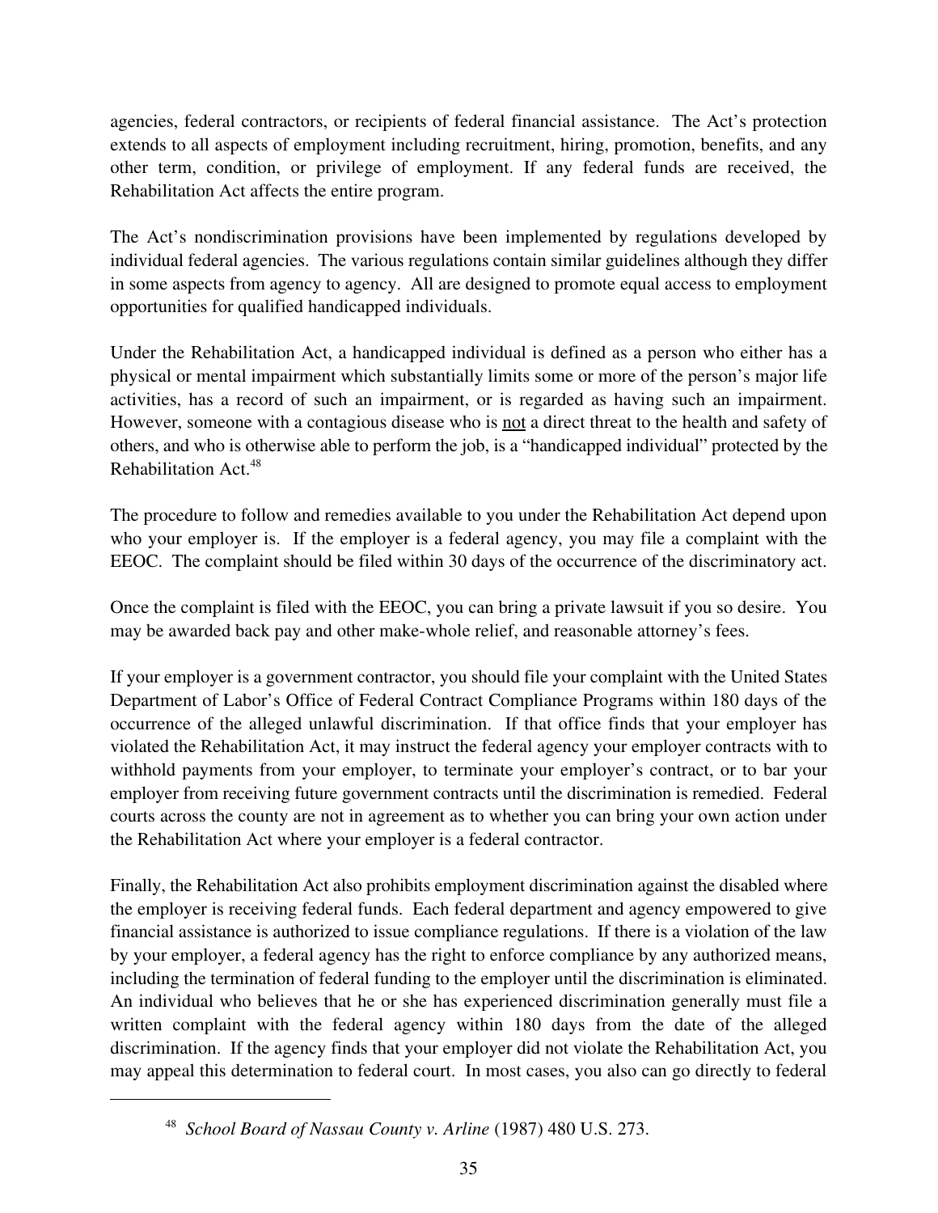agencies, federal contractors, or recipients of federal financial assistance. The Act's protection extends to all aspects of employment including recruitment, hiring, promotion, benefits, and any other term, condition, or privilege of employment. If any federal funds are received, the Rehabilitation Act affects the entire program.

The Act's nondiscrimination provisions have been implemented by regulations developed by individual federal agencies. The various regulations contain similar guidelines although they differ in some aspects from agency to agency. All are designed to promote equal access to employment opportunities for qualified handicapped individuals.

Under the Rehabilitation Act, a handicapped individual is defined as a person who either has a physical or mental impairment which substantially limits some or more of the person's major life activities, has a record of such an impairment, or is regarded as having such an impairment. However, someone with a contagious disease who is <u>not</u> a direct threat to the health and safety of others, and who is otherwise able to perform the job, is a "handicapped individual" protected by the Rehabilitation Act.[48]

The procedure to follow and remedies available to you under the Rehabilitation Act depend upon who your employer is. If the employer is a federal agency, you may file a complaint with the EEOC. The complaint should be filed within 30 days of the occurrence of the discriminatory act.

Once the complaint is filed with the EEOC, you can bring a private lawsuit if you so desire. You may be awarded back pay and other make-whole relief, and reasonable attorney's fees.

If your employer is a government contractor, you should file your complaint with the United States Department of Labor's Office of Federal Contract Compliance Programs within 180 days of the occurrence of the alleged unlawful discrimination. If that office finds that your employer has violated the Rehabilitation Act, it may instruct the federal agency your employer contracts with to withhold payments from your employer, to terminate your employer's contract, or to bar your employer from receiving future government contracts until the discrimination is remedied. Federal courts across the county are not in agreement as to whether you can bring your own action under the Rehabilitation Act where your employer is a federal contractor.

Finally, the Rehabilitation Act also prohibits employment discrimination against the disabled where the employer is receiving federal funds. Each federal department and agency empowered to give financial assistance is authorized to issue compliance regulations. If there is a violation of the law by your employer, a federal agency has the right to enforce compliance by any authorized means, including the termination of federal funding to the employer until the discrimination is eliminated. An individual who believes that he or she has experienced discrimination generally must file a written complaint with the federal agency within 180 days from the date of the alleged discrimination. If the agency finds that your employer did not violate the Rehabilitation Act, you may appeal this determination to federal court. In most cases, you also can go directly to federal

---

[48] *School Board of Nassau County v. Arline* (1987) 480 U.S. 273.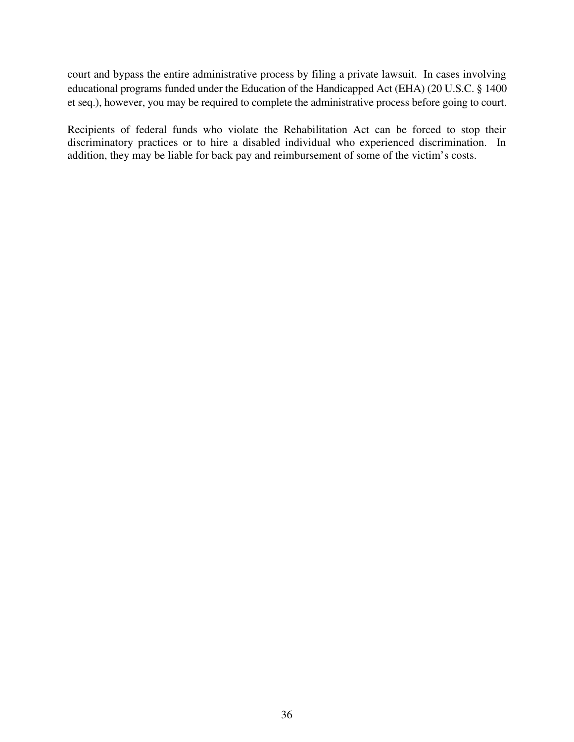court and bypass the entire administrative process by filing a private lawsuit. In cases involving educational programs funded under the Education of the Handicapped Act (EHA) (20 U.S.C. § 1400 et seq.), however, you may be required to complete the administrative process before going to court.

Recipients of federal funds who violate the Rehabilitation Act can be forced to stop their discriminatory practices or to hire a disabled individual who experienced discrimination. In addition, they may be liable for back pay and reimbursement of some of the victim's costs.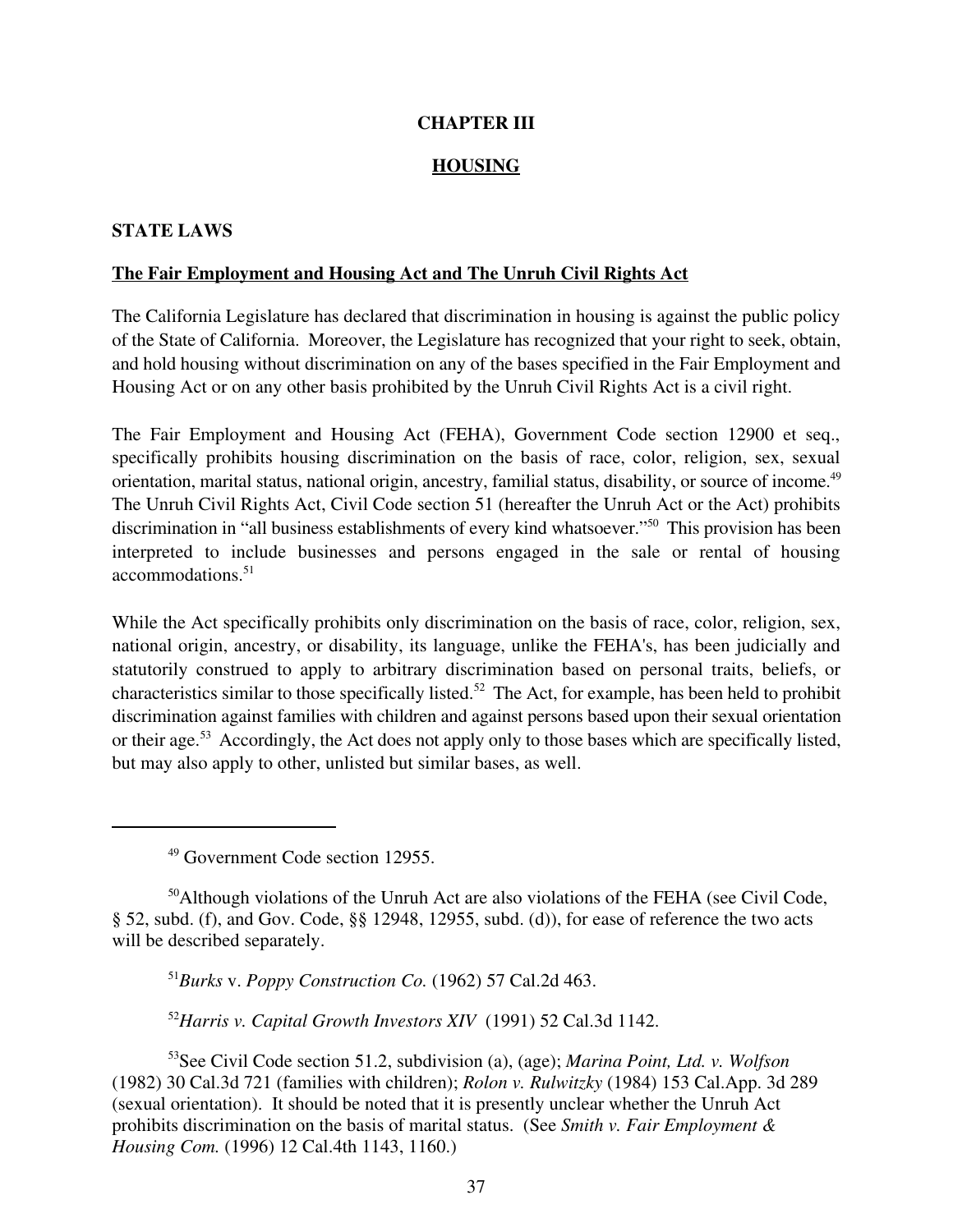# CHAPTER III

## HOUSING

### STATE LAWS

**The Fair Employment and Housing Act and The Unruh Civil Rights Act**

The California Legislature has declared that discrimination in housing is against the public policy of the State of California. Moreover, the Legislature has recognized that your right to seek, obtain, and hold housing without discrimination on any of the bases specified in the Fair Employment and Housing Act or on any other basis prohibited by the Unruh Civil Rights Act is a civil right.

The Fair Employment and Housing Act (FEHA), Government Code section 12900 et seq., specifically prohibits housing discrimination on the basis of race, color, religion, sex, sexual orientation, marital status, national origin, ancestry, familial status, disability, or source of income.[49] The Unruh Civil Rights Act, Civil Code section 51 (hereafter the Unruh Act or the Act) prohibits discrimination in "all business establishments of every kind whatsoever."[50] This provision has been interpreted to include businesses and persons engaged in the sale or rental of housing accommodations.[51]

While the Act specifically prohibits only discrimination on the basis of race, color, religion, sex, national origin, ancestry, or disability, its language, unlike the FEHA's, has been judicially and statutorily construed to apply to arbitrary discrimination based on personal traits, beliefs, or characteristics similar to those specifically listed.[52] The Act, for example, has been held to prohibit discrimination against families with children and against persons based upon their sexual orientation or their age.[53] Accordingly, the Act does not apply only to those bases which are specifically listed, but may also apply to other, unlisted but similar bases, as well.

---

[49] Government Code section 12955.

[50] Although violations of the Unruh Act are also violations of the FEHA (see Civil Code, § 52, subd. (f), and Gov. Code, §§ 12948, 12955, subd. (d)), for ease of reference the two acts will be described separately.

[51] *Burks* v. *Poppy Construction Co.* (1962) 57 Cal.2d 463.

[52] *Harris v. Capital Growth Investors XIV* (1991) 52 Cal.3d 1142.

[53] See Civil Code section 51.2, subdivision (a), (age); *Marina Point, Ltd. v. Wolfson* (1982) 30 Cal.3d 721 (families with children); *Rolon v. Rulwitzky* (1984) 153 Cal.App. 3d 289 (sexual orientation). It should be noted that it is presently unclear whether the Unruh Act prohibits discrimination on the basis of marital status. (See *Smith v. Fair Employment & Housing Com.* (1996) 12 Cal.4th 1143, 1160.)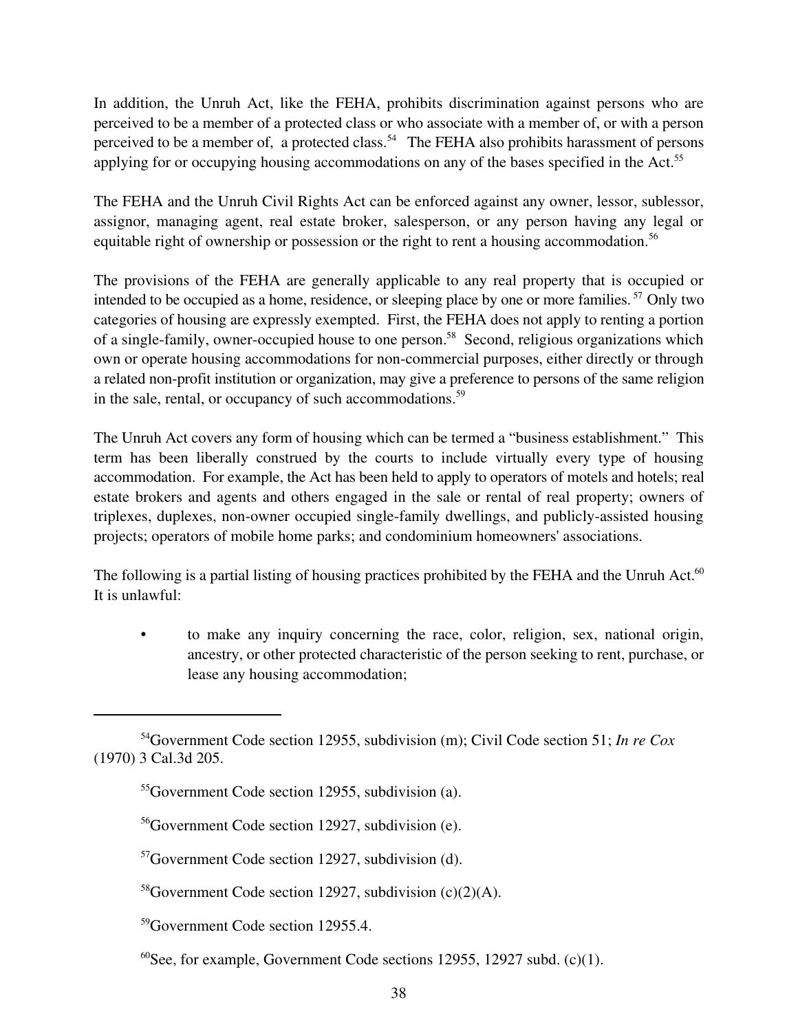In addition, the Unruh Act, like the FEHA, prohibits discrimination against persons who are perceived to be a member of a protected class or who associate with a member of, or with a person perceived to be a member of, a protected class.[54] The FEHA also prohibits harassment of persons applying for or occupying housing accommodations on any of the bases specified in the Act.[55]

The FEHA and the Unruh Civil Rights Act can be enforced against any owner, lessor, sublessor, assignor, managing agent, real estate broker, salesperson, or any person having any legal or equitable right of ownership or possession or the right to rent a housing accommodation.[56]

The provisions of the FEHA are generally applicable to any real property that is occupied or intended to be occupied as a home, residence, or sleeping place by one or more families.[57] Only two categories of housing are expressly exempted. First, the FEHA does not apply to renting a portion of a single-family, owner-occupied house to one person.[58] Second, religious organizations which own or operate housing accommodations for non-commercial purposes, either directly or through a related non-profit institution or organization, may give a preference to persons of the same religion in the sale, rental, or occupancy of such accommodations.[59]

The Unruh Act covers any form of housing which can be termed a "business establishment." This term has been liberally construed by the courts to include virtually every type of housing accommodation. For example, the Act has been held to apply to operators of motels and hotels; real estate brokers and agents and others engaged in the sale or rental of real property; owners of triplexes, duplexes, non-owner occupied single-family dwellings, and publicly-assisted housing projects; operators of mobile home parks; and condominium homeowners' associations.

The following is a partial listing of housing practices prohibited by the FEHA and the Unruh Act.[60] It is unlawful:

- to make any inquiry concerning the race, color, religion, sex, national origin, ancestry, or other protected characteristic of the person seeking to rent, purchase, or lease any housing accommodation;

---

[54] Government Code section 12955, subdivision (m); Civil Code section 51; *In re Cox* (1970) 3 Cal.3d 205.

[55] Government Code section 12955, subdivision (a).

[56] Government Code section 12927, subdivision (e).

[57] Government Code section 12927, subdivision (d).

[58] Government Code section 12927, subdivision (c)(2)(A).

[59] Government Code section 12955.4.

[60] See, for example, Government Code sections 12955, 12927 subd. (c)(1).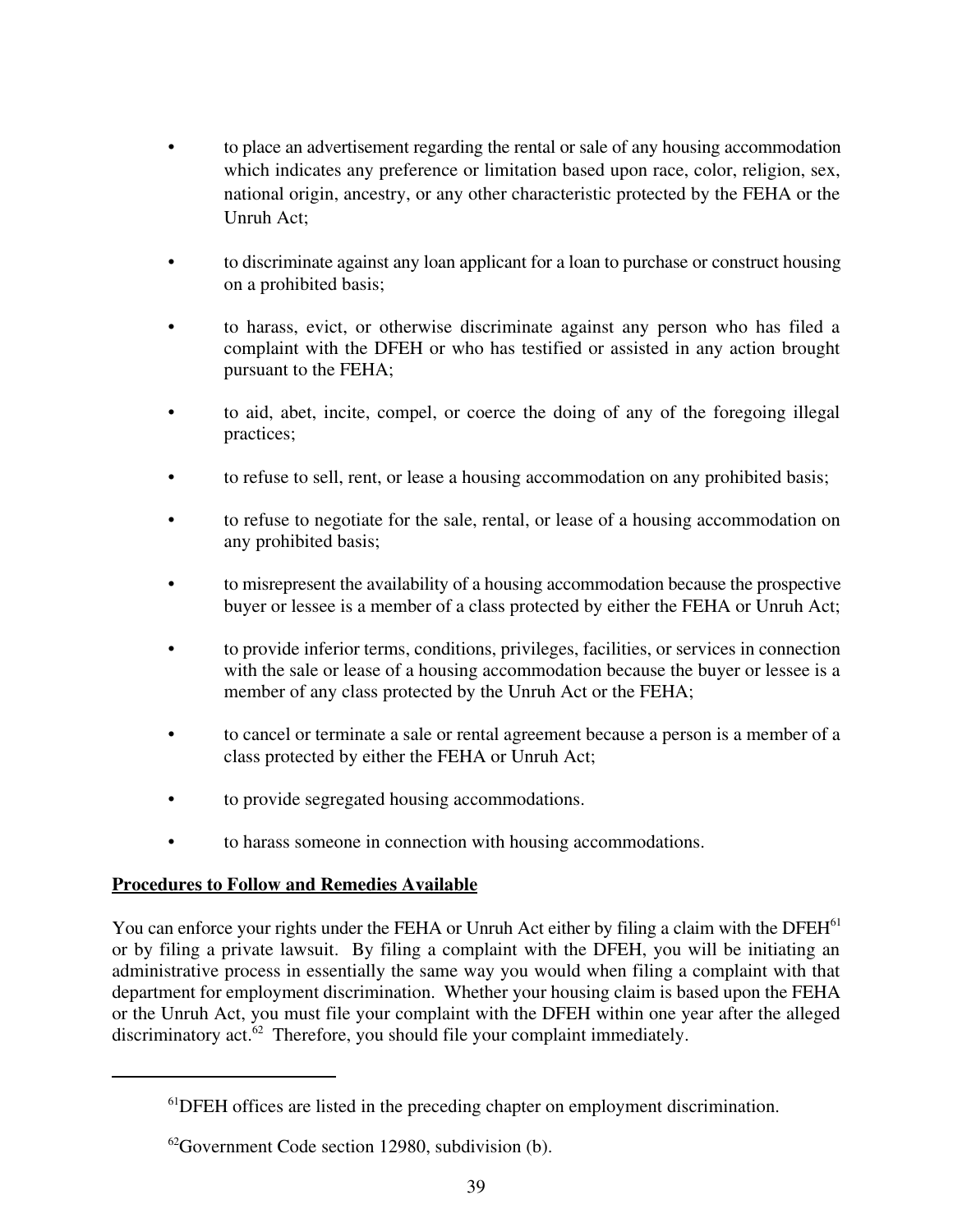- to place an advertisement regarding the rental or sale of any housing accommodation which indicates any preference or limitation based upon race, color, religion, sex, national origin, ancestry, or any other characteristic protected by the FEHA or the Unruh Act;

- to discriminate against any loan applicant for a loan to purchase or construct housing on a prohibited basis;

- to harass, evict, or otherwise discriminate against any person who has filed a complaint with the DFEH or who has testified or assisted in any action brought pursuant to the FEHA;

- to aid, abet, incite, compel, or coerce the doing of any of the foregoing illegal practices;

- to refuse to sell, rent, or lease a housing accommodation on any prohibited basis;

- to refuse to negotiate for the sale, rental, or lease of a housing accommodation on any prohibited basis;

- to misrepresent the availability of a housing accommodation because the prospective buyer or lessee is a member of a class protected by either the FEHA or Unruh Act;

- to provide inferior terms, conditions, privileges, facilities, or services in connection with the sale or lease of a housing accommodation because the buyer or lessee is a member of any class protected by the Unruh Act or the FEHA;

- to cancel or terminate a sale or rental agreement because a person is a member of a class protected by either the FEHA or Unruh Act;

- to provide segregated housing accommodations.

- to harass someone in connection with housing accommodations.

**Procedures to Follow and Remedies Available**

You can enforce your rights under the FEHA or Unruh Act either by filing a claim with the DFEH[61] or by filing a private lawsuit. By filing a complaint with the DFEH, you will be initiating an administrative process in essentially the same way you would when filing a complaint with that department for employment discrimination. Whether your housing claim is based upon the FEHA or the Unruh Act, you must file your complaint with the DFEH within one year after the alleged discriminatory act.[62] Therefore, you should file your complaint immediately.

---

[61] DFEH offices are listed in the preceding chapter on employment discrimination.

[62] Government Code section 12980, subdivision (b).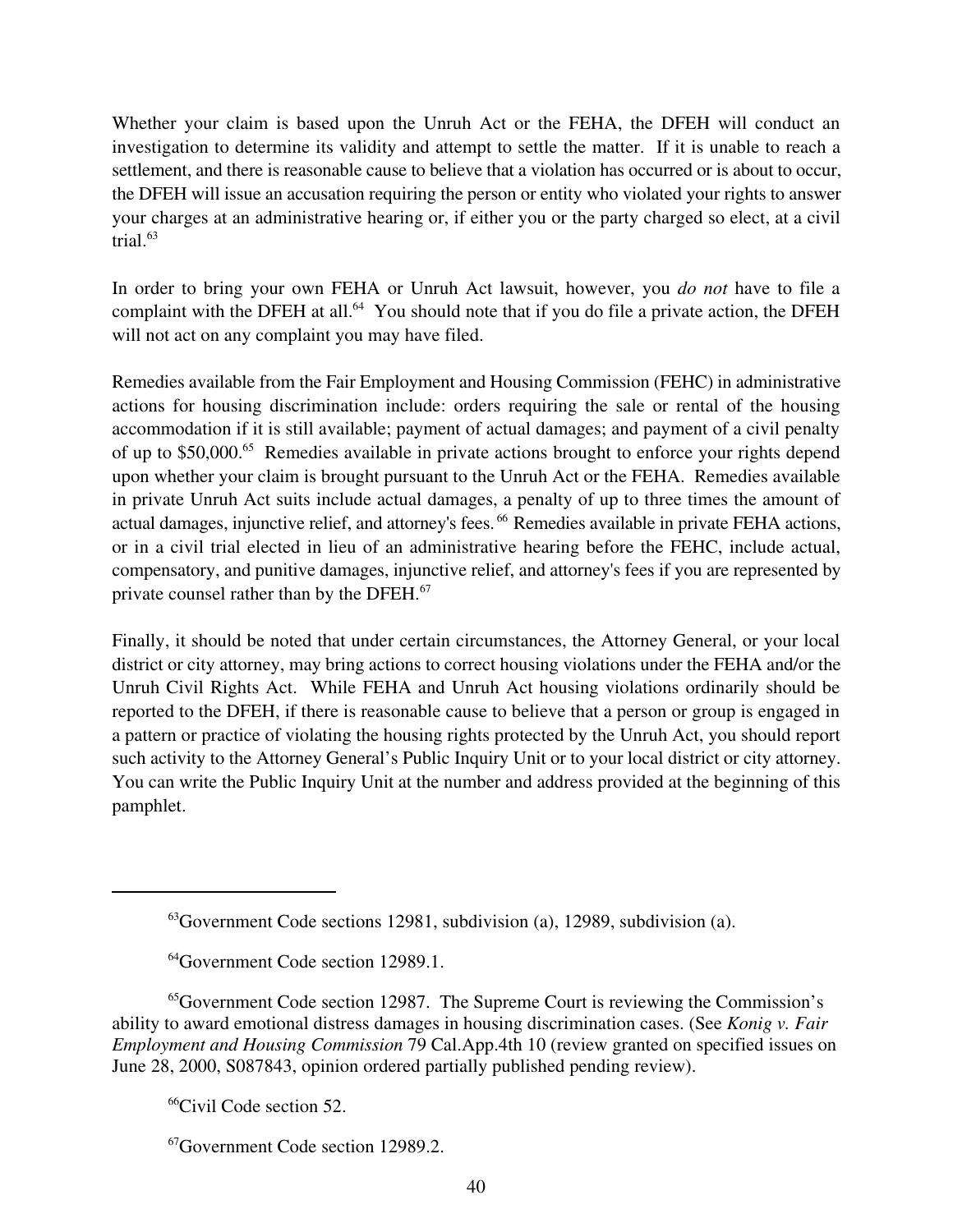Whether your claim is based upon the Unruh Act or the FEHA, the DFEH will conduct an investigation to determine its validity and attempt to settle the matter. If it is unable to reach a settlement, and there is reasonable cause to believe that a violation has occurred or is about to occur, the DFEH will issue an accusation requiring the person or entity who violated your rights to answer your charges at an administrative hearing or, if either you or the party charged so elect, at a civil trial.[63]

In order to bring your own FEHA or Unruh Act lawsuit, however, you *do not* have to file a complaint with the DFEH at all.[64] You should note that if you do file a private action, the DFEH will not act on any complaint you may have filed.

Remedies available from the Fair Employment and Housing Commission (FEHC) in administrative actions for housing discrimination include: orders requiring the sale or rental of the housing accommodation if it is still available; payment of actual damages; and payment of a civil penalty of up to $50,000.[65] Remedies available in private actions brought to enforce your rights depend upon whether your claim is brought pursuant to the Unruh Act or the FEHA. Remedies available in private Unruh Act suits include actual damages, a penalty of up to three times the amount of actual damages, injunctive relief, and attorney's fees.[66] Remedies available in private FEHA actions, or in a civil trial elected in lieu of an administrative hearing before the FEHC, include actual, compensatory, and punitive damages, injunctive relief, and attorney's fees if you are represented by private counsel rather than by the DFEH.[67]

Finally, it should be noted that under certain circumstances, the Attorney General, or your local district or city attorney, may bring actions to correct housing violations under the FEHA and/or the Unruh Civil Rights Act. While FEHA and Unruh Act housing violations ordinarily should be reported to the DFEH, if there is reasonable cause to believe that a person or group is engaged in a pattern or practice of violating the housing rights protected by the Unruh Act, you should report such activity to the Attorney General's Public Inquiry Unit or to your local district or city attorney. You can write the Public Inquiry Unit at the number and address provided at the beginning of this pamphlet.

---

[63] Government Code sections 12981, subdivision (a), 12989, subdivision (a).

[64] Government Code section 12989.1.

[65] Government Code section 12987. The Supreme Court is reviewing the Commission's ability to award emotional distress damages in housing discrimination cases. (See *Konig v. Fair Employment and Housing Commission* 79 Cal.App.4th 10 (review granted on specified issues on June 28, 2000, S087843, opinion ordered partially published pending review).

[66] Civil Code section 52.

[67] Government Code section 12989.2.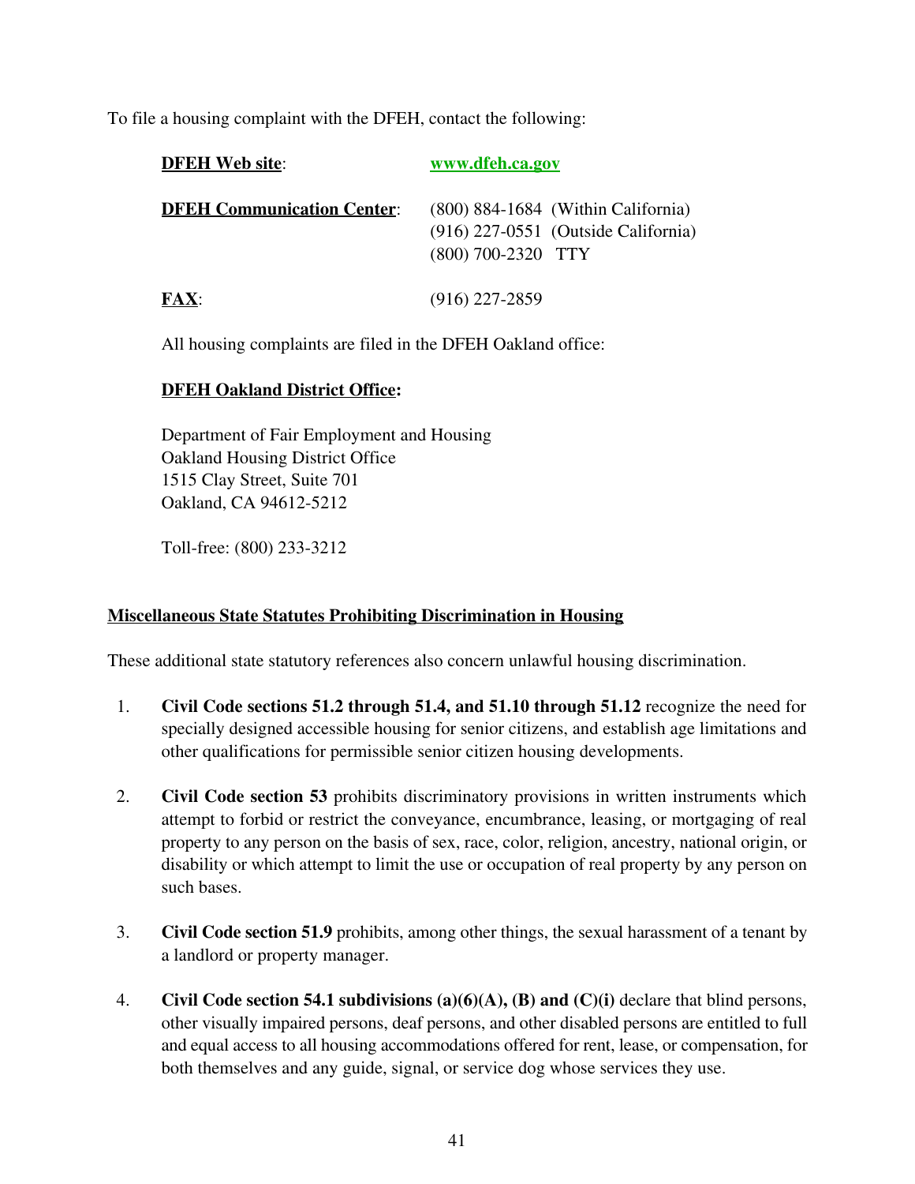To file a housing complaint with the DFEH, contact the following:

**DFEH Web site**: **www.dfeh.ca.gov**

**DFEH Communication Center**:
(800) 884-1684 (Within California)
(916) 227-0551 (Outside California)
(800) 700-2320 TTY

**FAX**: (916) 227-2859

All housing complaints are filed in the DFEH Oakland office:

**DFEH Oakland District Office:**

Department of Fair Employment and Housing
Oakland Housing District Office
1515 Clay Street, Suite 701
Oakland, CA 94612-5212

Toll-free: (800) 233-3212

**Miscellaneous State Statutes Prohibiting Discrimination in Housing**

These additional state statutory references also concern unlawful housing discrimination.

1. **Civil Code sections 51.2 through 51.4, and 51.10 through 51.12** recognize the need for specially designed accessible housing for senior citizens, and establish age limitations and other qualifications for permissible senior citizen housing developments.

2. **Civil Code section 53** prohibits discriminatory provisions in written instruments which attempt to forbid or restrict the conveyance, encumbrance, leasing, or mortgaging of real property to any person on the basis of sex, race, color, religion, ancestry, national origin, or disability or which attempt to limit the use or occupation of real property by any person on such bases.

3. **Civil Code section 51.9** prohibits, among other things, the sexual harassment of a tenant by a landlord or property manager.

4. **Civil Code section 54.1 subdivisions (a)(6)(A), (B) and (C)(i)** declare that blind persons, other visually impaired persons, deaf persons, and other disabled persons are entitled to full and equal access to all housing accommodations offered for rent, lease, or compensation, for both themselves and any guide, signal, or service dog whose services they use.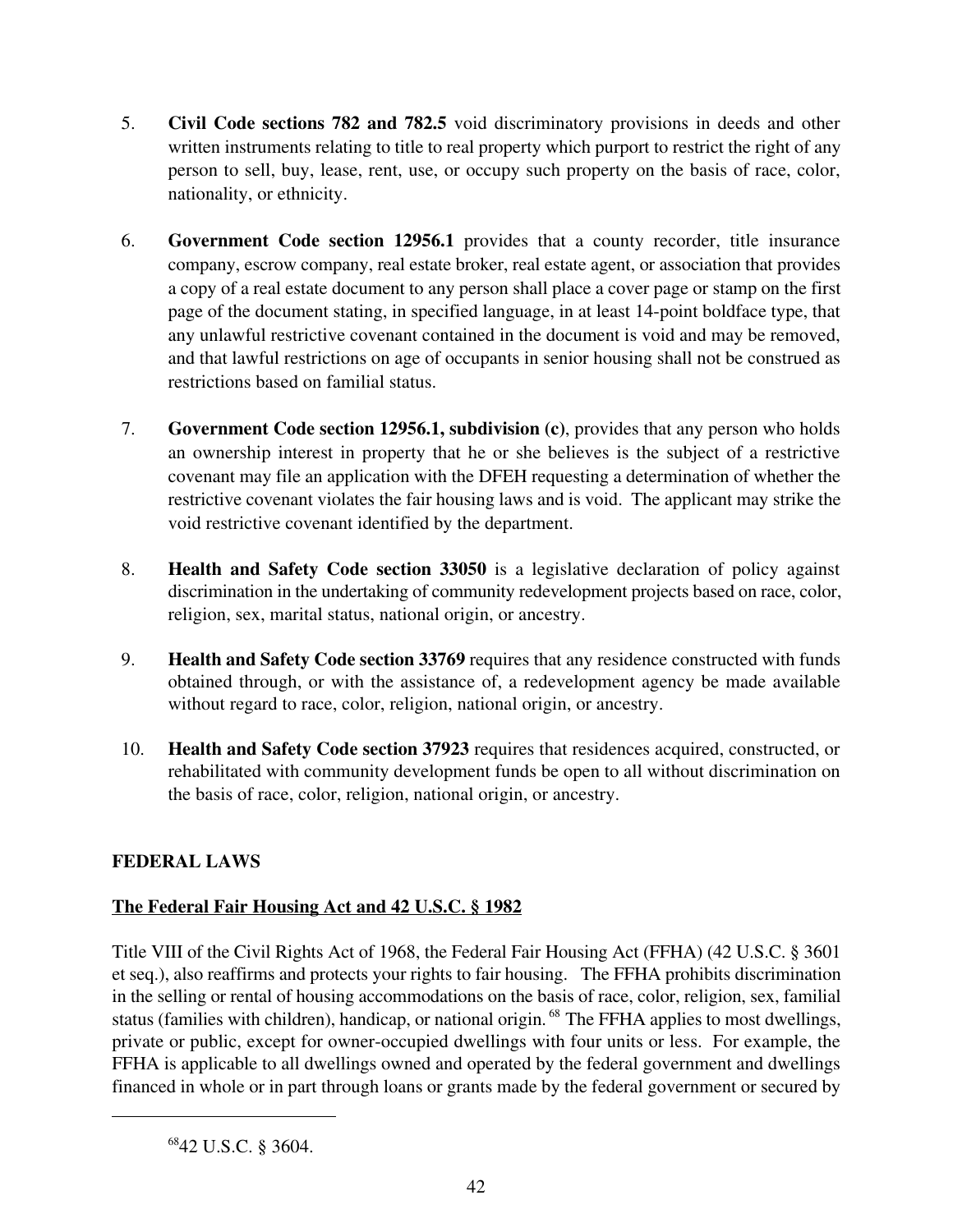5. **Civil Code sections 782 and 782.5** void discriminatory provisions in deeds and other written instruments relating to title to real property which purport to restrict the right of any person to sell, buy, lease, rent, use, or occupy such property on the basis of race, color, nationality, or ethnicity.

6. **Government Code section 12956.1** provides that a county recorder, title insurance company, escrow company, real estate broker, real estate agent, or association that provides a copy of a real estate document to any person shall place a cover page or stamp on the first page of the document stating, in specified language, in at least 14-point boldface type, that any unlawful restrictive covenant contained in the document is void and may be removed, and that lawful restrictions on age of occupants in senior housing shall not be construed as restrictions based on familial status.

7. **Government Code section 12956.1, subdivision (c)**, provides that any person who holds an ownership interest in property that he or she believes is the subject of a restrictive covenant may file an application with the DFEH requesting a determination of whether the restrictive covenant violates the fair housing laws and is void. The applicant may strike the void restrictive covenant identified by the department.

8. **Health and Safety Code section 33050** is a legislative declaration of policy against discrimination in the undertaking of community redevelopment projects based on race, color, religion, sex, marital status, national origin, or ancestry.

9. **Health and Safety Code section 33769** requires that any residence constructed with funds obtained through, or with the assistance of, a redevelopment agency be made available without regard to race, color, religion, national origin, or ancestry.

10. **Health and Safety Code section 37923** requires that residences acquired, constructed, or rehabilitated with community development funds be open to all without discrimination on the basis of race, color, religion, national origin, or ancestry.

## FEDERAL LAWS

### The Federal Fair Housing Act and 42 U.S.C. § 1982

Title VIII of the Civil Rights Act of 1968, the Federal Fair Housing Act (FFHA) (42 U.S.C. § 3601 et seq.), also reaffirms and protects your rights to fair housing. The FFHA prohibits discrimination in the selling or rental of housing accommodations on the basis of race, color, religion, sex, familial status (families with children), handicap, or national origin.[68] The FFHA applies to most dwellings, private or public, except for owner-occupied dwellings with four units or less. For example, the FFHA is applicable to all dwellings owned and operated by the federal government and dwellings financed in whole or in part through loans or grants made by the federal government or secured by

[68] 42 U.S.C. § 3604.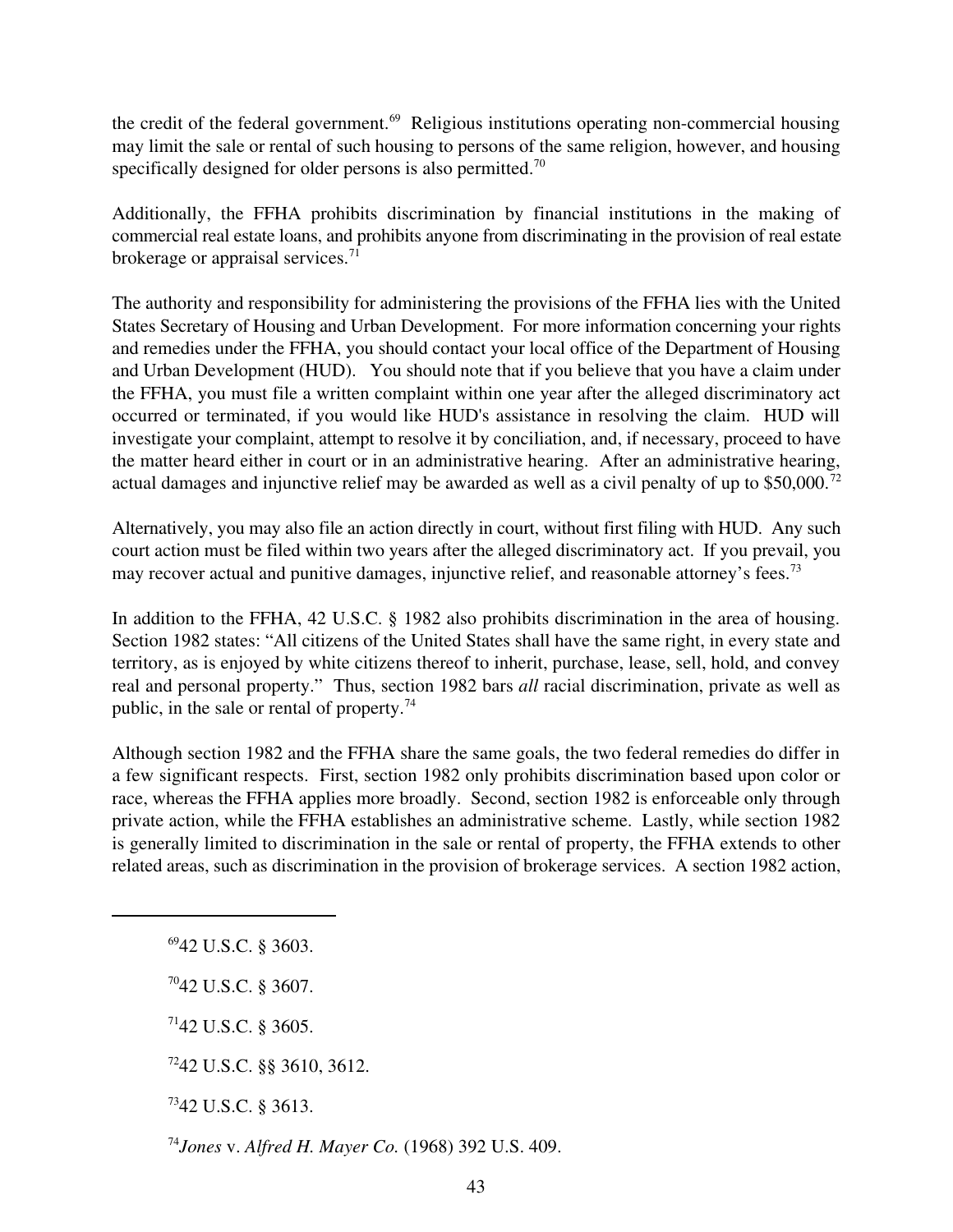the credit of the federal government.[69] Religious institutions operating non-commercial housing may limit the sale or rental of such housing to persons of the same religion, however, and housing specifically designed for older persons is also permitted.[70]

Additionally, the FFHA prohibits discrimination by financial institutions in the making of commercial real estate loans, and prohibits anyone from discriminating in the provision of real estate brokerage or appraisal services.[71]

The authority and responsibility for administering the provisions of the FFHA lies with the United States Secretary of Housing and Urban Development. For more information concerning your rights and remedies under the FFHA, you should contact your local office of the Department of Housing and Urban Development (HUD). You should note that if you believe that you have a claim under the FFHA, you must file a written complaint within one year after the alleged discriminatory act occurred or terminated, if you would like HUD's assistance in resolving the claim. HUD will investigate your complaint, attempt to resolve it by conciliation, and, if necessary, proceed to have the matter heard either in court or in an administrative hearing. After an administrative hearing, actual damages and injunctive relief may be awarded as well as a civil penalty of up to $50,000.[72]

Alternatively, you may also file an action directly in court, without first filing with HUD. Any such court action must be filed within two years after the alleged discriminatory act. If you prevail, you may recover actual and punitive damages, injunctive relief, and reasonable attorney's fees.[73]

In addition to the FFHA, 42 U.S.C. § 1982 also prohibits discrimination in the area of housing. Section 1982 states: "All citizens of the United States shall have the same right, in every state and territory, as is enjoyed by white citizens thereof to inherit, purchase, lease, sell, hold, and convey real and personal property." Thus, section 1982 bars *all* racial discrimination, private as well as public, in the sale or rental of property.[74]

Although section 1982 and the FFHA share the same goals, the two federal remedies do differ in a few significant respects. First, section 1982 only prohibits discrimination based upon color or race, whereas the FFHA applies more broadly. Second, section 1982 is enforceable only through private action, while the FFHA establishes an administrative scheme. Lastly, while section 1982 is generally limited to discrimination in the sale or rental of property, the FFHA extends to other related areas, such as discrimination in the provision of brokerage services. A section 1982 action,

---

[69] 42 U.S.C. § 3603.

[70] 42 U.S.C. § 3607.

[71] 42 U.S.C. § 3605.

[72] 42 U.S.C. §§ 3610, 3612.

[73] 42 U.S.C. § 3613.

[74] *Jones* v. *Alfred H. Mayer Co.* (1968) 392 U.S. 409.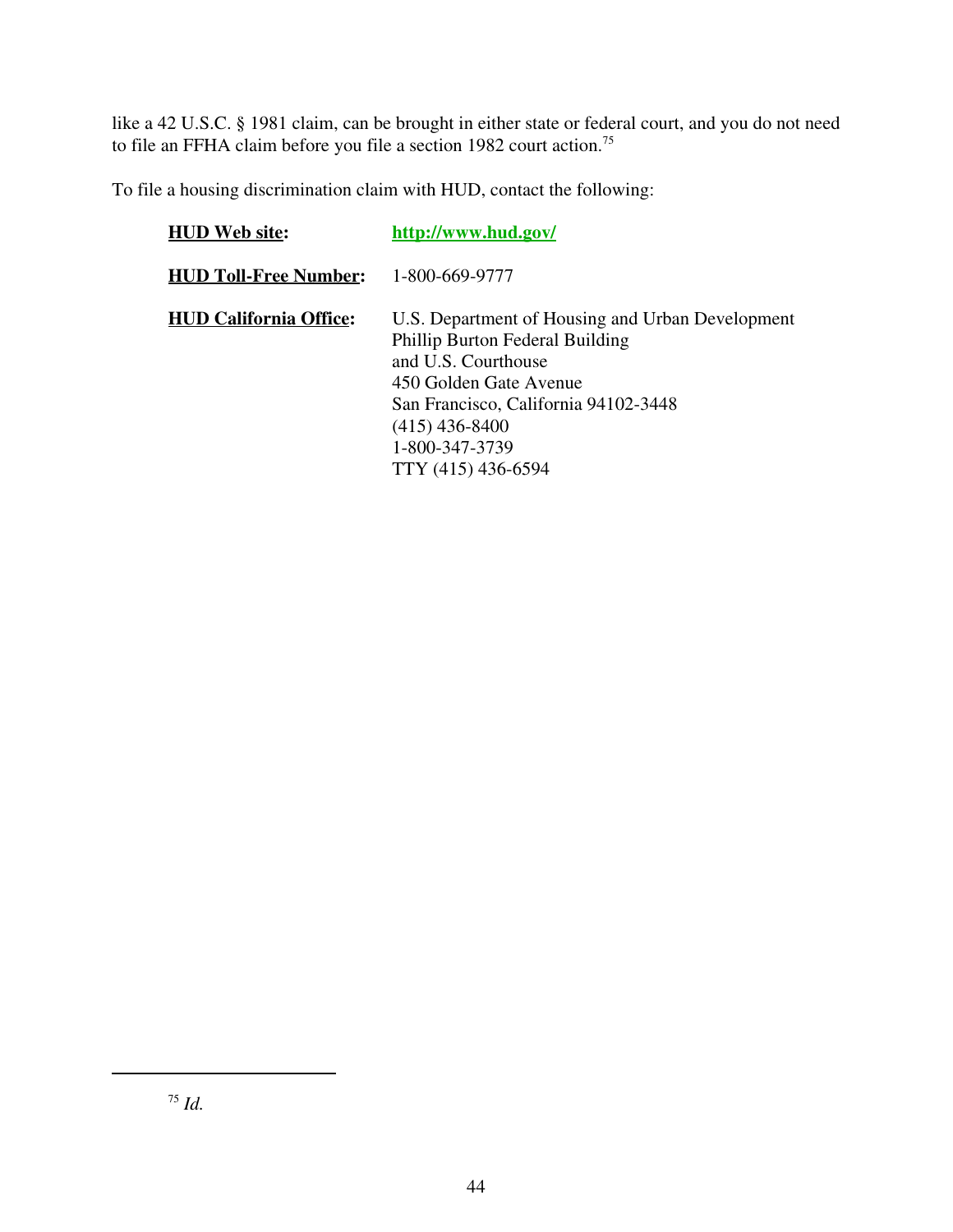like a 42 U.S.C. § 1981 claim, can be brought in either state or federal court, and you do not need to file an FFHA claim before you file a section 1982 court action.[75]

To file a housing discrimination claim with HUD, contact the following:

**HUD Web site:** http://www.hud.gov/

**HUD Toll-Free Number:** 1-800-669-9777

**HUD California Office:**
U.S. Department of Housing and Urban Development
Phillip Burton Federal Building
and U.S. Courthouse
450 Golden Gate Avenue
San Francisco, California 94102-3448
(415) 436-8400
1-800-347-3739
TTY (415) 436-6594

---

[75] *Id.*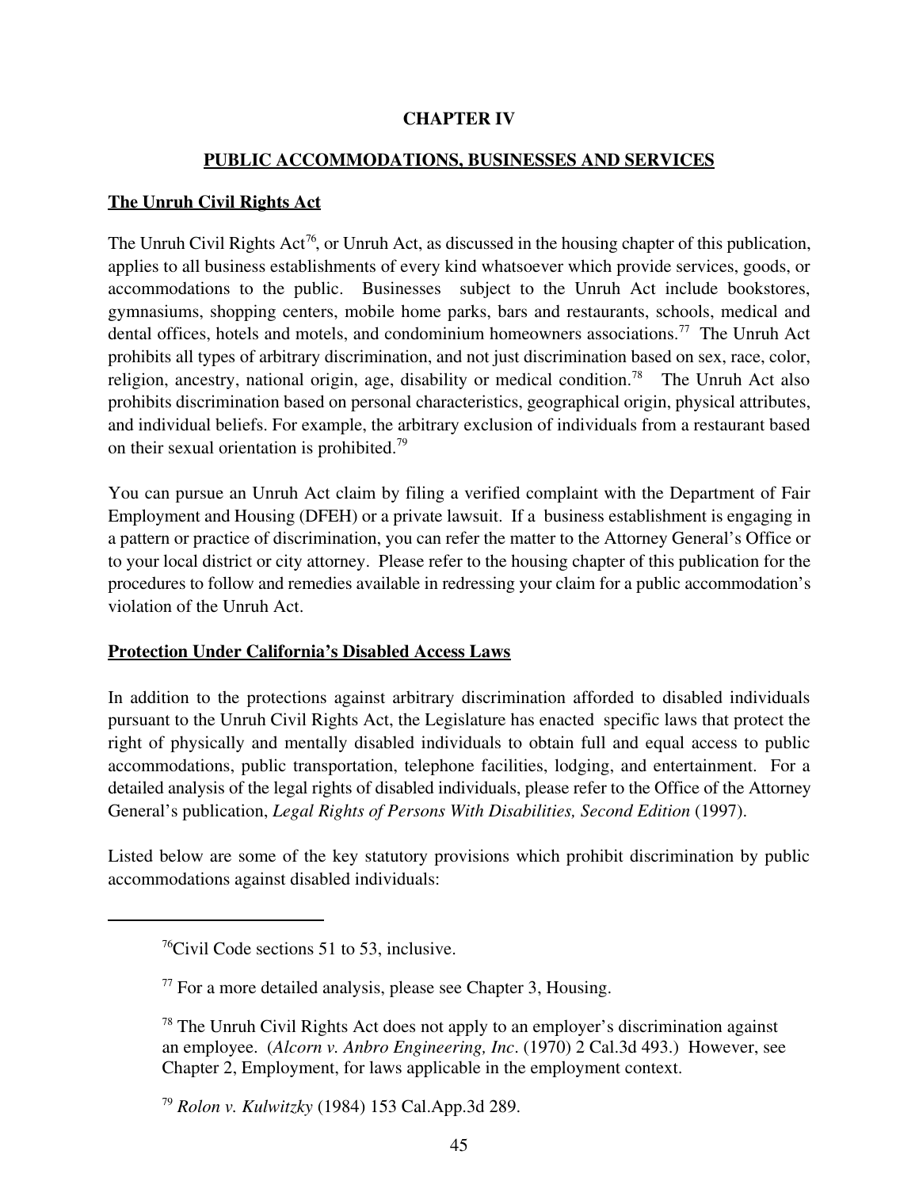# CHAPTER IV

## PUBLIC ACCOMMODATIONS, BUSINESSES AND SERVICES

### The Unruh Civil Rights Act

The Unruh Civil Rights Act[76], or Unruh Act, as discussed in the housing chapter of this publication, applies to all business establishments of every kind whatsoever which provide services, goods, or accommodations to the public. Businesses subject to the Unruh Act include bookstores, gymnasiums, shopping centers, mobile home parks, bars and restaurants, schools, medical and dental offices, hotels and motels, and condominium homeowners associations.[77] The Unruh Act prohibits all types of arbitrary discrimination, and not just discrimination based on sex, race, color, religion, ancestry, national origin, age, disability or medical condition.[78] The Unruh Act also prohibits discrimination based on personal characteristics, geographical origin, physical attributes, and individual beliefs. For example, the arbitrary exclusion of individuals from a restaurant based on their sexual orientation is prohibited.[79]

You can pursue an Unruh Act claim by filing a verified complaint with the Department of Fair Employment and Housing (DFEH) or a private lawsuit. If a business establishment is engaging in a pattern or practice of discrimination, you can refer the matter to the Attorney General's Office or to your local district or city attorney. Please refer to the housing chapter of this publication for the procedures to follow and remedies available in redressing your claim for a public accommodation's violation of the Unruh Act.

### Protection Under California's Disabled Access Laws

In addition to the protections against arbitrary discrimination afforded to disabled individuals pursuant to the Unruh Civil Rights Act, the Legislature has enacted specific laws that protect the right of physically and mentally disabled individuals to obtain full and equal access to public accommodations, public transportation, telephone facilities, lodging, and entertainment. For a detailed analysis of the legal rights of disabled individuals, please refer to the Office of the Attorney General's publication, *Legal Rights of Persons With Disabilities, Second Edition* (1997).

Listed below are some of the key statutory provisions which prohibit discrimination by public accommodations against disabled individuals:

---

[76] Civil Code sections 51 to 53, inclusive.

[77] For a more detailed analysis, please see Chapter 3, Housing.

[78] The Unruh Civil Rights Act does not apply to an employer's discrimination against an employee. (*Alcorn v. Anbro Engineering, Inc*. (1970) 2 Cal.3d 493.) However, see Chapter 2, Employment, for laws applicable in the employment context.

[79] *Rolon v. Kulwitzky* (1984) 153 Cal.App.3d 289.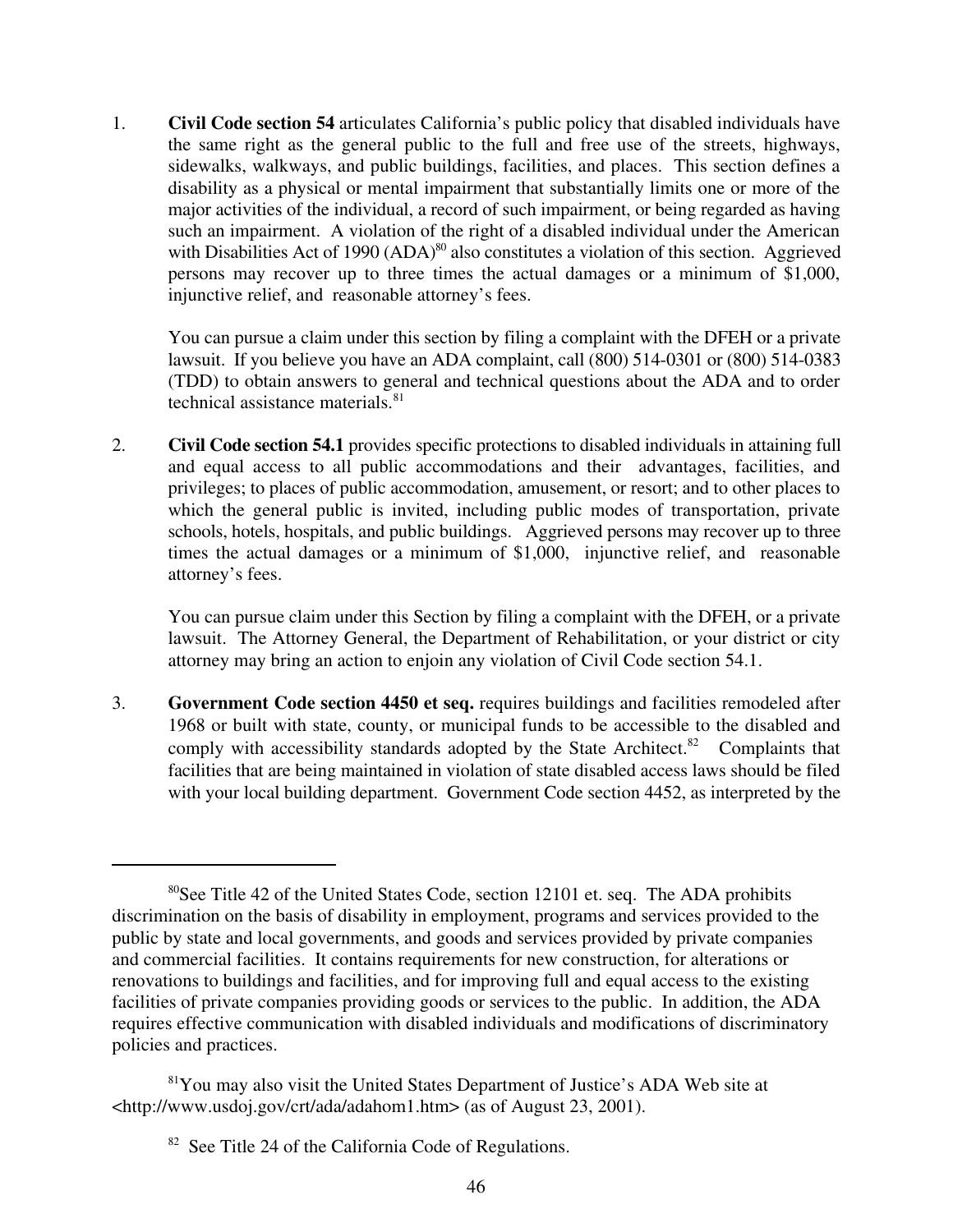1. **Civil Code section 54** articulates California's public policy that disabled individuals have the same right as the general public to the full and free use of the streets, highways, sidewalks, walkways, and public buildings, facilities, and places. This section defines a disability as a physical or mental impairment that substantially limits one or more of the major activities of the individual, a record of such impairment, or being regarded as having such an impairment. A violation of the right of a disabled individual under the American with Disabilities Act of 1990 (ADA)[80] also constitutes a violation of this section. Aggrieved persons may recover up to three times the actual damages or a minimum of $1,000, injunctive relief, and reasonable attorney's fees.

   You can pursue a claim under this section by filing a complaint with the DFEH or a private lawsuit. If you believe you have an ADA complaint, call (800) 514-0301 or (800) 514-0383 (TDD) to obtain answers to general and technical questions about the ADA and to order technical assistance materials.[81]

2. **Civil Code section 54.1** provides specific protections to disabled individuals in attaining full and equal access to all public accommodations and their advantages, facilities, and privileges; to places of public accommodation, amusement, or resort; and to other places to which the general public is invited, including public modes of transportation, private schools, hotels, hospitals, and public buildings. Aggrieved persons may recover up to three times the actual damages or a minimum of $1,000, injunctive relief, and reasonable attorney's fees.

   You can pursue claim under this Section by filing a complaint with the DFEH, or a private lawsuit. The Attorney General, the Department of Rehabilitation, or your district or city attorney may bring an action to enjoin any violation of Civil Code section 54.1.

3. **Government Code section 4450 et seq.** requires buildings and facilities remodeled after 1968 or built with state, county, or municipal funds to be accessible to the disabled and comply with accessibility standards adopted by the State Architect.[82] Complaints that facilities that are being maintained in violation of state disabled access laws should be filed with your local building department. Government Code section 4452, as interpreted by the

---

[80] See Title 42 of the United States Code, section 12101 et. seq. The ADA prohibits discrimination on the basis of disability in employment, programs and services provided to the public by state and local governments, and goods and services provided by private companies and commercial facilities. It contains requirements for new construction, for alterations or renovations to buildings and facilities, and for improving full and equal access to the existing facilities of private companies providing goods or services to the public. In addition, the ADA requires effective communication with disabled individuals and modifications of discriminatory policies and practices.

[81] You may also visit the United States Department of Justice's ADA Web site at <http://www.usdoj.gov/crt/ada/adahom1.htm> (as of August 23, 2001).

[82] See Title 24 of the California Code of Regulations.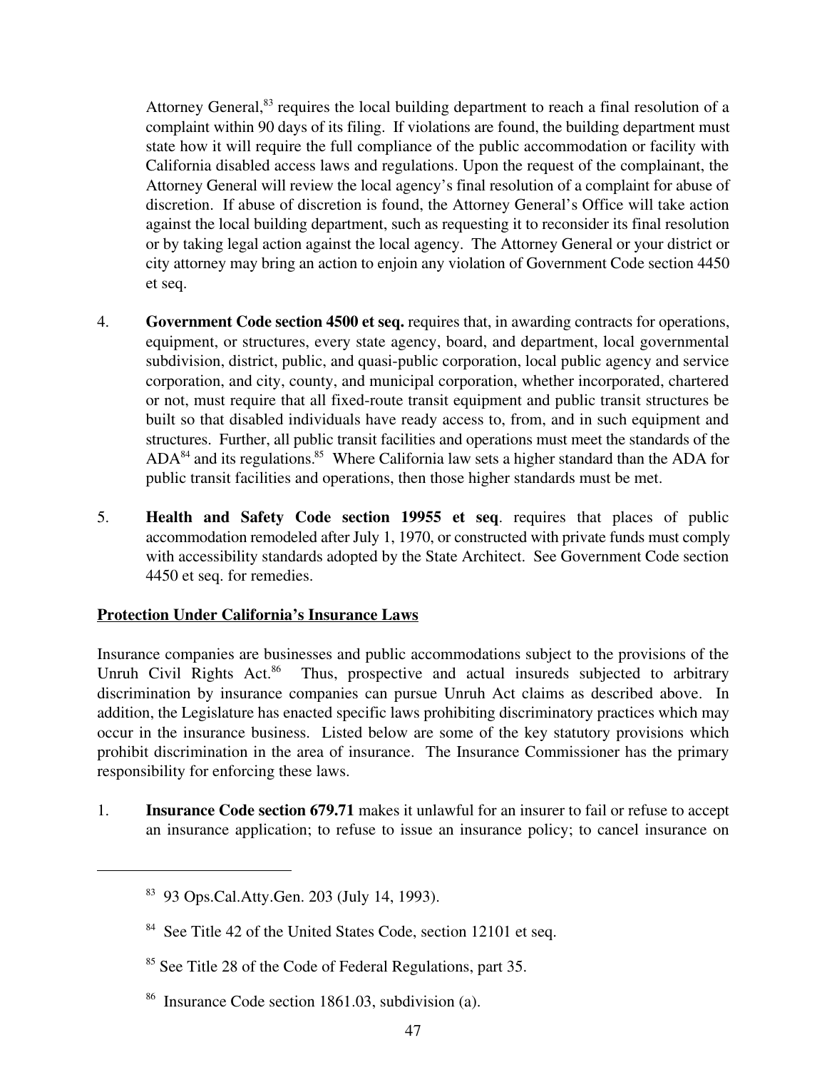Attorney General,[83] requires the local building department to reach a final resolution of a complaint within 90 days of its filing. If violations are found, the building department must state how it will require the full compliance of the public accommodation or facility with California disabled access laws and regulations. Upon the request of the complainant, the Attorney General will review the local agency's final resolution of a complaint for abuse of discretion. If abuse of discretion is found, the Attorney General's Office will take action against the local building department, such as requesting it to reconsider its final resolution or by taking legal action against the local agency. The Attorney General or your district or city attorney may bring an action to enjoin any violation of Government Code section 4450 et seq.

4. **Government Code section 4500 et seq.** requires that, in awarding contracts for operations, equipment, or structures, every state agency, board, and department, local governmental subdivision, district, public, and quasi-public corporation, local public agency and service corporation, and city, county, and municipal corporation, whether incorporated, chartered or not, must require that all fixed-route transit equipment and public transit structures be built so that disabled individuals have ready access to, from, and in such equipment and structures. Further, all public transit facilities and operations must meet the standards of the ADA[84] and its regulations.[85] Where California law sets a higher standard than the ADA for public transit facilities and operations, then those higher standards must be met.

5. **Health and Safety Code section 19955 et seq**. requires that places of public accommodation remodeled after July 1, 1970, or constructed with private funds must comply with accessibility standards adopted by the State Architect. See Government Code section 4450 et seq. for remedies.

## Protection Under California's Insurance Laws

Insurance companies are businesses and public accommodations subject to the provisions of the Unruh Civil Rights Act.[86] Thus, prospective and actual insureds subjected to arbitrary discrimination by insurance companies can pursue Unruh Act claims as described above. In addition, the Legislature has enacted specific laws prohibiting discriminatory practices which may occur in the insurance business. Listed below are some of the key statutory provisions which prohibit discrimination in the area of insurance. The Insurance Commissioner has the primary responsibility for enforcing these laws.

1. **Insurance Code section 679.71** makes it unlawful for an insurer to fail or refuse to accept an insurance application; to refuse to issue an insurance policy; to cancel insurance on

---

[83] 93 Ops.Cal.Atty.Gen. 203 (July 14, 1993).

[84] See Title 42 of the United States Code, section 12101 et seq.

[85] See Title 28 of the Code of Federal Regulations, part 35.

[86] Insurance Code section 1861.03, subdivision (a).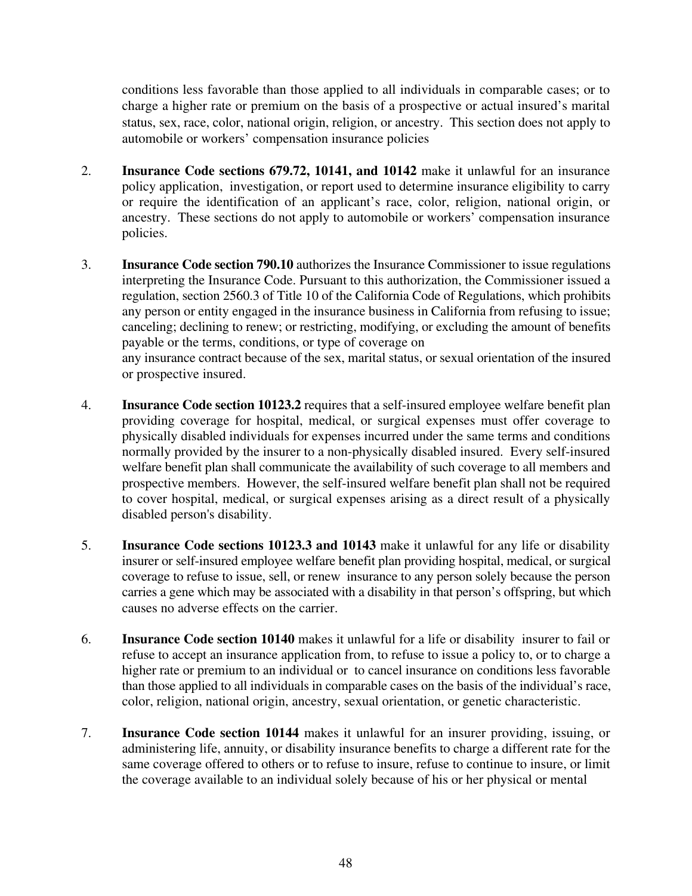conditions less favorable than those applied to all individuals in comparable cases; or to charge a higher rate or premium on the basis of a prospective or actual insured's marital status, sex, race, color, national origin, religion, or ancestry. This section does not apply to automobile or workers' compensation insurance policies

2. **Insurance Code sections 679.72, 10141, and 10142** make it unlawful for an insurance policy application, investigation, or report used to determine insurance eligibility to carry or require the identification of an applicant's race, color, religion, national origin, or ancestry. These sections do not apply to automobile or workers' compensation insurance policies.

3. **Insurance Code section 790.10** authorizes the Insurance Commissioner to issue regulations interpreting the Insurance Code. Pursuant to this authorization, the Commissioner issued a regulation, section 2560.3 of Title 10 of the California Code of Regulations, which prohibits any person or entity engaged in the insurance business in California from refusing to issue; canceling; declining to renew; or restricting, modifying, or excluding the amount of benefits payable or the terms, conditions, or type of coverage on any insurance contract because of the sex, marital status, or sexual orientation of the insured or prospective insured.

4. **Insurance Code section 10123.2** requires that a self-insured employee welfare benefit plan providing coverage for hospital, medical, or surgical expenses must offer coverage to physically disabled individuals for expenses incurred under the same terms and conditions normally provided by the insurer to a non-physically disabled insured. Every self-insured welfare benefit plan shall communicate the availability of such coverage to all members and prospective members. However, the self-insured welfare benefit plan shall not be required to cover hospital, medical, or surgical expenses arising as a direct result of a physically disabled person's disability.

5. **Insurance Code sections 10123.3 and 10143** make it unlawful for any life or disability insurer or self-insured employee welfare benefit plan providing hospital, medical, or surgical coverage to refuse to issue, sell, or renew insurance to any person solely because the person carries a gene which may be associated with a disability in that person's offspring, but which causes no adverse effects on the carrier.

6. **Insurance Code section 10140** makes it unlawful for a life or disability insurer to fail or refuse to accept an insurance application from, to refuse to issue a policy to, or to charge a higher rate or premium to an individual or to cancel insurance on conditions less favorable than those applied to all individuals in comparable cases on the basis of the individual's race, color, religion, national origin, ancestry, sexual orientation, or genetic characteristic.

7. **Insurance Code section 10144** makes it unlawful for an insurer providing, issuing, or administering life, annuity, or disability insurance benefits to charge a different rate for the same coverage offered to others or to refuse to insure, refuse to continue to insure, or limit the coverage available to an individual solely because of his or her physical or mental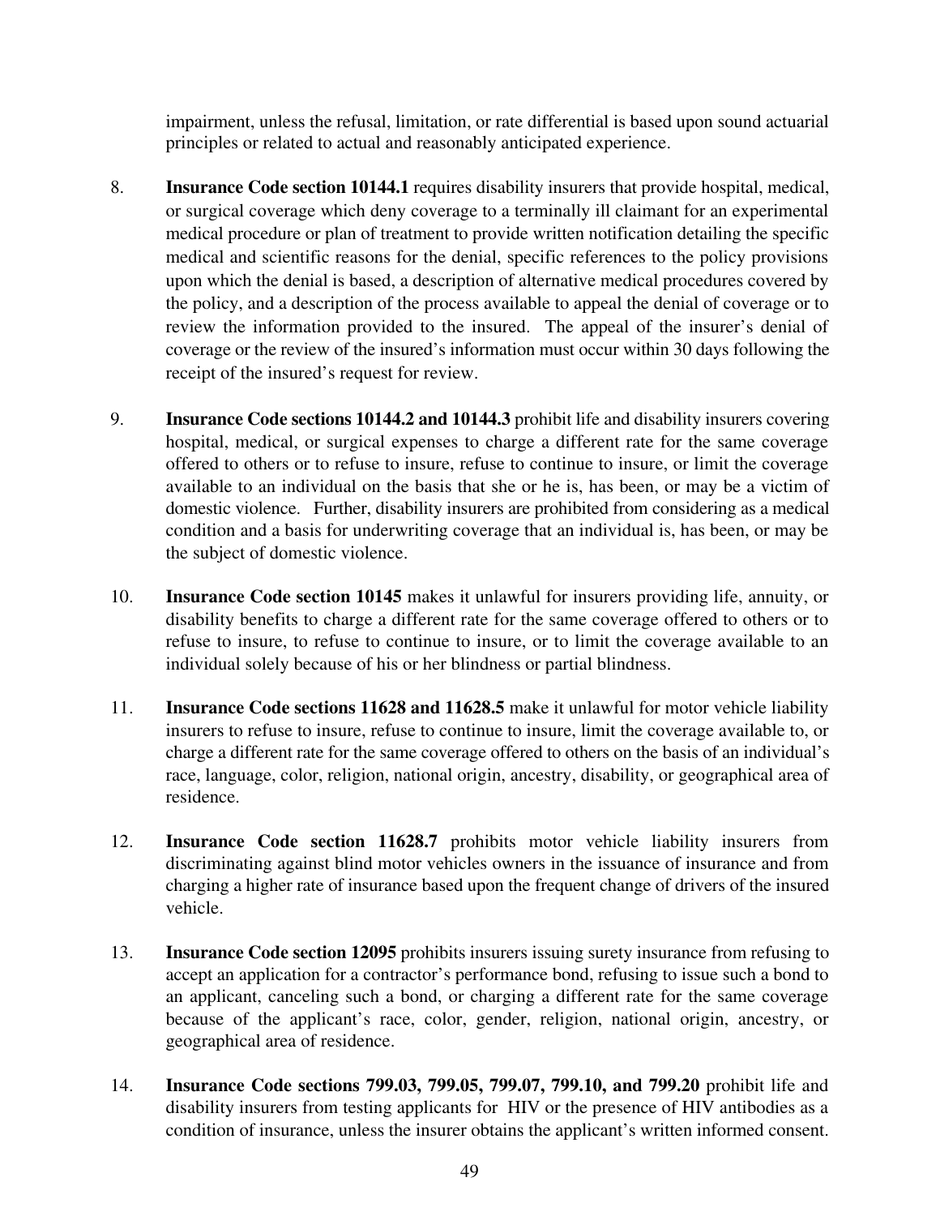impairment, unless the refusal, limitation, or rate differential is based upon sound actuarial principles or related to actual and reasonably anticipated experience.

8. **Insurance Code section 10144.1** requires disability insurers that provide hospital, medical, or surgical coverage which deny coverage to a terminally ill claimant for an experimental medical procedure or plan of treatment to provide written notification detailing the specific medical and scientific reasons for the denial, specific references to the policy provisions upon which the denial is based, a description of alternative medical procedures covered by the policy, and a description of the process available to appeal the denial of coverage or to review the information provided to the insured. The appeal of the insurer's denial of coverage or the review of the insured's information must occur within 30 days following the receipt of the insured's request for review.

9. **Insurance Code sections 10144.2 and 10144.3** prohibit life and disability insurers covering hospital, medical, or surgical expenses to charge a different rate for the same coverage offered to others or to refuse to insure, refuse to continue to insure, or limit the coverage available to an individual on the basis that she or he is, has been, or may be a victim of domestic violence. Further, disability insurers are prohibited from considering as a medical condition and a basis for underwriting coverage that an individual is, has been, or may be the subject of domestic violence.

10. **Insurance Code section 10145** makes it unlawful for insurers providing life, annuity, or disability benefits to charge a different rate for the same coverage offered to others or to refuse to insure, to refuse to continue to insure, or to limit the coverage available to an individual solely because of his or her blindness or partial blindness.

11. **Insurance Code sections 11628 and 11628.5** make it unlawful for motor vehicle liability insurers to refuse to insure, refuse to continue to insure, limit the coverage available to, or charge a different rate for the same coverage offered to others on the basis of an individual's race, language, color, religion, national origin, ancestry, disability, or geographical area of residence.

12. **Insurance Code section 11628.7** prohibits motor vehicle liability insurers from discriminating against blind motor vehicles owners in the issuance of insurance and from charging a higher rate of insurance based upon the frequent change of drivers of the insured vehicle.

13. **Insurance Code section 12095** prohibits insurers issuing surety insurance from refusing to accept an application for a contractor's performance bond, refusing to issue such a bond to an applicant, canceling such a bond, or charging a different rate for the same coverage because of the applicant's race, color, gender, religion, national origin, ancestry, or geographical area of residence.

14. **Insurance Code sections 799.03, 799.05, 799.07, 799.10, and 799.20** prohibit life and disability insurers from testing applicants for HIV or the presence of HIV antibodies as a condition of insurance, unless the insurer obtains the applicant's written informed consent.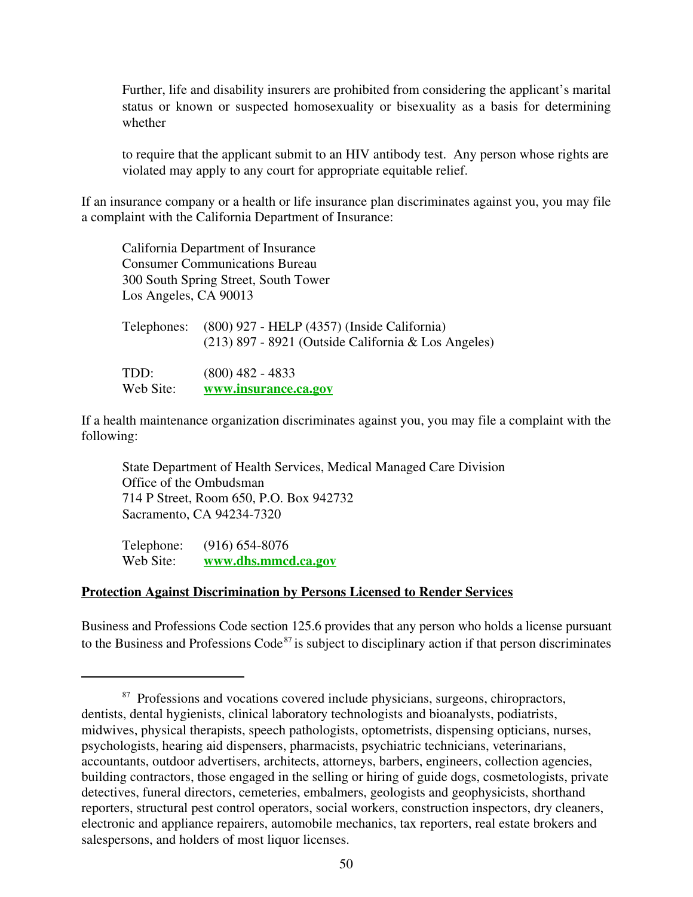Further, life and disability insurers are prohibited from considering the applicant's marital status or known or suspected homosexuality or bisexuality as a basis for determining whether

to require that the applicant submit to an HIV antibody test. Any person whose rights are violated may apply to any court for appropriate equitable relief.

If an insurance company or a health or life insurance plan discriminates against you, you may file a complaint with the California Department of Insurance:

California Department of Insurance  
Consumer Communications Bureau  
300 South Spring Street, South Tower  
Los Angeles, CA 90013

Telephones: (800) 927 - HELP (4357) (Inside California)  
(213) 897 - 8921 (Outside California & Los Angeles)

TDD: (800) 482 - 4833  
Web Site: **www.insurance.ca.gov**

If a health maintenance organization discriminates against you, you may file a complaint with the following:

State Department of Health Services, Medical Managed Care Division  
Office of the Ombudsman  
714 P Street, Room 650, P.O. Box 942732  
Sacramento, CA 94234-7320

Telephone: (916) 654-8076  
Web Site: **www.dhs.mmcd.ca.gov**

**Protection Against Discrimination by Persons Licensed to Render Services**

Business and Professions Code section 125.6 provides that any person who holds a license pursuant to the Business and Professions Code[87] is subject to disciplinary action if that person discriminates

[87] Professions and vocations covered include physicians, surgeons, chiropractors, dentists, dental hygienists, clinical laboratory technologists and bioanalysts, podiatrists, midwives, physical therapists, speech pathologists, optometrists, dispensing opticians, nurses, psychologists, hearing aid dispensers, pharmacists, psychiatric technicians, veterinarians, accountants, outdoor advertisers, architects, attorneys, barbers, engineers, collection agencies, building contractors, those engaged in the selling or hiring of guide dogs, cosmetologists, private detectives, funeral directors, cemeteries, embalmers, geologists and geophysicists, shorthand reporters, structural pest control operators, social workers, construction inspectors, dry cleaners, electronic and appliance repairers, automobile mechanics, tax reporters, real estate brokers and salespersons, and holders of most liquor licenses.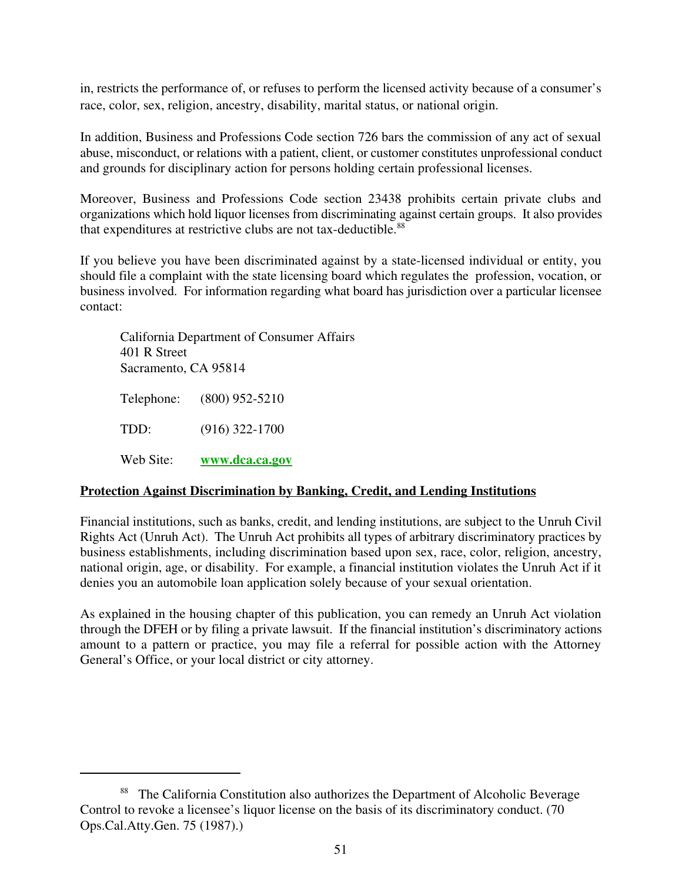in, restricts the performance of, or refuses to perform the licensed activity because of a consumer's race, color, sex, religion, ancestry, disability, marital status, or national origin.

In addition, Business and Professions Code section 726 bars the commission of any act of sexual abuse, misconduct, or relations with a patient, client, or customer constitutes unprofessional conduct and grounds for disciplinary action for persons holding certain professional licenses.

Moreover, Business and Professions Code section 23438 prohibits certain private clubs and organizations which hold liquor licenses from discriminating against certain groups. It also provides that expenditures at restrictive clubs are not tax-deductible.[88]

If you believe you have been discriminated against by a state-licensed individual or entity, you should file a complaint with the state licensing board which regulates the profession, vocation, or business involved. For information regarding what board has jurisdiction over a particular licensee contact:

California Department of Consumer Affairs
401 R Street
Sacramento, CA 95814

Telephone: (800) 952-5210

TDD: (916) 322-1700

Web Site: **www.dca.ca.gov**

**Protection Against Discrimination by Banking, Credit, and Lending Institutions**

Financial institutions, such as banks, credit, and lending institutions, are subject to the Unruh Civil Rights Act (Unruh Act). The Unruh Act prohibits all types of arbitrary discriminatory practices by business establishments, including discrimination based upon sex, race, color, religion, ancestry, national origin, age, or disability. For example, a financial institution violates the Unruh Act if it denies you an automobile loan application solely because of your sexual orientation.

As explained in the housing chapter of this publication, you can remedy an Unruh Act violation through the DFEH or by filing a private lawsuit. If the financial institution's discriminatory actions amount to a pattern or practice, you may file a referral for possible action with the Attorney General's Office, or your local district or city attorney.

---

[88] The California Constitution also authorizes the Department of Alcoholic Beverage Control to revoke a licensee's liquor license on the basis of its discriminatory conduct. (70 Ops.Cal.Atty.Gen. 75 (1987).)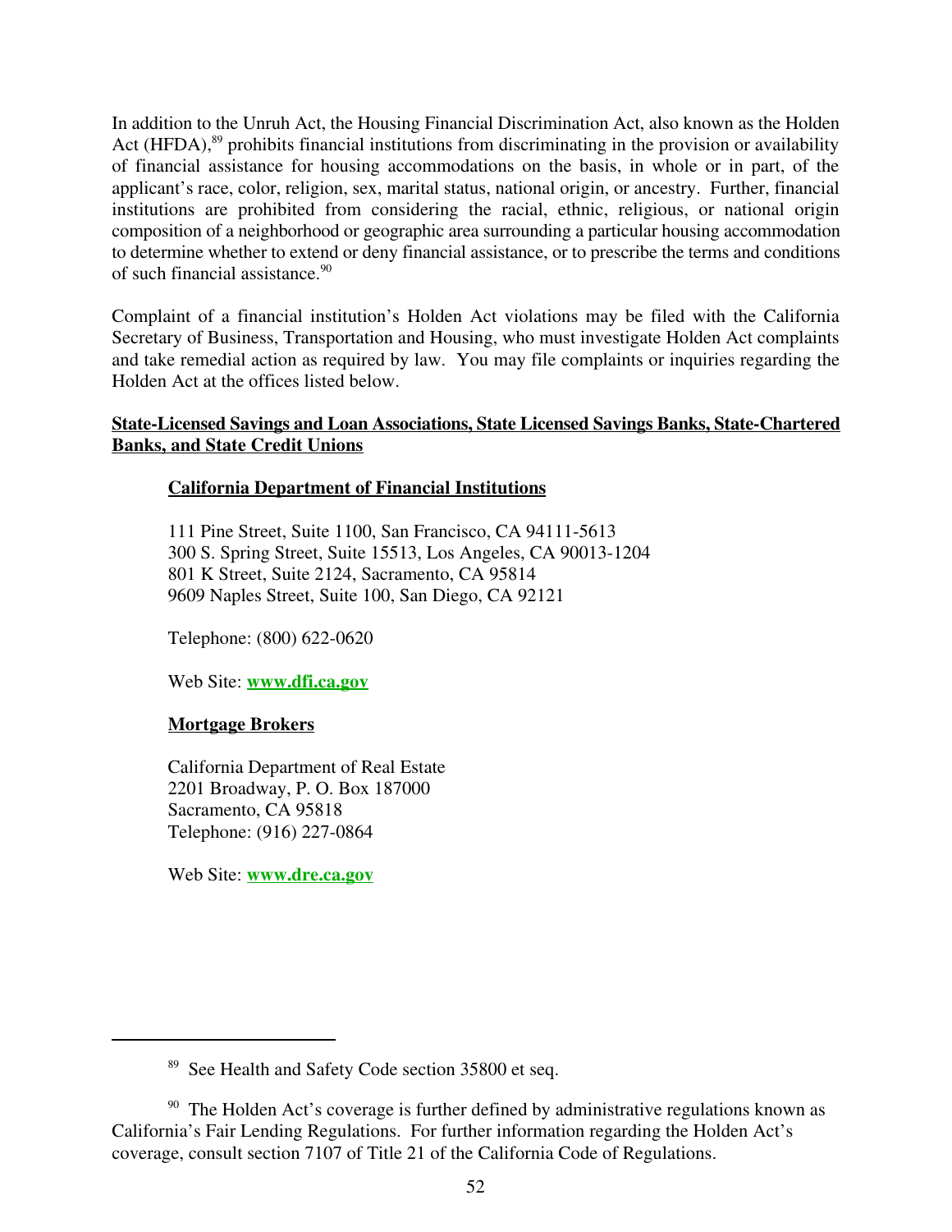In addition to the Unruh Act, the Housing Financial Discrimination Act, also known as the Holden Act (HFDA),[89] prohibits financial institutions from discriminating in the provision or availability of financial assistance for housing accommodations on the basis, in whole or in part, of the applicant's race, color, religion, sex, marital status, national origin, or ancestry. Further, financial institutions are prohibited from considering the racial, ethnic, religious, or national origin composition of a neighborhood or geographic area surrounding a particular housing accommodation to determine whether to extend or deny financial assistance, or to prescribe the terms and conditions of such financial assistance.[90]

Complaint of a financial institution's Holden Act violations may be filed with the California Secretary of Business, Transportation and Housing, who must investigate Holden Act complaints and take remedial action as required by law. You may file complaints or inquiries regarding the Holden Act at the offices listed below.

**State-Licensed Savings and Loan Associations, State Licensed Savings Banks, State-Chartered Banks, and State Credit Unions**

**California Department of Financial Institutions**

111 Pine Street, Suite 1100, San Francisco, CA 94111-5613
300 S. Spring Street, Suite 15513, Los Angeles, CA 90013-1204
801 K Street, Suite 2124, Sacramento, CA 95814
9609 Naples Street, Suite 100, San Diego, CA 92121

Telephone: (800) 622-0620

Web Site: **www.dfi.ca.gov**

**Mortgage Brokers**

California Department of Real Estate
2201 Broadway, P. O. Box 187000
Sacramento, CA 95818
Telephone: (916) 227-0864

Web Site: **www.dre.ca.gov**

---

[89] See Health and Safety Code section 35800 et seq.

[90] The Holden Act's coverage is further defined by administrative regulations known as California's Fair Lending Regulations. For further information regarding the Holden Act's coverage, consult section 7107 of Title 21 of the California Code of Regulations.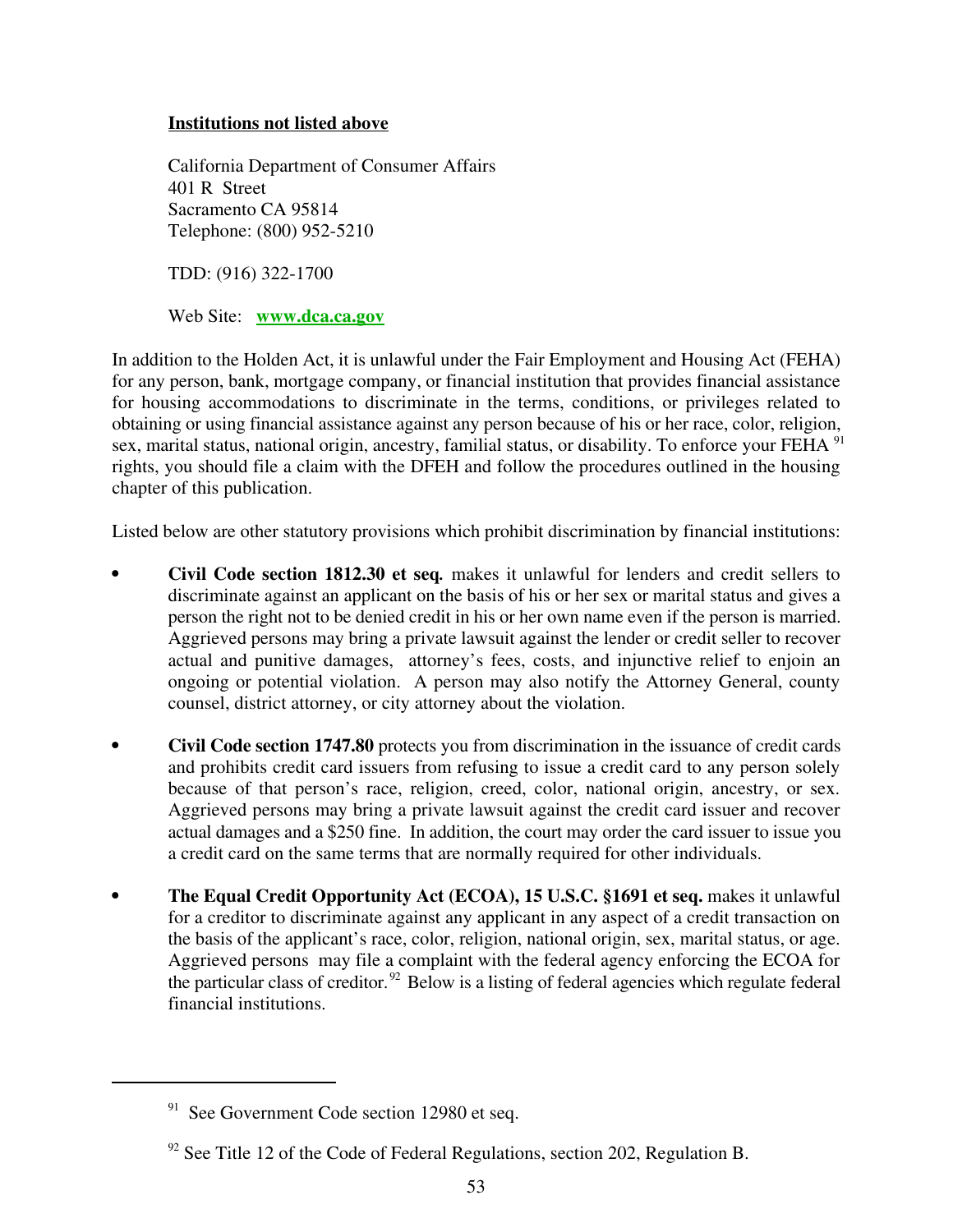**Institutions not listed above**

California Department of Consumer Affairs
401 R Street
Sacramento CA 95814
Telephone: (800) 952-5210

TDD: (916) 322-1700

Web Site: **www.dca.ca.gov**

In addition to the Holden Act, it is unlawful under the Fair Employment and Housing Act (FEHA) for any person, bank, mortgage company, or financial institution that provides financial assistance for housing accommodations to discriminate in the terms, conditions, or privileges related to obtaining or using financial assistance against any person because of his or her race, color, religion, sex, marital status, national origin, ancestry, familial status, or disability. To enforce your FEHA [91] rights, you should file a claim with the DFEH and follow the procedures outlined in the housing chapter of this publication.

Listed below are other statutory provisions which prohibit discrimination by financial institutions:

- **Civil Code section 1812.30 et seq.** makes it unlawful for lenders and credit sellers to discriminate against an applicant on the basis of his or her sex or marital status and gives a person the right not to be denied credit in his or her own name even if the person is married. Aggrieved persons may bring a private lawsuit against the lender or credit seller to recover actual and punitive damages, attorney's fees, costs, and injunctive relief to enjoin an ongoing or potential violation. A person may also notify the Attorney General, county counsel, district attorney, or city attorney about the violation.

- **Civil Code section 1747.80** protects you from discrimination in the issuance of credit cards and prohibits credit card issuers from refusing to issue a credit card to any person solely because of that person's race, religion, creed, color, national origin, ancestry, or sex. Aggrieved persons may bring a private lawsuit against the credit card issuer and recover actual damages and a $250 fine. In addition, the court may order the card issuer to issue you a credit card on the same terms that are normally required for other individuals.

- **The Equal Credit Opportunity Act (ECOA), 15 U.S.C. §1691 et seq.** makes it unlawful for a creditor to discriminate against any applicant in any aspect of a credit transaction on the basis of the applicant's race, color, religion, national origin, sex, marital status, or age. Aggrieved persons may file a complaint with the federal agency enforcing the ECOA for the particular class of creditor.[92] Below is a listing of federal agencies which regulate federal financial institutions.

---

[91] See Government Code section 12980 et seq.

[92] See Title 12 of the Code of Federal Regulations, section 202, Regulation B.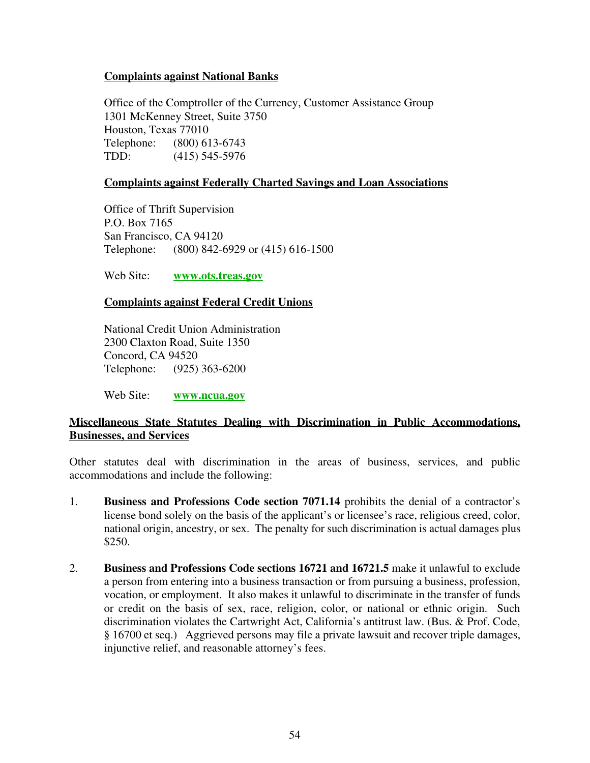**Complaints against National Banks**

Office of the Comptroller of the Currency, Customer Assistance Group
1301 McKenney Street, Suite 3750
Houston, Texas 77010
Telephone: (800) 613-6743
TDD: (415) 545-5976

**Complaints against Federally Charted Savings and Loan Associations**

Office of Thrift Supervision
P.O. Box 7165
San Francisco, CA 94120
Telephone: (800) 842-6929 or (415) 616-1500

Web Site: **www.ots.treas.gov**

**Complaints against Federal Credit Unions**

National Credit Union Administration
2300 Claxton Road, Suite 1350
Concord, CA 94520
Telephone: (925) 363-6200

Web Site: **www.ncua.gov**

**Miscellaneous State Statutes Dealing with Discrimination in Public Accommodations, Businesses, and Services**

Other statutes deal with discrimination in the areas of business, services, and public accommodations and include the following:

1. **Business and Professions Code section 7071.14** prohibits the denial of a contractor's license bond solely on the basis of the applicant's or licensee's race, religious creed, color, national origin, ancestry, or sex. The penalty for such discrimination is actual damages plus $250.

2. **Business and Professions Code sections 16721 and 16721.5** make it unlawful to exclude a person from entering into a business transaction or from pursuing a business, profession, vocation, or employment. It also makes it unlawful to discriminate in the transfer of funds or credit on the basis of sex, race, religion, color, or national or ethnic origin. Such discrimination violates the Cartwright Act, California's antitrust law. (Bus. & Prof. Code, § 16700 et seq.) Aggrieved persons may file a private lawsuit and recover triple damages, injunctive relief, and reasonable attorney's fees.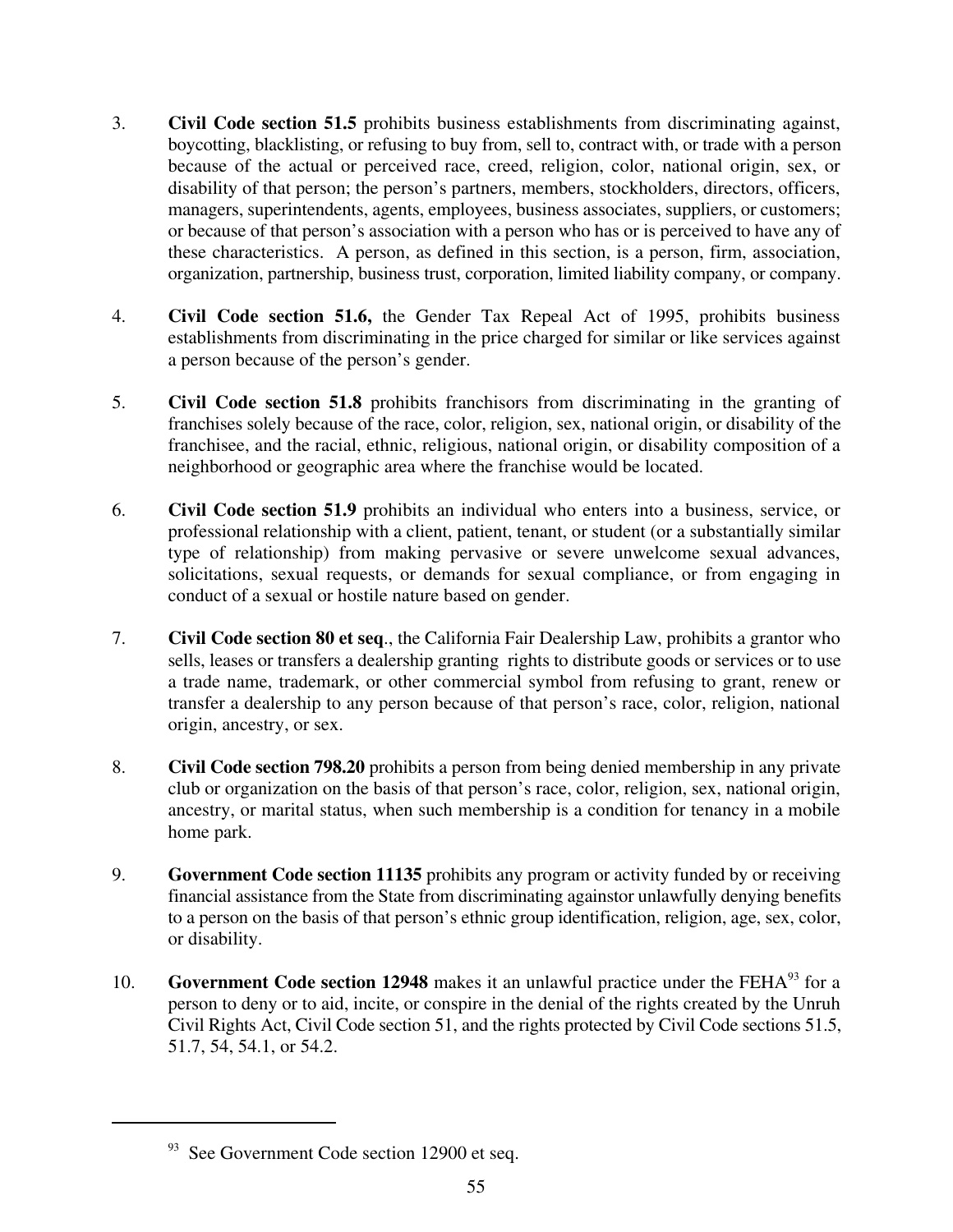3. **Civil Code section 51.5** prohibits business establishments from discriminating against, boycotting, blacklisting, or refusing to buy from, sell to, contract with, or trade with a person because of the actual or perceived race, creed, religion, color, national origin, sex, or disability of that person; the person's partners, members, stockholders, directors, officers, managers, superintendents, agents, employees, business associates, suppliers, or customers; or because of that person's association with a person who has or is perceived to have any of these characteristics. A person, as defined in this section, is a person, firm, association, organization, partnership, business trust, corporation, limited liability company, or company.

4. **Civil Code section 51.6,** the Gender Tax Repeal Act of 1995, prohibits business establishments from discriminating in the price charged for similar or like services against a person because of the person's gender.

5. **Civil Code section 51.8** prohibits franchisors from discriminating in the granting of franchises solely because of the race, color, religion, sex, national origin, or disability of the franchisee, and the racial, ethnic, religious, national origin, or disability composition of a neighborhood or geographic area where the franchise would be located.

6. **Civil Code section 51.9** prohibits an individual who enters into a business, service, or professional relationship with a client, patient, tenant, or student (or a substantially similar type of relationship) from making pervasive or severe unwelcome sexual advances, solicitations, sexual requests, or demands for sexual compliance, or from engaging in conduct of a sexual or hostile nature based on gender.

7. **Civil Code section 80 et seq**., the California Fair Dealership Law, prohibits a grantor who sells, leases or transfers a dealership granting rights to distribute goods or services or to use a trade name, trademark, or other commercial symbol from refusing to grant, renew or transfer a dealership to any person because of that person's race, color, religion, national origin, ancestry, or sex.

8. **Civil Code section 798.20** prohibits a person from being denied membership in any private club or organization on the basis of that person's race, color, religion, sex, national origin, ancestry, or marital status, when such membership is a condition for tenancy in a mobile home park.

9. **Government Code section 11135** prohibits any program or activity funded by or receiving financial assistance from the State from discriminating againstor unlawfully denying benefits to a person on the basis of that person's ethnic group identification, religion, age, sex, color, or disability.

10. **Government Code section 12948** makes it an unlawful practice under the FEHA[93] for a person to deny or to aid, incite, or conspire in the denial of the rights created by the Unruh Civil Rights Act, Civil Code section 51, and the rights protected by Civil Code sections 51.5, 51.7, 54, 54.1, or 54.2.

[93] See Government Code section 12900 et seq.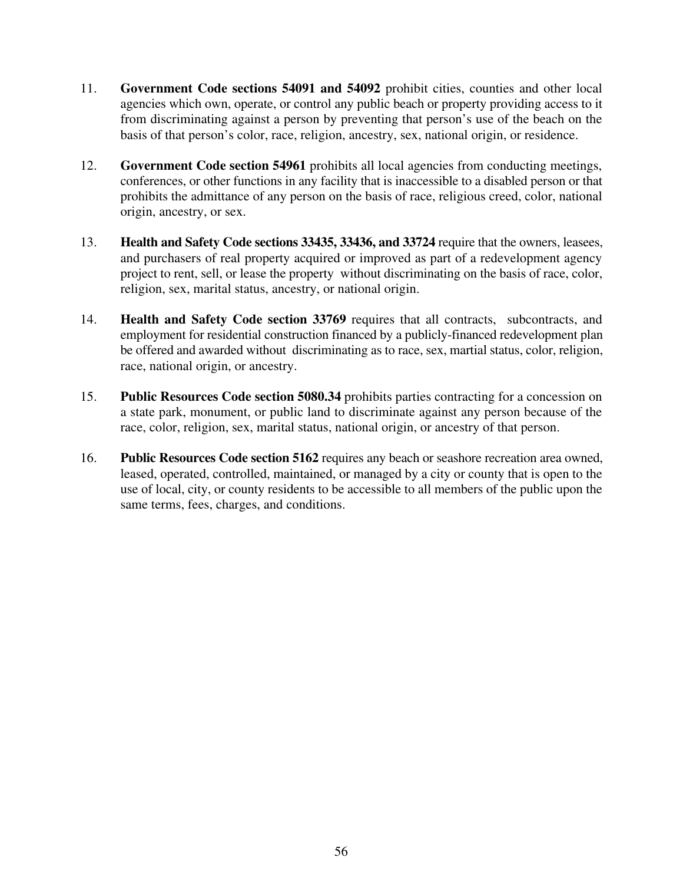11. **Government Code sections 54091 and 54092** prohibit cities, counties and other local agencies which own, operate, or control any public beach or property providing access to it from discriminating against a person by preventing that person's use of the beach on the basis of that person's color, race, religion, ancestry, sex, national origin, or residence.

12. **Government Code section 54961** prohibits all local agencies from conducting meetings, conferences, or other functions in any facility that is inaccessible to a disabled person or that prohibits the admittance of any person on the basis of race, religious creed, color, national origin, ancestry, or sex.

13. **Health and Safety Code sections 33435, 33436, and 33724** require that the owners, leasees, and purchasers of real property acquired or improved as part of a redevelopment agency project to rent, sell, or lease the property without discriminating on the basis of race, color, religion, sex, marital status, ancestry, or national origin.

14. **Health and Safety Code section 33769** requires that all contracts, subcontracts, and employment for residential construction financed by a publicly-financed redevelopment plan be offered and awarded without discriminating as to race, sex, martial status, color, religion, race, national origin, or ancestry.

15. **Public Resources Code section 5080.34** prohibits parties contracting for a concession on a state park, monument, or public land to discriminate against any person because of the race, color, religion, sex, marital status, national origin, or ancestry of that person.

16. **Public Resources Code section 5162** requires any beach or seashore recreation area owned, leased, operated, controlled, maintained, or managed by a city or county that is open to the use of local, city, or county residents to be accessible to all members of the public upon the same terms, fees, charges, and conditions.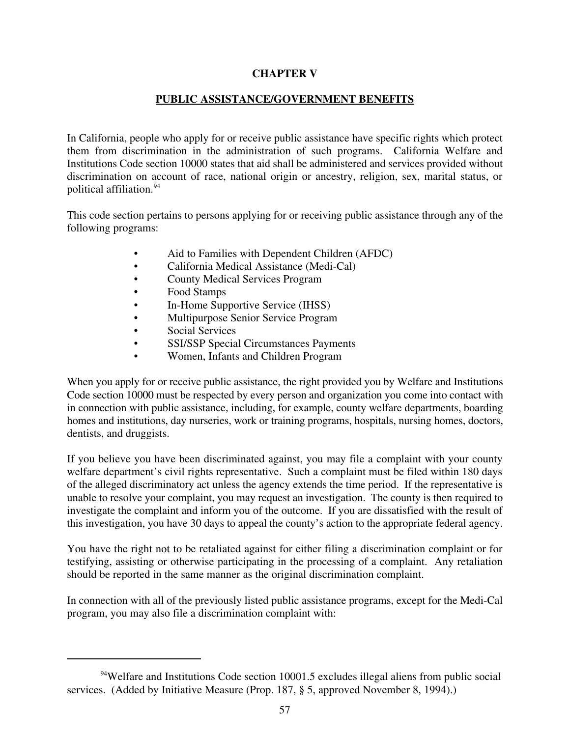# CHAPTER V

## PUBLIC ASSISTANCE/GOVERNMENT BENEFITS

In California, people who apply for or receive public assistance have specific rights which protect them from discrimination in the administration of such programs. California Welfare and Institutions Code section 10000 states that aid shall be administered and services provided without discrimination on account of race, national origin or ancestry, religion, sex, marital status, or political affiliation.[94]

This code section pertains to persons applying for or receiving public assistance through any of the following programs:

- Aid to Families with Dependent Children (AFDC)
- California Medical Assistance (Medi-Cal)
- County Medical Services Program
- Food Stamps
- In-Home Supportive Service (IHSS)
- Multipurpose Senior Service Program
- Social Services
- SSI/SSP Special Circumstances Payments
- Women, Infants and Children Program

When you apply for or receive public assistance, the right provided you by Welfare and Institutions Code section 10000 must be respected by every person and organization you come into contact with in connection with public assistance, including, for example, county welfare departments, boarding homes and institutions, day nurseries, work or training programs, hospitals, nursing homes, doctors, dentists, and druggists.

If you believe you have been discriminated against, you may file a complaint with your county welfare department's civil rights representative. Such a complaint must be filed within 180 days of the alleged discriminatory act unless the agency extends the time period. If the representative is unable to resolve your complaint, you may request an investigation. The county is then required to investigate the complaint and inform you of the outcome. If you are dissatisfied with the result of this investigation, you have 30 days to appeal the county's action to the appropriate federal agency.

You have the right not to be retaliated against for either filing a discrimination complaint or for testifying, assisting or otherwise participating in the processing of a complaint. Any retaliation should be reported in the same manner as the original discrimination complaint.

In connection with all of the previously listed public assistance programs, except for the Medi-Cal program, you may also file a discrimination complaint with:

---

[94]Welfare and Institutions Code section 10001.5 excludes illegal aliens from public social services. (Added by Initiative Measure (Prop. 187, § 5, approved November 8, 1994).)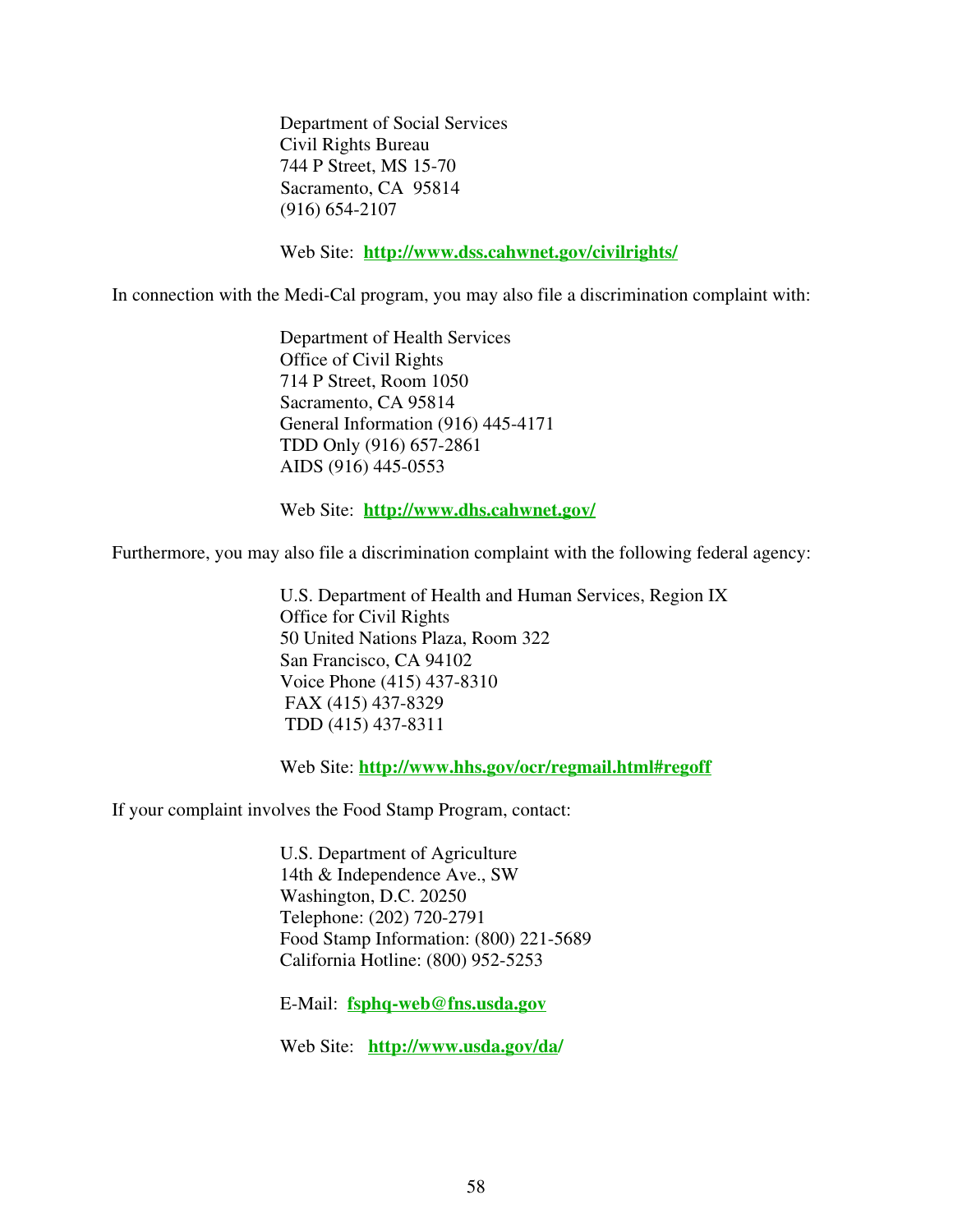Department of Social Services
Civil Rights Bureau
744 P Street, MS 15-70
Sacramento, CA 95814
(916) 654-2107

Web Site: **http://www.dss.cahwnet.gov/civilrights/**

In connection with the Medi-Cal program, you may also file a discrimination complaint with:

Department of Health Services
Office of Civil Rights
714 P Street, Room 1050
Sacramento, CA 95814
General Information (916) 445-4171
TDD Only (916) 657-2861
AIDS (916) 445-0553

Web Site: **http://www.dhs.cahwnet.gov/**

Furthermore, you may also file a discrimination complaint with the following federal agency:

U.S. Department of Health and Human Services, Region IX
Office for Civil Rights
50 United Nations Plaza, Room 322
San Francisco, CA 94102
Voice Phone (415) 437-8310
FAX (415) 437-8329
TDD (415) 437-8311

Web Site: **http://www.hhs.gov/ocr/regmail.html#regoff**

If your complaint involves the Food Stamp Program, contact:

U.S. Department of Agriculture
14th & Independence Ave., SW
Washington, D.C. 20250
Telephone: (202) 720-2791
Food Stamp Information: (800) 221-5689
California Hotline: (800) 952-5253

E-Mail: **fsphq-web@fns.usda.gov**

Web Site: **http://www.usda.gov/da/**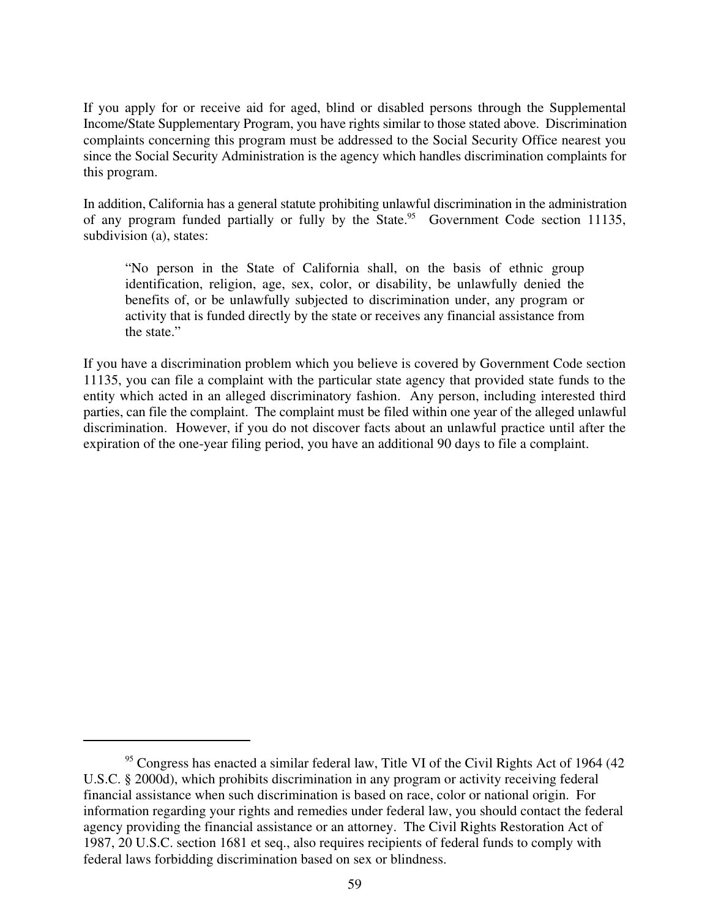If you apply for or receive aid for aged, blind or disabled persons through the Supplemental Income/State Supplementary Program, you have rights similar to those stated above. Discrimination complaints concerning this program must be addressed to the Social Security Office nearest you since the Social Security Administration is the agency which handles discrimination complaints for this program.

In addition, California has a general statute prohibiting unlawful discrimination in the administration of any program funded partially or fully by the State.[95] Government Code section 11135, subdivision (a), states:

> "No person in the State of California shall, on the basis of ethnic group identification, religion, age, sex, color, or disability, be unlawfully denied the benefits of, or be unlawfully subjected to discrimination under, any program or activity that is funded directly by the state or receives any financial assistance from the state."

If you have a discrimination problem which you believe is covered by Government Code section 11135, you can file a complaint with the particular state agency that provided state funds to the entity which acted in an alleged discriminatory fashion. Any person, including interested third parties, can file the complaint. The complaint must be filed within one year of the alleged unlawful discrimination. However, if you do not discover facts about an unlawful practice until after the expiration of the one-year filing period, you have an additional 90 days to file a complaint.

---

[95] Congress has enacted a similar federal law, Title VI of the Civil Rights Act of 1964 (42 U.S.C. § 2000d), which prohibits discrimination in any program or activity receiving federal financial assistance when such discrimination is based on race, color or national origin. For information regarding your rights and remedies under federal law, you should contact the federal agency providing the financial assistance or an attorney. The Civil Rights Restoration Act of 1987, 20 U.S.C. section 1681 et seq., also requires recipients of federal funds to comply with federal laws forbidding discrimination based on sex or blindness.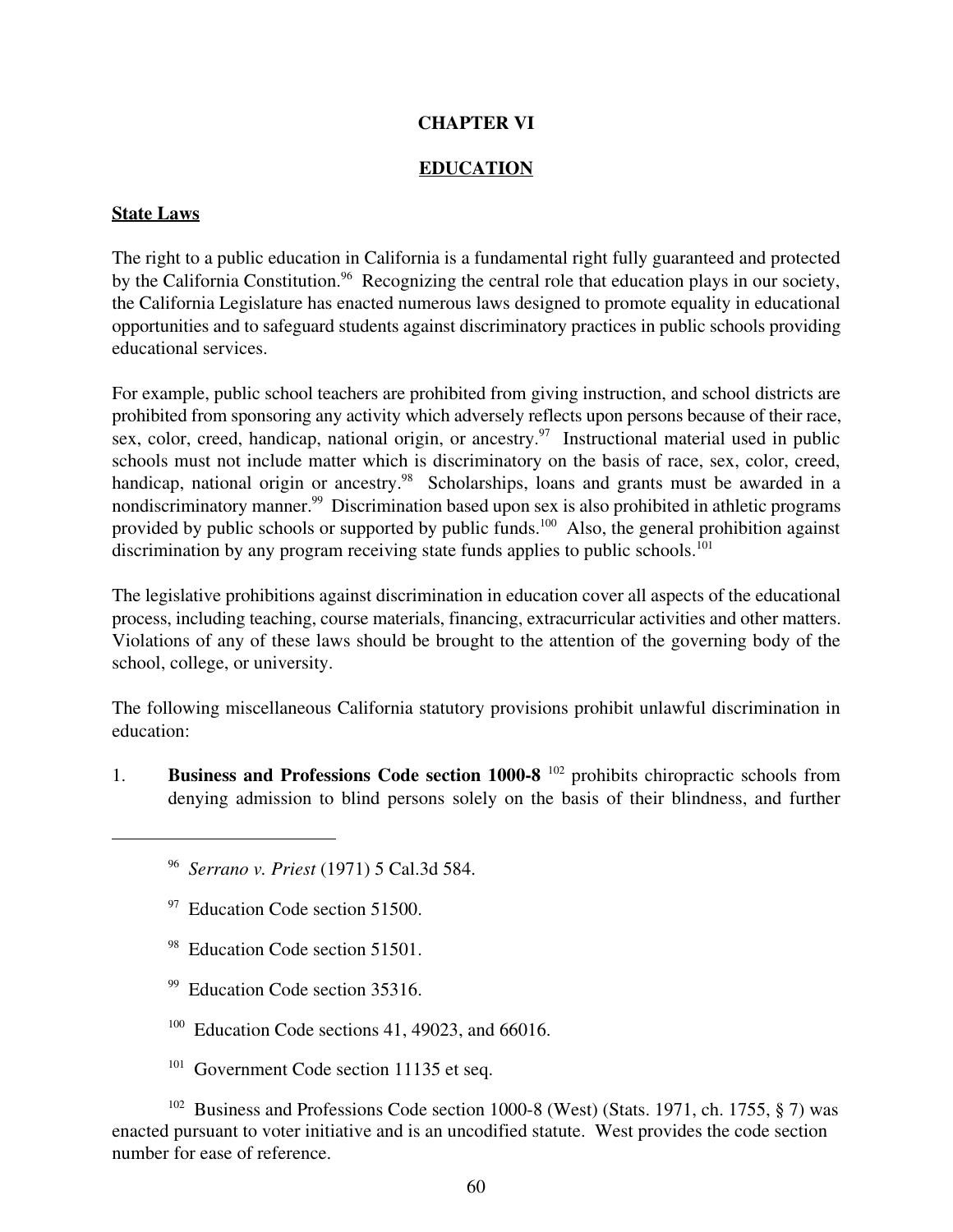# CHAPTER VI

## EDUCATION

### State Laws

The right to a public education in California is a fundamental right fully guaranteed and protected by the California Constitution.[96] Recognizing the central role that education plays in our society, the California Legislature has enacted numerous laws designed to promote equality in educational opportunities and to safeguard students against discriminatory practices in public schools providing educational services.

For example, public school teachers are prohibited from giving instruction, and school districts are prohibited from sponsoring any activity which adversely reflects upon persons because of their race, sex, color, creed, handicap, national origin, or ancestry.[97] Instructional material used in public schools must not include matter which is discriminatory on the basis of race, sex, color, creed, handicap, national origin or ancestry.[98] Scholarships, loans and grants must be awarded in a nondiscriminatory manner.[99] Discrimination based upon sex is also prohibited in athletic programs provided by public schools or supported by public funds.[100] Also, the general prohibition against discrimination by any program receiving state funds applies to public schools.[101]

The legislative prohibitions against discrimination in education cover all aspects of the educational process, including teaching, course materials, financing, extracurricular activities and other matters. Violations of any of these laws should be brought to the attention of the governing body of the school, college, or university.

The following miscellaneous California statutory provisions prohibit unlawful discrimination in education:

1. **Business and Professions Code section 1000-8** [102] prohibits chiropractic schools from denying admission to blind persons solely on the basis of their blindness, and further

---

[96] *Serrano v. Priest* (1971) 5 Cal.3d 584.

[97] Education Code section 51500.

[98] Education Code section 51501.

[99] Education Code section 35316.

[100] Education Code sections 41, 49023, and 66016.

[101] Government Code section 11135 et seq.

[102] Business and Professions Code section 1000-8 (West) (Stats. 1971, ch. 1755, § 7) was enacted pursuant to voter initiative and is an uncodified statute. West provides the code section number for ease of reference.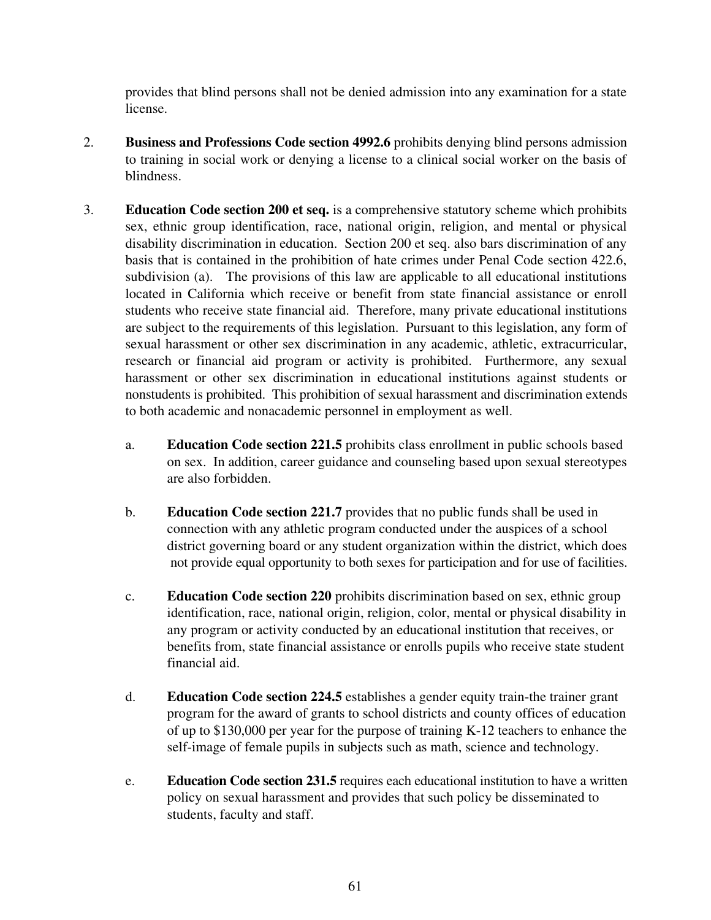provides that blind persons shall not be denied admission into any examination for a state license.

2. **Business and Professions Code section 4992.6** prohibits denying blind persons admission to training in social work or denying a license to a clinical social worker on the basis of blindness.

3. **Education Code section 200 et seq.** is a comprehensive statutory scheme which prohibits sex, ethnic group identification, race, national origin, religion, and mental or physical disability discrimination in education. Section 200 et seq. also bars discrimination of any basis that is contained in the prohibition of hate crimes under Penal Code section 422.6, subdivision (a). The provisions of this law are applicable to all educational institutions located in California which receive or benefit from state financial assistance or enroll students who receive state financial aid. Therefore, many private educational institutions are subject to the requirements of this legislation. Pursuant to this legislation, any form of sexual harassment or other sex discrimination in any academic, athletic, extracurricular, research or financial aid program or activity is prohibited. Furthermore, any sexual harassment or other sex discrimination in educational institutions against students or nonstudents is prohibited. This prohibition of sexual harassment and discrimination extends to both academic and nonacademic personnel in employment as well.

   a. **Education Code section 221.5** prohibits class enrollment in public schools based on sex. In addition, career guidance and counseling based upon sexual stereotypes are also forbidden.

   b. **Education Code section 221.7** provides that no public funds shall be used in connection with any athletic program conducted under the auspices of a school district governing board or any student organization within the district, which does not provide equal opportunity to both sexes for participation and for use of facilities.

   c. **Education Code section 220** prohibits discrimination based on sex, ethnic group identification, race, national origin, religion, color, mental or physical disability in any program or activity conducted by an educational institution that receives, or benefits from, state financial assistance or enrolls pupils who receive state student financial aid.

   d. **Education Code section 224.5** establishes a gender equity train-the trainer grant program for the award of grants to school districts and county offices of education of up to $130,000 per year for the purpose of training K-12 teachers to enhance the self-image of female pupils in subjects such as math, science and technology.

   e. **Education Code section 231.5** requires each educational institution to have a written policy on sexual harassment and provides that such policy be disseminated to students, faculty and staff.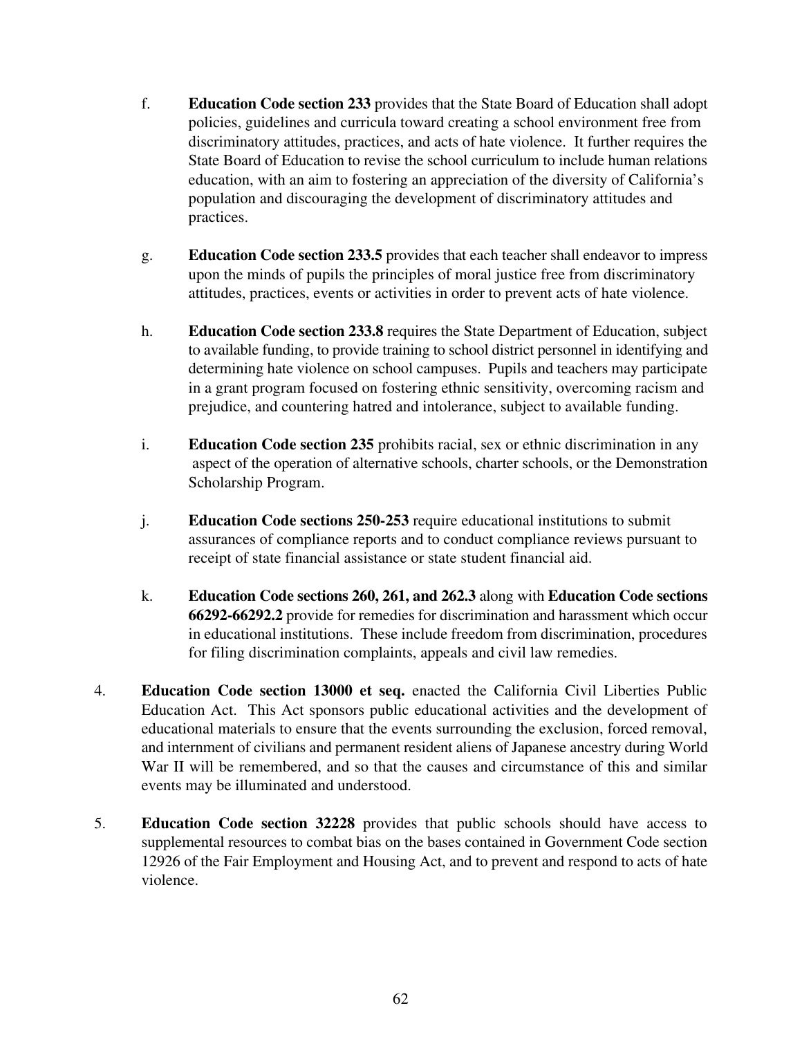f. **Education Code section 233** provides that the State Board of Education shall adopt policies, guidelines and curricula toward creating a school environment free from discriminatory attitudes, practices, and acts of hate violence. It further requires the State Board of Education to revise the school curriculum to include human relations education, with an aim to fostering an appreciation of the diversity of California's population and discouraging the development of discriminatory attitudes and practices.

g. **Education Code section 233.5** provides that each teacher shall endeavor to impress upon the minds of pupils the principles of moral justice free from discriminatory attitudes, practices, events or activities in order to prevent acts of hate violence.

h. **Education Code section 233.8** requires the State Department of Education, subject to available funding, to provide training to school district personnel in identifying and determining hate violence on school campuses. Pupils and teachers may participate in a grant program focused on fostering ethnic sensitivity, overcoming racism and prejudice, and countering hatred and intolerance, subject to available funding.

i. **Education Code section 235** prohibits racial, sex or ethnic discrimination in any aspect of the operation of alternative schools, charter schools, or the Demonstration Scholarship Program.

j. **Education Code sections 250-253** require educational institutions to submit assurances of compliance reports and to conduct compliance reviews pursuant to receipt of state financial assistance or state student financial aid.

k. **Education Code sections 260, 261, and 262.3** along with **Education Code sections 66292-66292.2** provide for remedies for discrimination and harassment which occur in educational institutions. These include freedom from discrimination, procedures for filing discrimination complaints, appeals and civil law remedies.

4. **Education Code section 13000 et seq.** enacted the California Civil Liberties Public Education Act. This Act sponsors public educational activities and the development of educational materials to ensure that the events surrounding the exclusion, forced removal, and internment of civilians and permanent resident aliens of Japanese ancestry during World War II will be remembered, and so that the causes and circumstance of this and similar events may be illuminated and understood.

5. **Education Code section 32228** provides that public schools should have access to supplemental resources to combat bias on the bases contained in Government Code section 12926 of the Fair Employment and Housing Act, and to prevent and respond to acts of hate violence.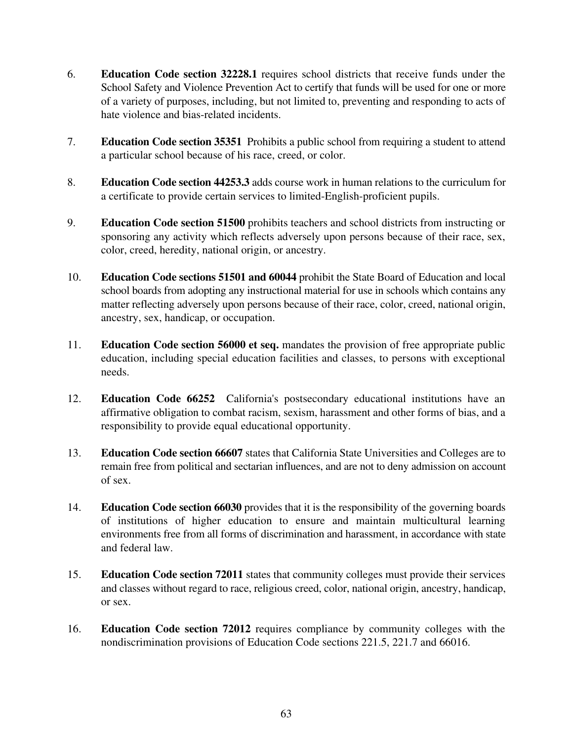6. **Education Code section 32228.1** requires school districts that receive funds under the School Safety and Violence Prevention Act to certify that funds will be used for one or more of a variety of purposes, including, but not limited to, preventing and responding to acts of hate violence and bias-related incidents.

7. **Education Code section 35351** Prohibits a public school from requiring a student to attend a particular school because of his race, creed, or color.

8. **Education Code section 44253.3** adds course work in human relations to the curriculum for a certificate to provide certain services to limited-English-proficient pupils.

9. **Education Code section 51500** prohibits teachers and school districts from instructing or sponsoring any activity which reflects adversely upon persons because of their race, sex, color, creed, heredity, national origin, or ancestry.

10. **Education Code sections 51501 and 60044** prohibit the State Board of Education and local school boards from adopting any instructional material for use in schools which contains any matter reflecting adversely upon persons because of their race, color, creed, national origin, ancestry, sex, handicap, or occupation.

11. **Education Code section 56000 et seq.** mandates the provision of free appropriate public education, including special education facilities and classes, to persons with exceptional needs.

12. **Education Code 66252** California's postsecondary educational institutions have an affirmative obligation to combat racism, sexism, harassment and other forms of bias, and a responsibility to provide equal educational opportunity.

13. **Education Code section 66607** states that California State Universities and Colleges are to remain free from political and sectarian influences, and are not to deny admission on account of sex.

14. **Education Code section 66030** provides that it is the responsibility of the governing boards of institutions of higher education to ensure and maintain multicultural learning environments free from all forms of discrimination and harassment, in accordance with state and federal law.

15. **Education Code section 72011** states that community colleges must provide their services and classes without regard to race, religious creed, color, national origin, ancestry, handicap, or sex.

16. **Education Code section 72012** requires compliance by community colleges with the nondiscrimination provisions of Education Code sections 221.5, 221.7 and 66016.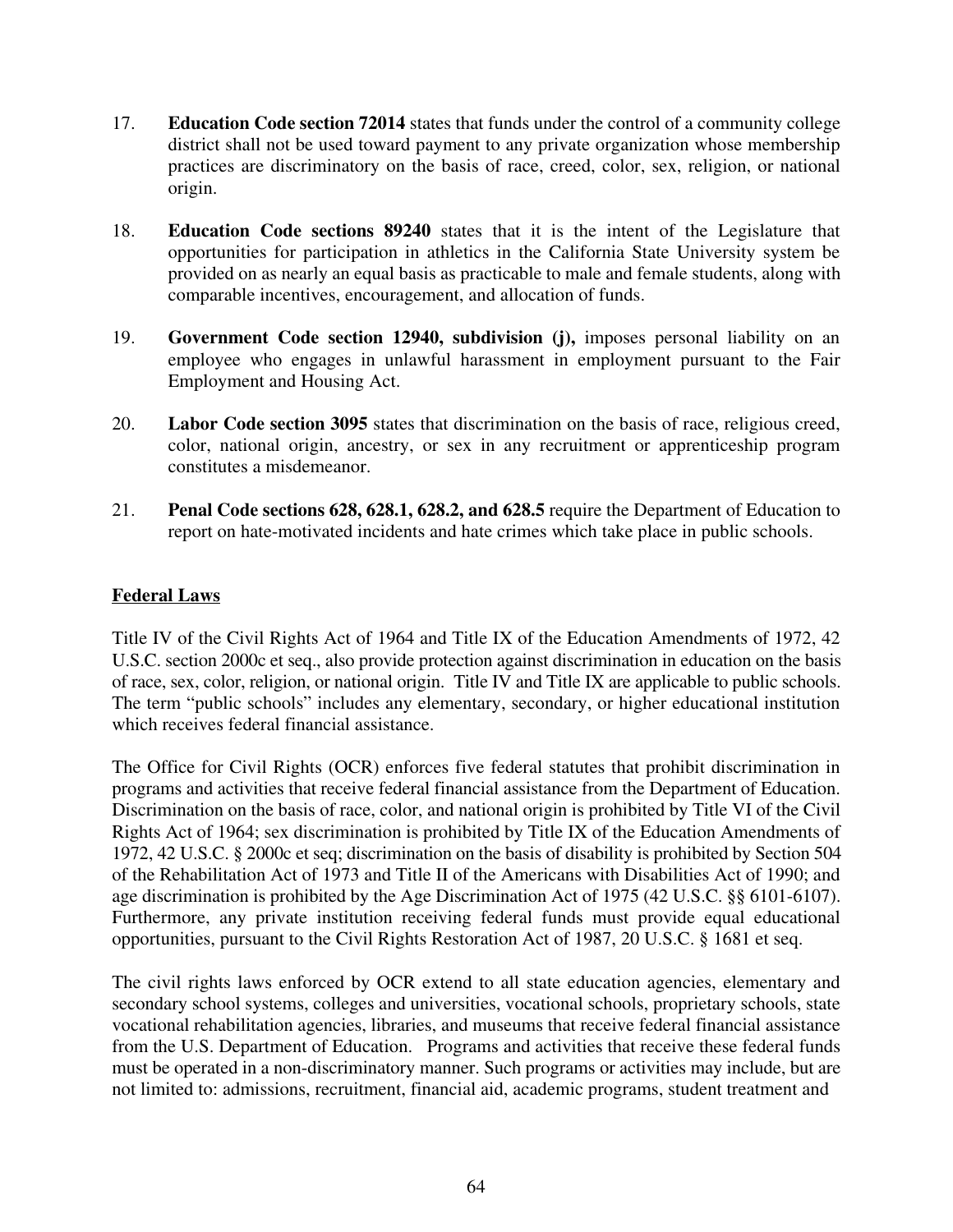17. **Education Code section 72014** states that funds under the control of a community college district shall not be used toward payment to any private organization whose membership practices are discriminatory on the basis of race, creed, color, sex, religion, or national origin.

18. **Education Code sections 89240** states that it is the intent of the Legislature that opportunities for participation in athletics in the California State University system be provided on as nearly an equal basis as practicable to male and female students, along with comparable incentives, encouragement, and allocation of funds.

19. **Government Code section 12940, subdivision (j),** imposes personal liability on an employee who engages in unlawful harassment in employment pursuant to the Fair Employment and Housing Act.

20. **Labor Code section 3095** states that discrimination on the basis of race, religious creed, color, national origin, ancestry, or sex in any recruitment or apprenticeship program constitutes a misdemeanor.

21. **Penal Code sections 628, 628.1, 628.2, and 628.5** require the Department of Education to report on hate-motivated incidents and hate crimes which take place in public schools.

**<u>Federal Laws</u>**

Title IV of the Civil Rights Act of 1964 and Title IX of the Education Amendments of 1972, 42 U.S.C. section 2000c et seq., also provide protection against discrimination in education on the basis of race, sex, color, religion, or national origin. Title IV and Title IX are applicable to public schools. The term "public schools" includes any elementary, secondary, or higher educational institution which receives federal financial assistance.

The Office for Civil Rights (OCR) enforces five federal statutes that prohibit discrimination in programs and activities that receive federal financial assistance from the Department of Education. Discrimination on the basis of race, color, and national origin is prohibited by Title VI of the Civil Rights Act of 1964; sex discrimination is prohibited by Title IX of the Education Amendments of 1972, 42 U.S.C. § 2000c et seq; discrimination on the basis of disability is prohibited by Section 504 of the Rehabilitation Act of 1973 and Title II of the Americans with Disabilities Act of 1990; and age discrimination is prohibited by the Age Discrimination Act of 1975 (42 U.S.C. §§ 6101-6107). Furthermore, any private institution receiving federal funds must provide equal educational opportunities, pursuant to the Civil Rights Restoration Act of 1987, 20 U.S.C. § 1681 et seq.

The civil rights laws enforced by OCR extend to all state education agencies, elementary and secondary school systems, colleges and universities, vocational schools, proprietary schools, state vocational rehabilitation agencies, libraries, and museums that receive federal financial assistance from the U.S. Department of Education. Programs and activities that receive these federal funds must be operated in a non-discriminatory manner. Such programs or activities may include, but are not limited to: admissions, recruitment, financial aid, academic programs, student treatment and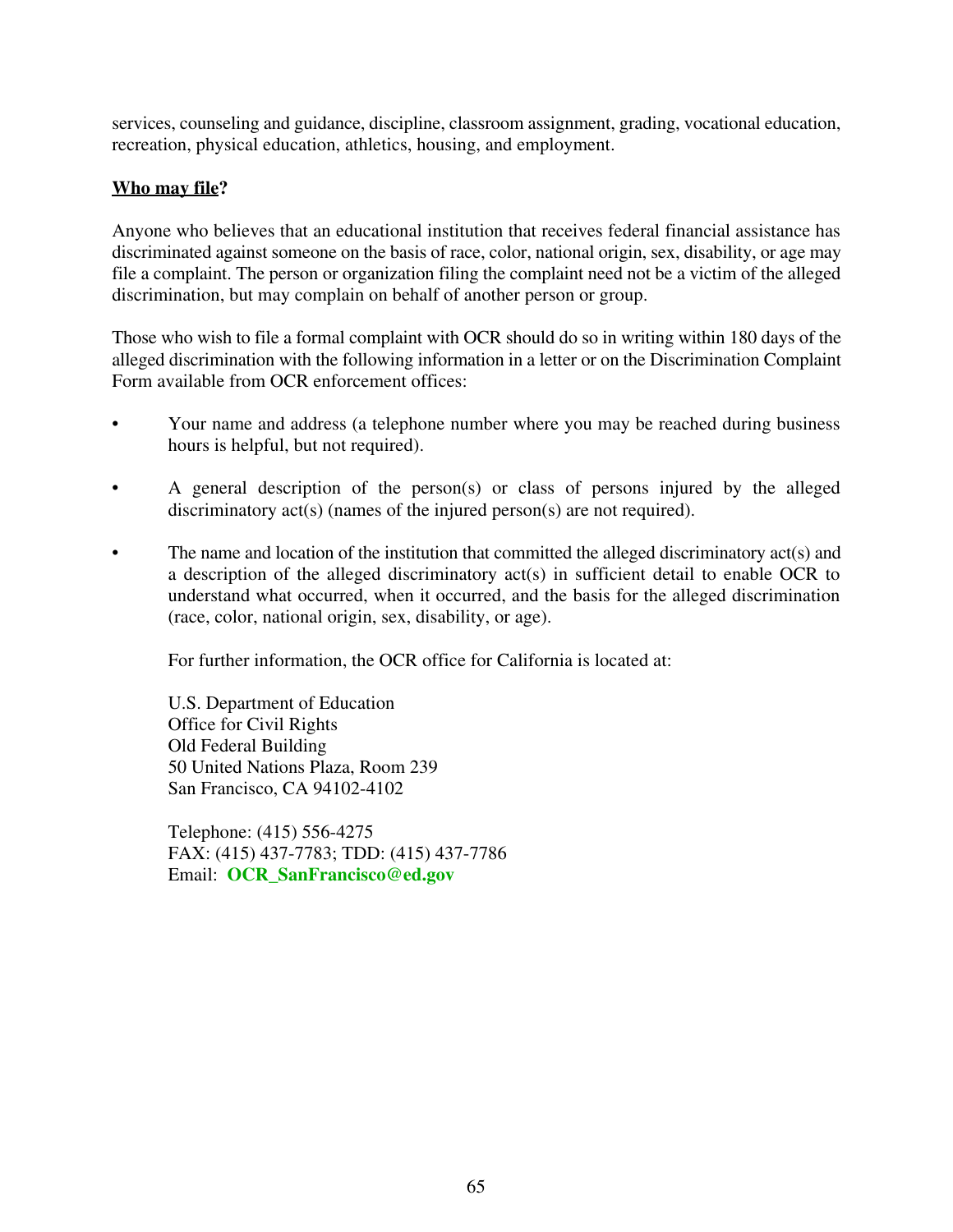services, counseling and guidance, discipline, classroom assignment, grading, vocational education, recreation, physical education, athletics, housing, and employment.

**Who may file?**

Anyone who believes that an educational institution that receives federal financial assistance has discriminated against someone on the basis of race, color, national origin, sex, disability, or age may file a complaint. The person or organization filing the complaint need not be a victim of the alleged discrimination, but may complain on behalf of another person or group.

Those who wish to file a formal complaint with OCR should do so in writing within 180 days of the alleged discrimination with the following information in a letter or on the Discrimination Complaint Form available from OCR enforcement offices:

- Your name and address (a telephone number where you may be reached during business hours is helpful, but not required).
- A general description of the person(s) or class of persons injured by the alleged discriminatory act(s) (names of the injured person(s) are not required).
- The name and location of the institution that committed the alleged discriminatory act(s) and a description of the alleged discriminatory act(s) in sufficient detail to enable OCR to understand what occurred, when it occurred, and the basis for the alleged discrimination (race, color, national origin, sex, disability, or age).

For further information, the OCR office for California is located at:

U.S. Department of Education
Office for Civil Rights
Old Federal Building
50 United Nations Plaza, Room 239
San Francisco, CA 94102-4102

Telephone: (415) 556-4275
FAX: (415) 437-7783; TDD: (415) 437-7786
Email: **OCR_SanFrancisco@ed.gov**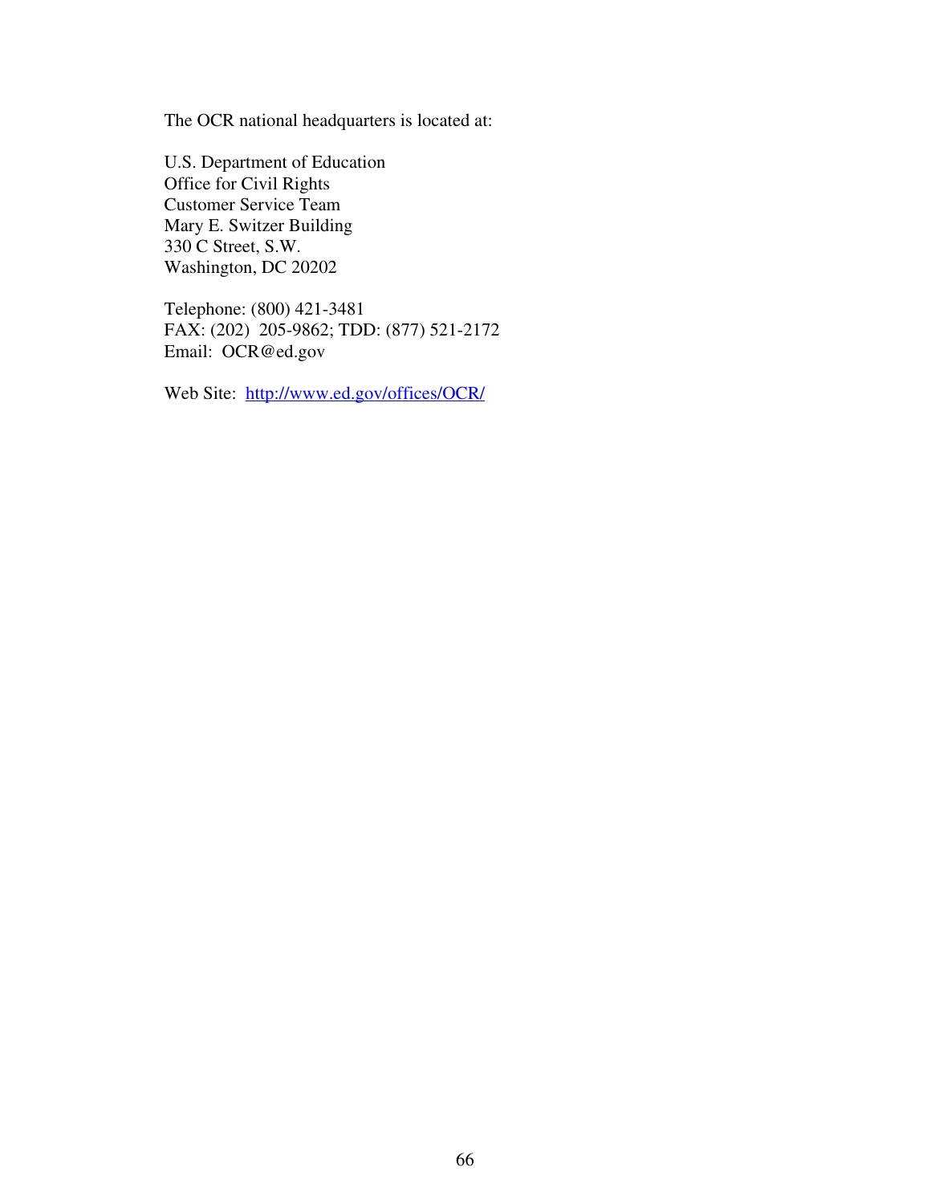The OCR national headquarters is located at:

U.S. Department of Education  
Office for Civil Rights  
Customer Service Team  
Mary E. Switzer Building  
330 C Street, S.W.  
Washington, DC 20202

Telephone: (800) 421-3481  
FAX: (202) 205-9862; TDD: (877) 521-2172  
Email: OCR@ed.gov

Web Site: [http://www.ed.gov/offices/OCR/](http://www.ed.gov/offices/OCR/)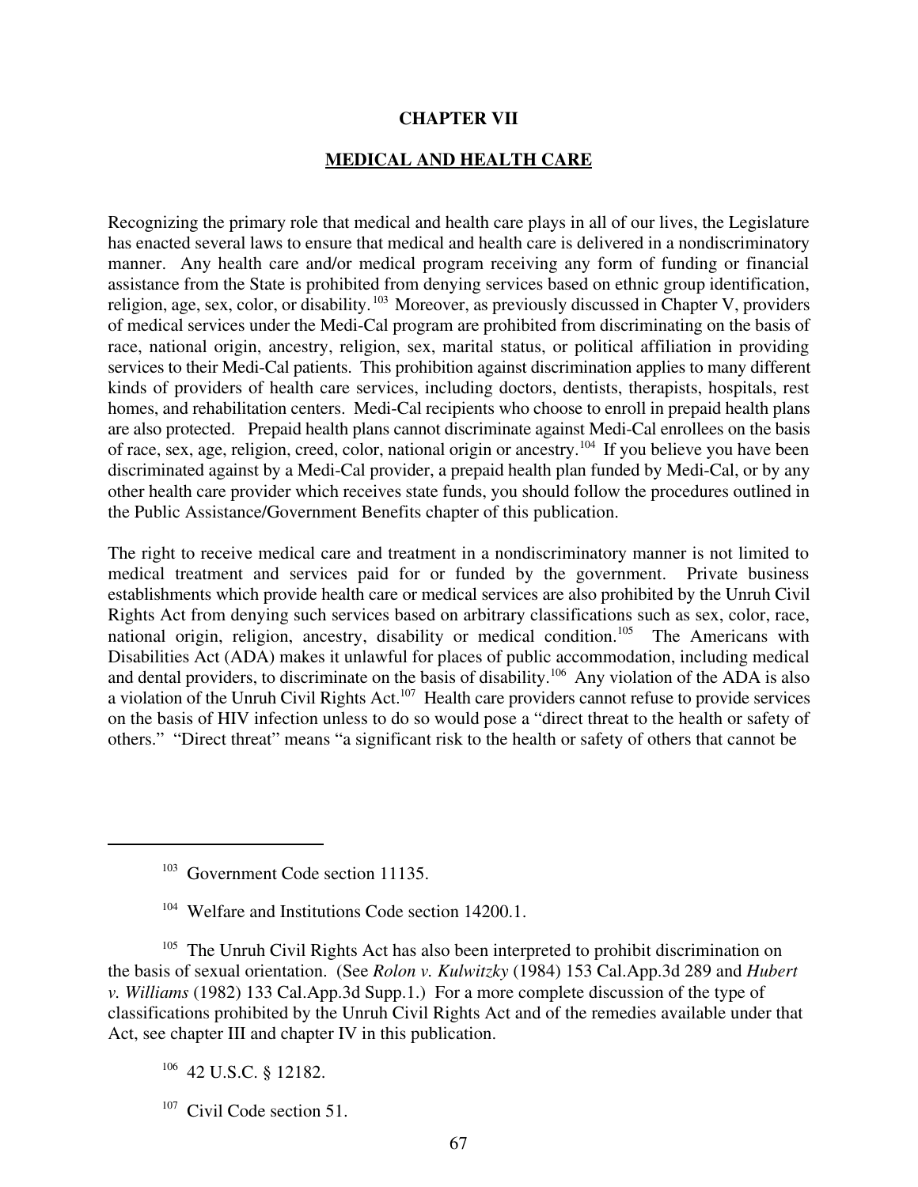# CHAPTER VII

## MEDICAL AND HEALTH CARE

Recognizing the primary role that medical and health care plays in all of our lives, the Legislature has enacted several laws to ensure that medical and health care is delivered in a nondiscriminatory manner. Any health care and/or medical program receiving any form of funding or financial assistance from the State is prohibited from denying services based on ethnic group identification, religion, age, sex, color, or disability.[103] Moreover, as previously discussed in Chapter V, providers of medical services under the Medi-Cal program are prohibited from discriminating on the basis of race, national origin, ancestry, religion, sex, marital status, or political affiliation in providing services to their Medi-Cal patients. This prohibition against discrimination applies to many different kinds of providers of health care services, including doctors, dentists, therapists, hospitals, rest homes, and rehabilitation centers. Medi-Cal recipients who choose to enroll in prepaid health plans are also protected. Prepaid health plans cannot discriminate against Medi-Cal enrollees on the basis of race, sex, age, religion, creed, color, national origin or ancestry.[104] If you believe you have been discriminated against by a Medi-Cal provider, a prepaid health plan funded by Medi-Cal, or by any other health care provider which receives state funds, you should follow the procedures outlined in the Public Assistance/Government Benefits chapter of this publication.

The right to receive medical care and treatment in a nondiscriminatory manner is not limited to medical treatment and services paid for or funded by the government. Private business establishments which provide health care or medical services are also prohibited by the Unruh Civil Rights Act from denying such services based on arbitrary classifications such as sex, color, race, national origin, religion, ancestry, disability or medical condition.[105] The Americans with Disabilities Act (ADA) makes it unlawful for places of public accommodation, including medical and dental providers, to discriminate on the basis of disability.[106] Any violation of the ADA is also a violation of the Unruh Civil Rights Act.[107] Health care providers cannot refuse to provide services on the basis of HIV infection unless to do so would pose a "direct threat to the health or safety of others." "Direct threat" means "a significant risk to the health or safety of others that cannot be

---

[103] Government Code section 11135.

[104] Welfare and Institutions Code section 14200.1.

[105] The Unruh Civil Rights Act has also been interpreted to prohibit discrimination on the basis of sexual orientation. (See *Rolon v. Kulwitzky* (1984) 153 Cal.App.3d 289 and *Hubert v. Williams* (1982) 133 Cal.App.3d Supp.1.) For a more complete discussion of the type of classifications prohibited by the Unruh Civil Rights Act and of the remedies available under that Act, see chapter III and chapter IV in this publication.

[106] 42 U.S.C. § 12182.

[107] Civil Code section 51.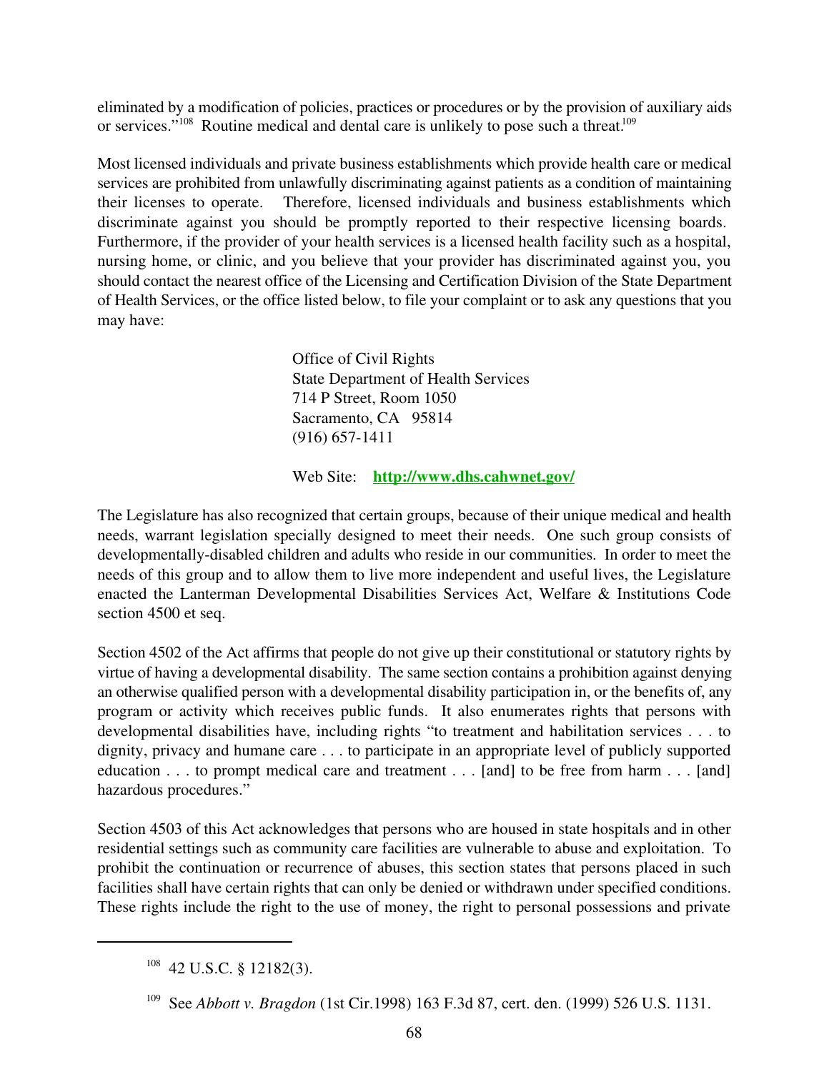eliminated by a modification of policies, practices or procedures or by the provision of auxiliary aids or services."[108] Routine medical and dental care is unlikely to pose such a threat.[109]

Most licensed individuals and private business establishments which provide health care or medical services are prohibited from unlawfully discriminating against patients as a condition of maintaining their licenses to operate. Therefore, licensed individuals and business establishments which discriminate against you should be promptly reported to their respective licensing boards. Furthermore, if the provider of your health services is a licensed health facility such as a hospital, nursing home, or clinic, and you believe that your provider has discriminated against you, you should contact the nearest office of the Licensing and Certification Division of the State Department of Health Services, or the office listed below, to file your complaint or to ask any questions that you may have:

Office of Civil Rights
State Department of Health Services
714 P Street, Room 1050
Sacramento, CA 95814
(916) 657-1411

Web Site: **http://www.dhs.cahwnet.gov/**

The Legislature has also recognized that certain groups, because of their unique medical and health needs, warrant legislation specially designed to meet their needs. One such group consists of developmentally-disabled children and adults who reside in our communities. In order to meet the needs of this group and to allow them to live more independent and useful lives, the Legislature enacted the Lanterman Developmental Disabilities Services Act, Welfare & Institutions Code section 4500 et seq.

Section 4502 of the Act affirms that people do not give up their constitutional or statutory rights by virtue of having a developmental disability. The same section contains a prohibition against denying an otherwise qualified person with a developmental disability participation in, or the benefits of, any program or activity which receives public funds. It also enumerates rights that persons with developmental disabilities have, including rights "to treatment and habilitation services . . . to dignity, privacy and humane care . . . to participate in an appropriate level of publicly supported education . . . to prompt medical care and treatment . . . [and] to be free from harm . . . [and] hazardous procedures."

Section 4503 of this Act acknowledges that persons who are housed in state hospitals and in other residential settings such as community care facilities are vulnerable to abuse and exploitation. To prohibit the continuation or recurrence of abuses, this section states that persons placed in such facilities shall have certain rights that can only be denied or withdrawn under specified conditions. These rights include the right to the use of money, the right to personal possessions and private

---

[108] 42 U.S.C. § 12182(3).

[109] See *Abbott v. Bragdon* (1st Cir.1998) 163 F.3d 87, cert. den. (1999) 526 U.S. 1131.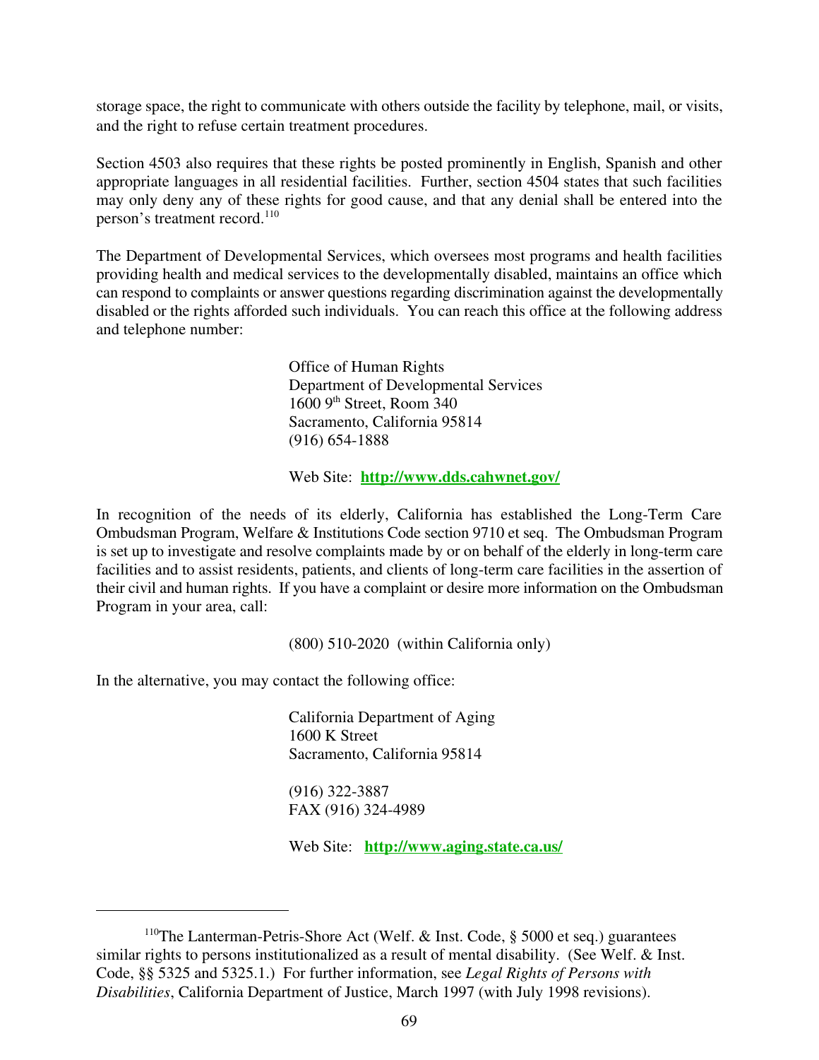storage space, the right to communicate with others outside the facility by telephone, mail, or visits, and the right to refuse certain treatment procedures.

Section 4503 also requires that these rights be posted prominently in English, Spanish and other appropriate languages in all residential facilities. Further, section 4504 states that such facilities may only deny any of these rights for good cause, and that any denial shall be entered into the person's treatment record.[110]

The Department of Developmental Services, which oversees most programs and health facilities providing health and medical services to the developmentally disabled, maintains an office which can respond to complaints or answer questions regarding discrimination against the developmentally disabled or the rights afforded such individuals. You can reach this office at the following address and telephone number:

> Office of Human Rights
> Department of Developmental Services
> 1600 9th Street, Room 340
> Sacramento, California 95814
> (916) 654-1888
>
> Web Site: **http://www.dds.cahwnet.gov/**

In recognition of the needs of its elderly, California has established the Long-Term Care Ombudsman Program, Welfare & Institutions Code section 9710 et seq. The Ombudsman Program is set up to investigate and resolve complaints made by or on behalf of the elderly in long-term care facilities and to assist residents, patients, and clients of long-term care facilities in the assertion of their civil and human rights. If you have a complaint or desire more information on the Ombudsman Program in your area, call:

> (800) 510-2020 (within California only)

In the alternative, you may contact the following office:

> California Department of Aging
> 1600 K Street
> Sacramento, California 95814
>
> (916) 322-3887
> FAX (916) 324-4989
>
> Web Site: **http://www.aging.state.ca.us/**

---

[110] The Lanterman-Petris-Shore Act (Welf. & Inst. Code, § 5000 et seq.) guarantees similar rights to persons institutionalized as a result of mental disability. (See Welf. & Inst. Code, §§ 5325 and 5325.1.) For further information, see *Legal Rights of Persons with Disabilities*, California Department of Justice, March 1997 (with July 1998 revisions).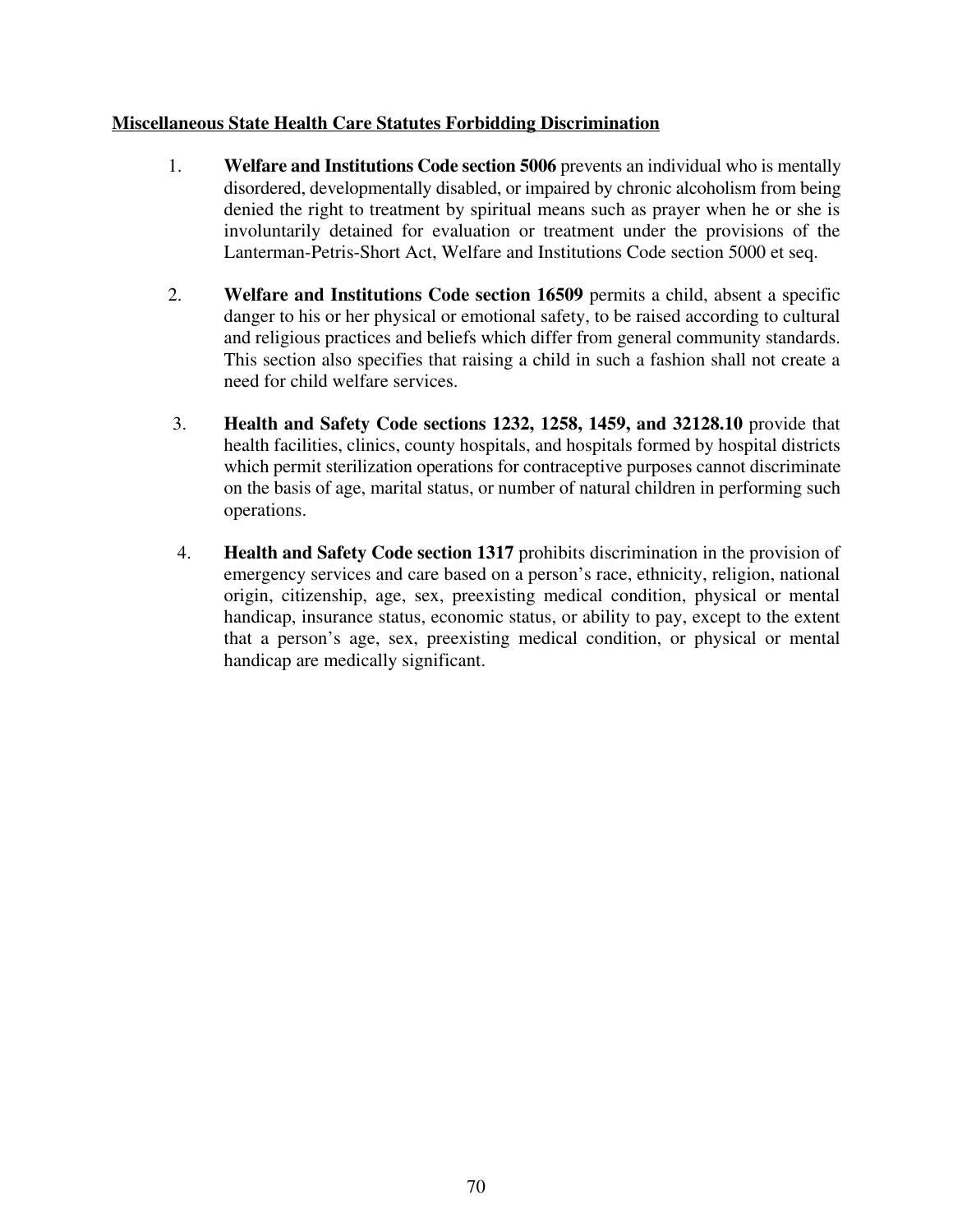**<u>Miscellaneous State Health Care Statutes Forbidding Discrimination</u>**

1. **Welfare and Institutions Code section 5006** prevents an individual who is mentally disordered, developmentally disabled, or impaired by chronic alcoholism from being denied the right to treatment by spiritual means such as prayer when he or she is involuntarily detained for evaluation or treatment under the provisions of the Lanterman-Petris-Short Act, Welfare and Institutions Code section 5000 et seq.

2. **Welfare and Institutions Code section 16509** permits a child, absent a specific danger to his or her physical or emotional safety, to be raised according to cultural and religious practices and beliefs which differ from general community standards. This section also specifies that raising a child in such a fashion shall not create a need for child welfare services.

3. **Health and Safety Code sections 1232, 1258, 1459, and 32128.10** provide that health facilities, clinics, county hospitals, and hospitals formed by hospital districts which permit sterilization operations for contraceptive purposes cannot discriminate on the basis of age, marital status, or number of natural children in performing such operations.

4. **Health and Safety Code section 1317** prohibits discrimination in the provision of emergency services and care based on a person's race, ethnicity, religion, national origin, citizenship, age, sex, preexisting medical condition, physical or mental handicap, insurance status, economic status, or ability to pay, except to the extent that a person's age, sex, preexisting medical condition, or physical or mental handicap are medically significant.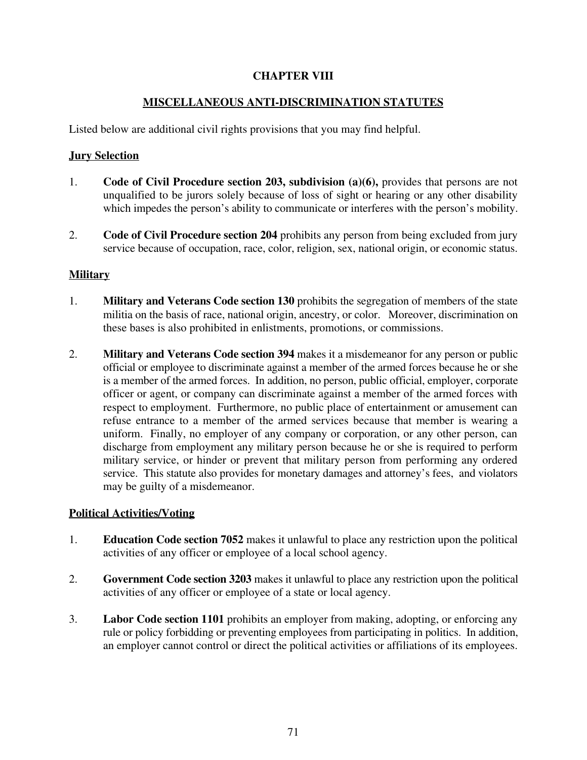# CHAPTER VIII

## MISCELLANEOUS ANTI-DISCRIMINATION STATUTES

Listed below are additional civil rights provisions that you may find helpful.

### Jury Selection

1. **Code of Civil Procedure section 203, subdivision (a)(6),** provides that persons are not unqualified to be jurors solely because of loss of sight or hearing or any other disability which impedes the person's ability to communicate or interferes with the person's mobility.

2. **Code of Civil Procedure section 204** prohibits any person from being excluded from jury service because of occupation, race, color, religion, sex, national origin, or economic status.

### Military

1. **Military and Veterans Code section 130** prohibits the segregation of members of the state militia on the basis of race, national origin, ancestry, or color. Moreover, discrimination on these bases is also prohibited in enlistments, promotions, or commissions.

2. **Military and Veterans Code section 394** makes it a misdemeanor for any person or public official or employee to discriminate against a member of the armed forces because he or she is a member of the armed forces. In addition, no person, public official, employer, corporate officer or agent, or company can discriminate against a member of the armed forces with respect to employment. Furthermore, no public place of entertainment or amusement can refuse entrance to a member of the armed services because that member is wearing a uniform. Finally, no employer of any company or corporation, or any other person, can discharge from employment any military person because he or she is required to perform military service, or hinder or prevent that military person from performing any ordered service. This statute also provides for monetary damages and attorney's fees, and violators may be guilty of a misdemeanor.

### Political Activities/Voting

1. **Education Code section 7052** makes it unlawful to place any restriction upon the political activities of any officer or employee of a local school agency.

2. **Government Code section 3203** makes it unlawful to place any restriction upon the political activities of any officer or employee of a state or local agency.

3. **Labor Code section 1101** prohibits an employer from making, adopting, or enforcing any rule or policy forbidding or preventing employees from participating in politics. In addition, an employer cannot control or direct the political activities or affiliations of its employees.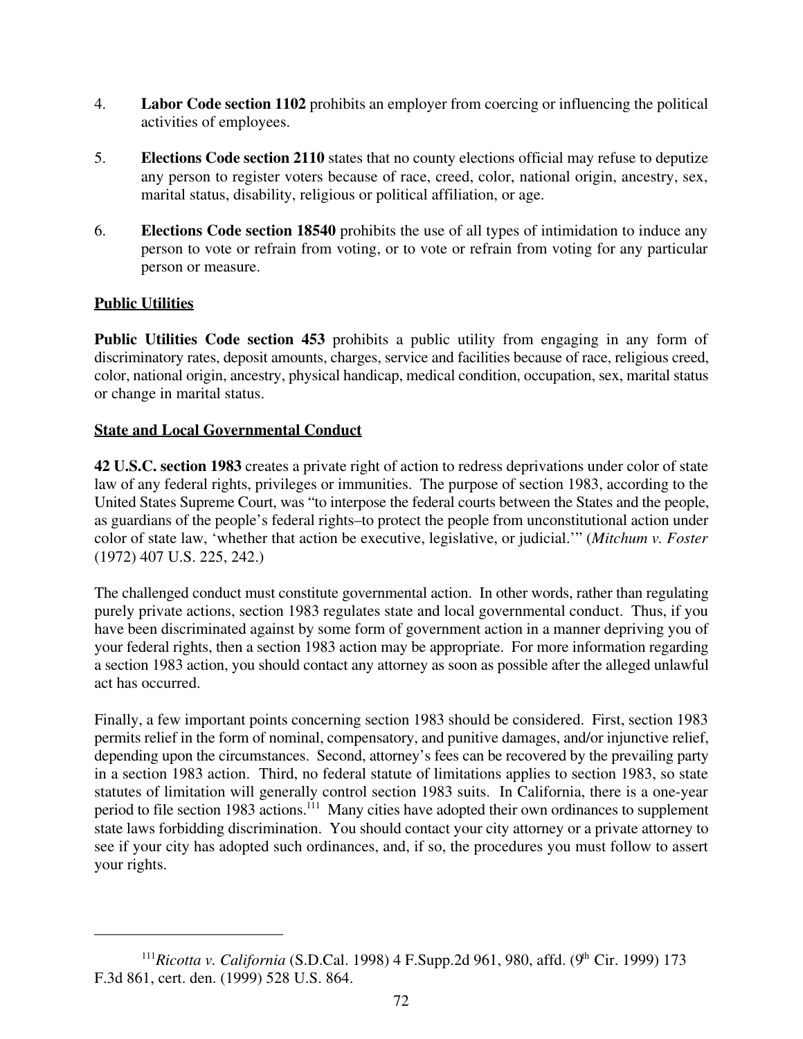4. **Labor Code section 1102** prohibits an employer from coercing or influencing the political activities of employees.

5. **Elections Code section 2110** states that no county elections official may refuse to deputize any person to register voters because of race, creed, color, national origin, ancestry, sex, marital status, disability, religious or political affiliation, or age.

6. **Elections Code section 18540** prohibits the use of all types of intimidation to induce any person to vote or refrain from voting, or to vote or refrain from voting for any particular person or measure.

**<u>Public Utilities</u>**

**Public Utilities Code section 453** prohibits a public utility from engaging in any form of discriminatory rates, deposit amounts, charges, service and facilities because of race, religious creed, color, national origin, ancestry, physical handicap, medical condition, occupation, sex, marital status or change in marital status.

**<u>State and Local Governmental Conduct</u>**

**42 U.S.C. section 1983** creates a private right of action to redress deprivations under color of state law of any federal rights, privileges or immunities. The purpose of section 1983, according to the United States Supreme Court, was "to interpose the federal courts between the States and the people, as guardians of the people's federal rights–to protect the people from unconstitutional action under color of state law, 'whether that action be executive, legislative, or judicial.'" (*Mitchum v. Foster* (1972) 407 U.S. 225, 242.)

The challenged conduct must constitute governmental action. In other words, rather than regulating purely private actions, section 1983 regulates state and local governmental conduct. Thus, if you have been discriminated against by some form of government action in a manner depriving you of your federal rights, then a section 1983 action may be appropriate. For more information regarding a section 1983 action, you should contact any attorney as soon as possible after the alleged unlawful act has occurred.

Finally, a few important points concerning section 1983 should be considered. First, section 1983 permits relief in the form of nominal, compensatory, and punitive damages, and/or injunctive relief, depending upon the circumstances. Second, attorney's fees can be recovered by the prevailing party in a section 1983 action. Third, no federal statute of limitations applies to section 1983, so state statutes of limitation will generally control section 1983 suits. In California, there is a one-year period to file section 1983 actions.[111] Many cities have adopted their own ordinances to supplement state laws forbidding discrimination. You should contact your city attorney or a private attorney to see if your city has adopted such ordinances, and, if so, the procedures you must follow to assert your rights.

---

[111] *Ricotta v. California* (S.D.Cal. 1998) 4 F.Supp.2d 961, 980, affd. (9th Cir. 1999) 173 F.3d 861, cert. den. (1999) 528 U.S. 864.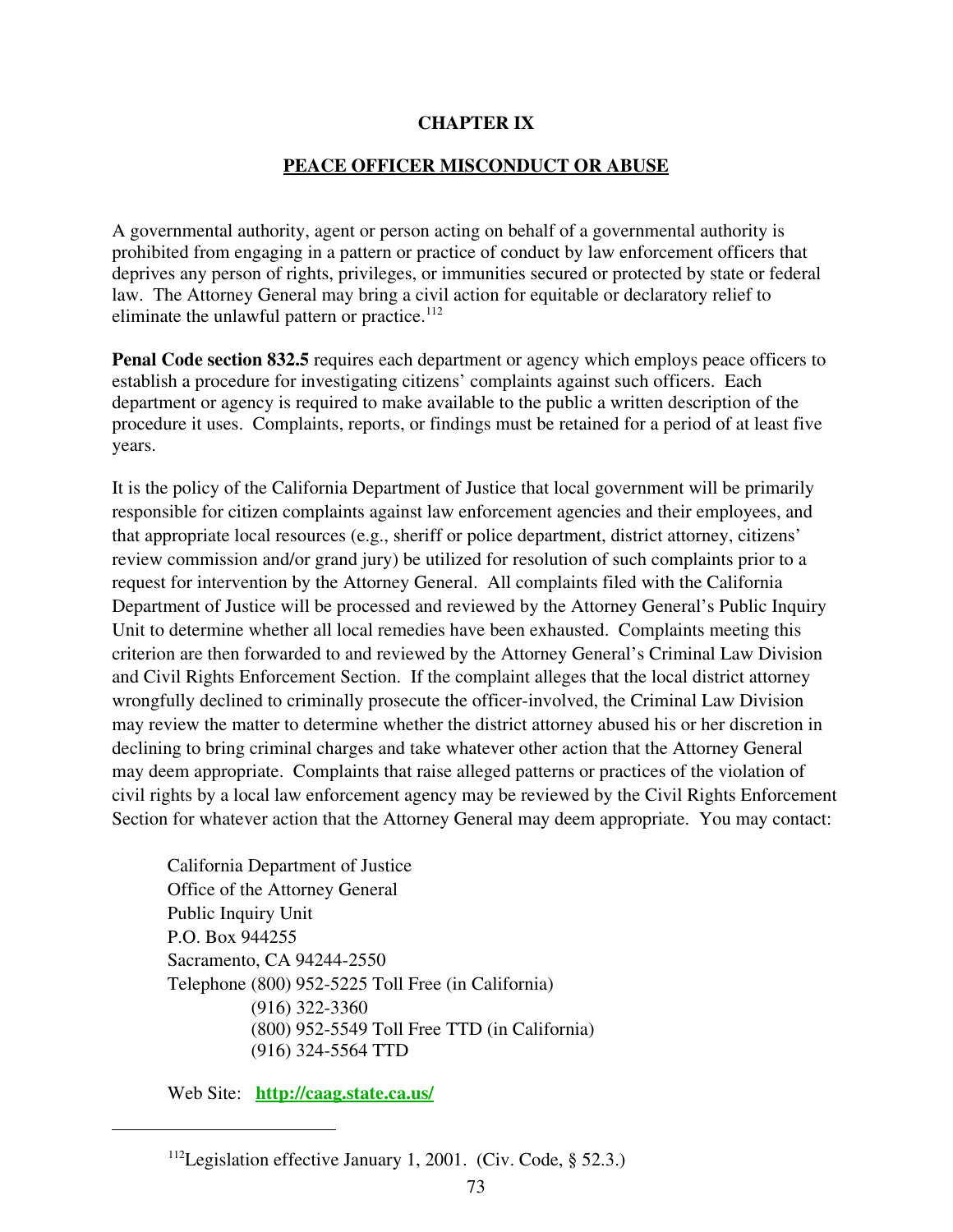# CHAPTER IX

## PEACE OFFICER MISCONDUCT OR ABUSE

A governmental authority, agent or person acting on behalf of a governmental authority is prohibited from engaging in a pattern or practice of conduct by law enforcement officers that deprives any person of rights, privileges, or immunities secured or protected by state or federal law. The Attorney General may bring a civil action for equitable or declaratory relief to eliminate the unlawful pattern or practice.[112]

**Penal Code section 832.5** requires each department or agency which employs peace officers to establish a procedure for investigating citizens' complaints against such officers. Each department or agency is required to make available to the public a written description of the procedure it uses. Complaints, reports, or findings must be retained for a period of at least five years.

It is the policy of the California Department of Justice that local government will be primarily responsible for citizen complaints against law enforcement agencies and their employees, and that appropriate local resources (e.g., sheriff or police department, district attorney, citizens' review commission and/or grand jury) be utilized for resolution of such complaints prior to a request for intervention by the Attorney General. All complaints filed with the California Department of Justice will be processed and reviewed by the Attorney General's Public Inquiry Unit to determine whether all local remedies have been exhausted. Complaints meeting this criterion are then forwarded to and reviewed by the Attorney General's Criminal Law Division and Civil Rights Enforcement Section. If the complaint alleges that the local district attorney wrongfully declined to criminally prosecute the officer-involved, the Criminal Law Division may review the matter to determine whether the district attorney abused his or her discretion in declining to bring criminal charges and take whatever other action that the Attorney General may deem appropriate. Complaints that raise alleged patterns or practices of the violation of civil rights by a local law enforcement agency may be reviewed by the Civil Rights Enforcement Section for whatever action that the Attorney General may deem appropriate. You may contact:

California Department of Justice
Office of the Attorney General
Public Inquiry Unit
P.O. Box 944255
Sacramento, CA 94244-2550
Telephone (800) 952-5225 Toll Free (in California)
(916) 322-3360
(800) 952-5549 Toll Free TTD (in California)
(916) 324-5564 TTD

Web Site: **http://caag.state.ca.us/**

---

[112] Legislation effective January 1, 2001. (Civ. Code, § 52.3.)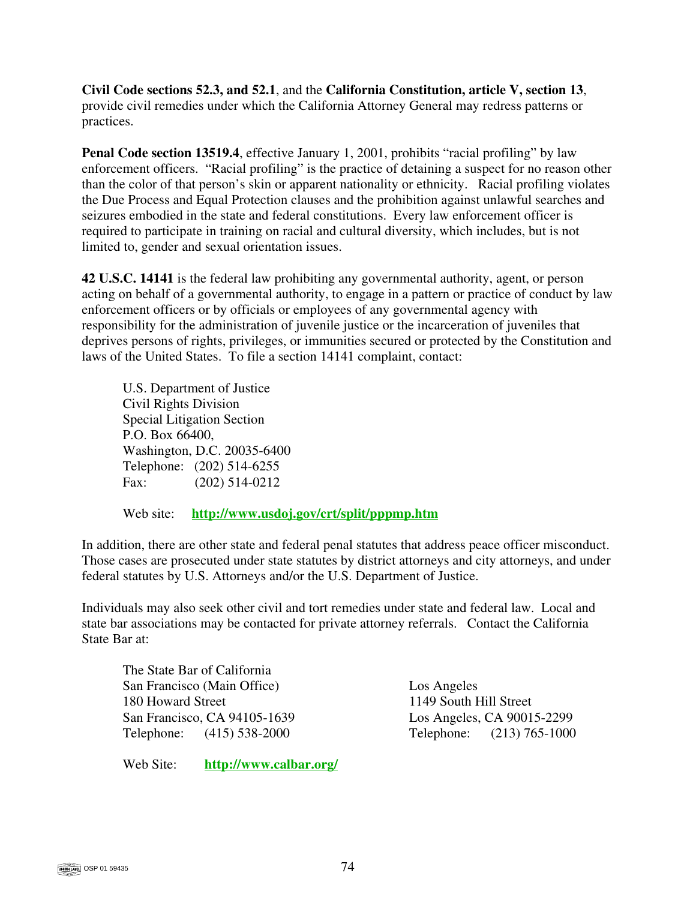**Civil Code sections 52.3, and 52.1**, and the **California Constitution, article V, section 13**, provide civil remedies under which the California Attorney General may redress patterns or practices.

**Penal Code section 13519.4**, effective January 1, 2001, prohibits "racial profiling" by law enforcement officers. "Racial profiling" is the practice of detaining a suspect for no reason other than the color of that person's skin or apparent nationality or ethnicity. Racial profiling violates the Due Process and Equal Protection clauses and the prohibition against unlawful searches and seizures embodied in the state and federal constitutions. Every law enforcement officer is required to participate in training on racial and cultural diversity, which includes, but is not limited to, gender and sexual orientation issues.

**42 U.S.C. 14141** is the federal law prohibiting any governmental authority, agent, or person acting on behalf of a governmental authority, to engage in a pattern or practice of conduct by law enforcement officers or by officials or employees of any governmental agency with responsibility for the administration of juvenile justice or the incarceration of juveniles that deprives persons of rights, privileges, or immunities secured or protected by the Constitution and laws of the United States. To file a section 14141 complaint, contact:

U.S. Department of Justice
Civil Rights Division
Special Litigation Section
P.O. Box 66400,
Washington, D.C. 20035-6400
Telephone: (202) 514-6255
Fax: (202) 514-0212

Web site: **http://www.usdoj.gov/crt/split/pppmp.htm**

In addition, there are other state and federal penal statutes that address peace officer misconduct. Those cases are prosecuted under state statutes by district attorneys and city attorneys, and under federal statutes by U.S. Attorneys and/or the U.S. Department of Justice.

Individuals may also seek other civil and tort remedies under state and federal law. Local and state bar associations may be contacted for private attorney referrals. Contact the California State Bar at:

The State Bar of California
San Francisco (Main Office)
180 Howard Street
San Francisco, CA 94105-1639
Telephone: (415) 538-2000

Los Angeles
1149 South Hill Street
Los Angeles, CA 90015-2299
Telephone: (213) 765-1000

Web Site: **http://www.calbar.org/**

OSP 01 59435